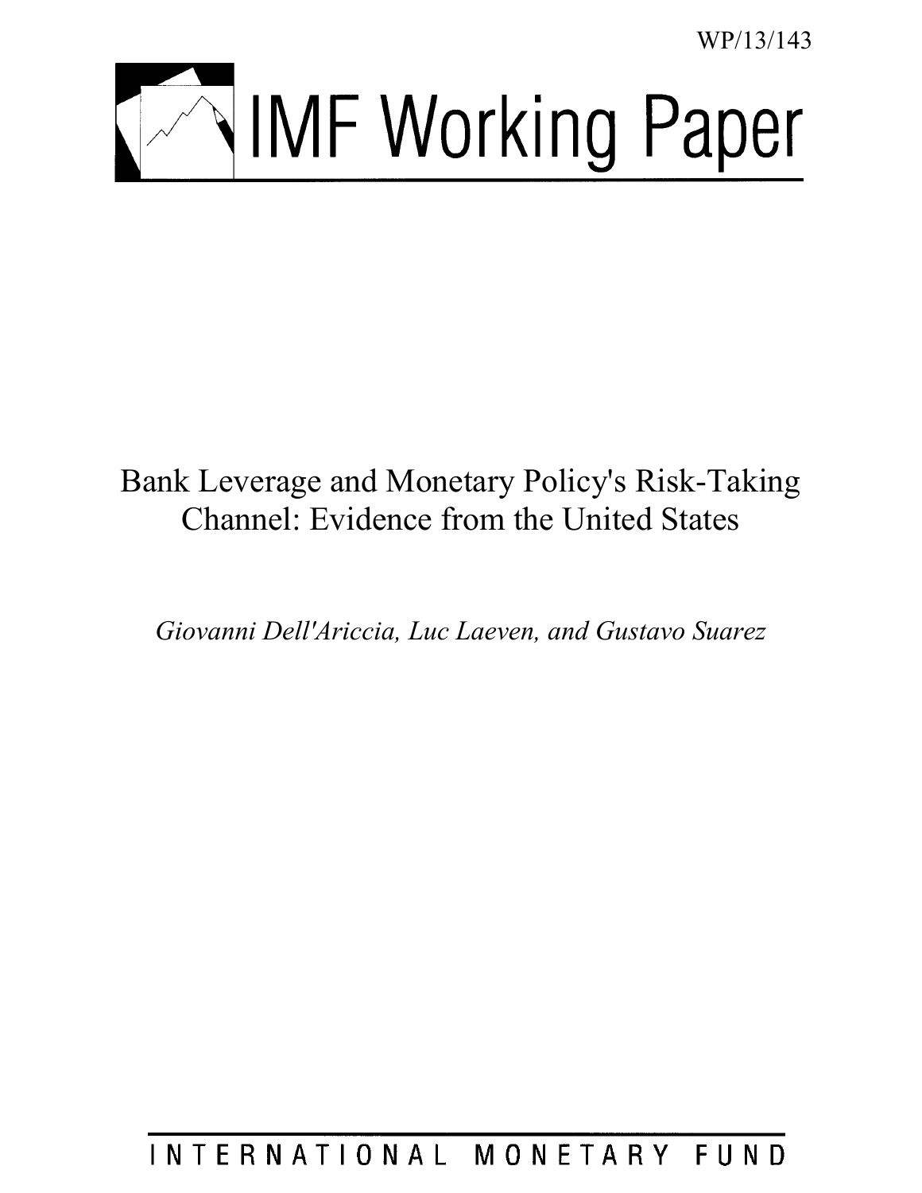WP/13/143

# IMF Working Paper

## Bank Leverage and Monetary Policy's Risk-Taking Channel: Evidence from the United States

*Giovanni Dell'Ariccia, Luc Laeven, and Gustavo Suarez*

INTERNATIONAL MONETARY FUND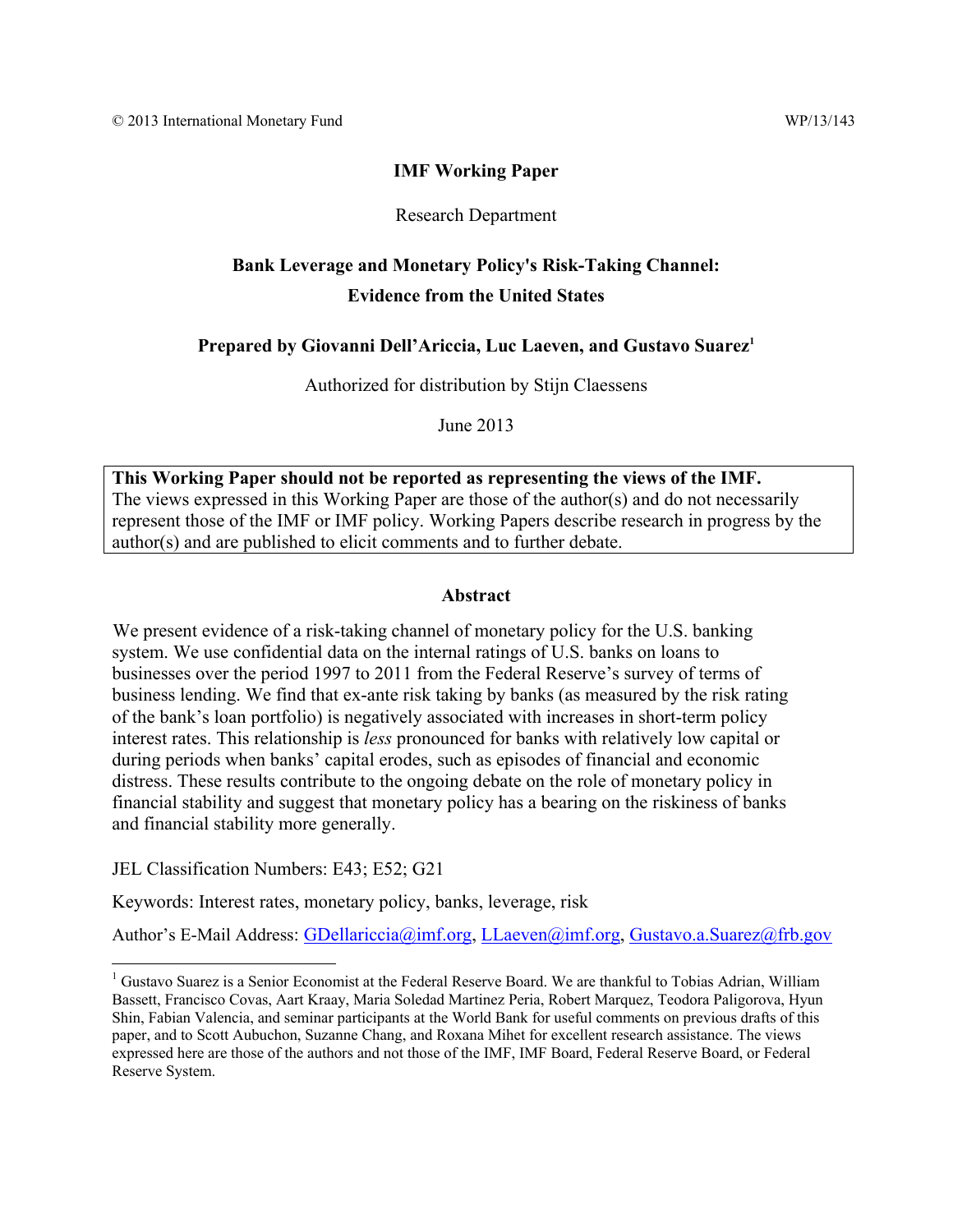© 2013 International Monetary Fund WP/13/143

**IMF Working Paper**

Research Department

**Bank Leverage and Monetary Policy's Risk-Taking Channel: Evidence from the United States**

**Prepared by Giovanni Dell'Ariccia, Luc Laeven, and Gustavo Suarez**[1]

Authorized for distribution by Stijn Claessens

June 2013

> **This Working Paper should not be reported as representing the views of the IMF.**
> The views expressed in this Working Paper are those of the author(s) and do not necessarily represent those of the IMF or IMF policy. Working Papers describe research in progress by the author(s) and are published to elicit comments and to further debate.

**Abstract**

We present evidence of a risk-taking channel of monetary policy for the U.S. banking system. We use confidential data on the internal ratings of U.S. banks on loans to businesses over the period 1997 to 2011 from the Federal Reserve's survey of terms of business lending. We find that ex-ante risk taking by banks (as measured by the risk rating of the bank's loan portfolio) is negatively associated with increases in short-term policy interest rates. This relationship is *less* pronounced for banks with relatively low capital or during periods when banks' capital erodes, such as episodes of financial and economic distress. These results contribute to the ongoing debate on the role of monetary policy in financial stability and suggest that monetary policy has a bearing on the riskiness of banks and financial stability more generally.

JEL Classification Numbers: E43; E52; G21

Keywords: Interest rates, monetary policy, banks, leverage, risk

Author's E-Mail Address: GDellariccia@imf.org, LLaeven@imf.org, Gustavo.a.Suarez@frb.gov

[1] Gustavo Suarez is a Senior Economist at the Federal Reserve Board. We are thankful to Tobias Adrian, William Bassett, Francisco Covas, Aart Kraay, Maria Soledad Martinez Peria, Robert Marquez, Teodora Paligorova, Hyun Shin, Fabian Valencia, and seminar participants at the World Bank for useful comments on previous drafts of this paper, and to Scott Aubuchon, Suzanne Chang, and Roxana Mihet for excellent research assistance. The views expressed here are those of the authors and not those of the IMF, IMF Board, Federal Reserve Board, or Federal Reserve System.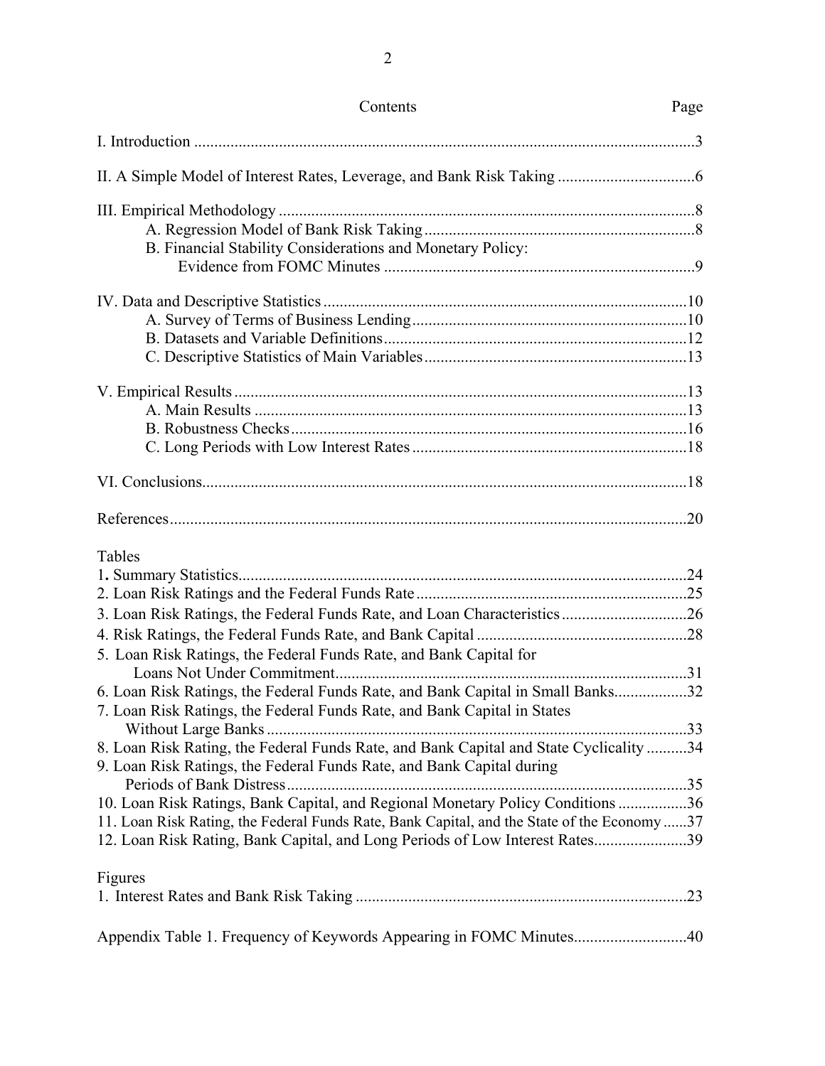| Contents | Page |
|---|---|
| I. Introduction | 3 |
| II. A Simple Model of Interest Rates, Leverage, and Bank Risk Taking | 6 |
| III. Empirical Methodology | 8 |
| A. Regression Model of Bank Risk Taking | 8 |
| B. Financial Stability Considerations and Monetary Policy: Evidence from FOMC Minutes | 9 |
| IV. Data and Descriptive Statistics | 10 |
| A. Survey of Terms of Business Lending | 10 |
| B. Datasets and Variable Definitions | 12 |
| C. Descriptive Statistics of Main Variables | 13 |
| V. Empirical Results | 13 |
| A. Main Results | 13 |
| B. Robustness Checks | 16 |
| C. Long Periods with Low Interest Rates | 18 |
| VI. Conclusions | 18 |
| References | 20 |

Tables

| | |
|---|---|
| 1. Summary Statistics | 24 |
| 2. Loan Risk Ratings and the Federal Funds Rate | 25 |
| 3. Loan Risk Ratings, the Federal Funds Rate, and Loan Characteristics | 26 |
| 4. Risk Ratings, the Federal Funds Rate, and Bank Capital | 28 |
| 5. Loan Risk Ratings, the Federal Funds Rate, and Bank Capital for Loans Not Under Commitment | 31 |
| 6. Loan Risk Ratings, the Federal Funds Rate, and Bank Capital in Small Banks | 32 |
| 7. Loan Risk Ratings, the Federal Funds Rate, and Bank Capital in States Without Large Banks | 33 |
| 8. Loan Risk Rating, the Federal Funds Rate, and Bank Capital and State Cyclicality | 34 |
| 9. Loan Risk Ratings, the Federal Funds Rate, and Bank Capital during Periods of Bank Distress | 35 |
| 10. Loan Risk Ratings, Bank Capital, and Regional Monetary Policy Conditions | 36 |
| 11. Loan Risk Rating, the Federal Funds Rate, Bank Capital, and the State of the Economy | 37 |
| 12. Loan Risk Rating, Bank Capital, and Long Periods of Low Interest Rates | 39 |

Figures

| | |
|---|---|
| 1. Interest Rates and Bank Risk Taking | 23 |

| | |
|---|---|
| Appendix Table 1. Frequency of Keywords Appearing in FOMC Minutes | 40 |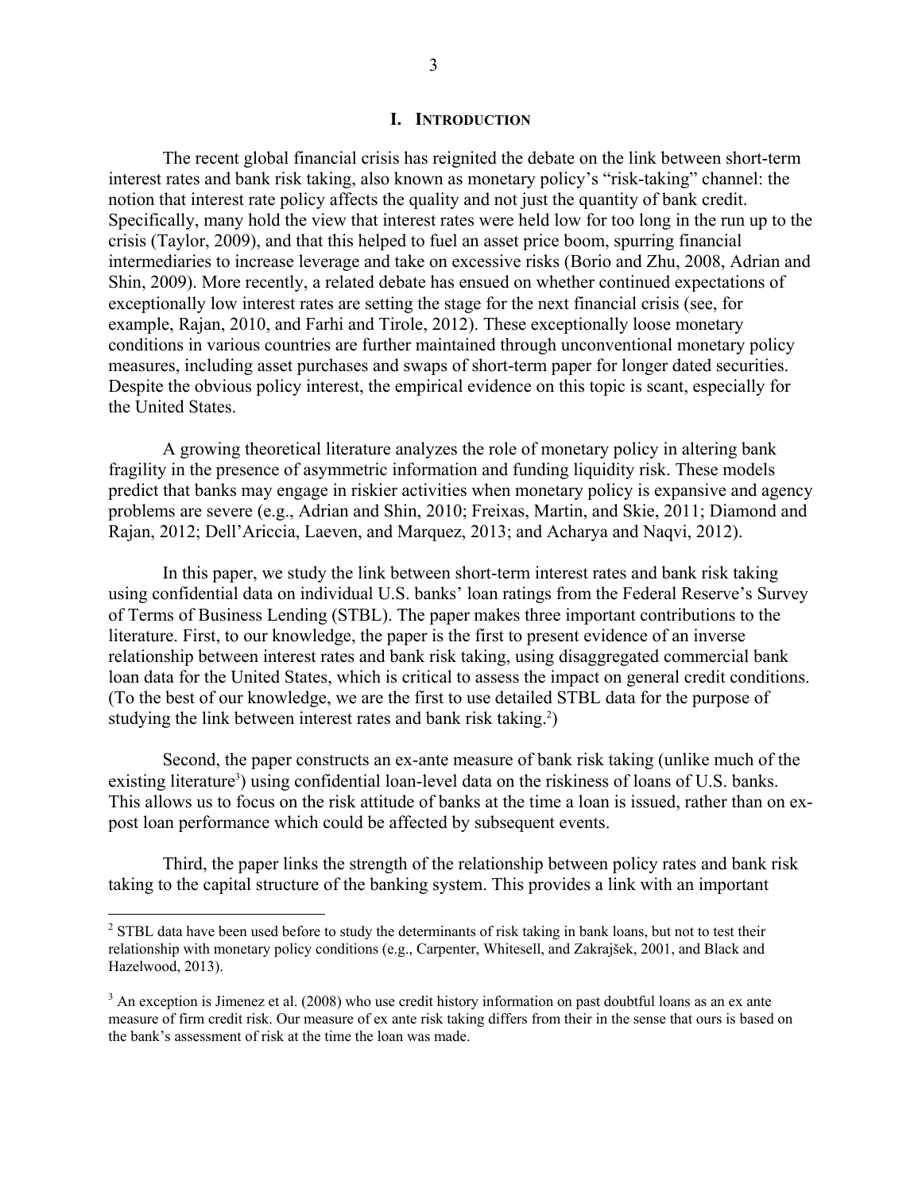# I. INTRODUCTION

The recent global financial crisis has reignited the debate on the link between short-term interest rates and bank risk taking, also known as monetary policy's "risk-taking" channel: the notion that interest rate policy affects the quality and not just the quantity of bank credit. Specifically, many hold the view that interest rates were held low for too long in the run up to the crisis (Taylor, 2009), and that this helped to fuel an asset price boom, spurring financial intermediaries to increase leverage and take on excessive risks (Borio and Zhu, 2008, Adrian and Shin, 2009). More recently, a related debate has ensued on whether continued expectations of exceptionally low interest rates are setting the stage for the next financial crisis (see, for example, Rajan, 2010, and Farhi and Tirole, 2012). These exceptionally loose monetary conditions in various countries are further maintained through unconventional monetary policy measures, including asset purchases and swaps of short-term paper for longer dated securities. Despite the obvious policy interest, the empirical evidence on this topic is scant, especially for the United States.

A growing theoretical literature analyzes the role of monetary policy in altering bank fragility in the presence of asymmetric information and funding liquidity risk. These models predict that banks may engage in riskier activities when monetary policy is expansive and agency problems are severe (e.g., Adrian and Shin, 2010; Freixas, Martin, and Skie, 2011; Diamond and Rajan, 2012; Dell'Ariccia, Laeven, and Marquez, 2013; and Acharya and Naqvi, 2012).

In this paper, we study the link between short-term interest rates and bank risk taking using confidential data on individual U.S. banks' loan ratings from the Federal Reserve's Survey of Terms of Business Lending (STBL). The paper makes three important contributions to the literature. First, to our knowledge, the paper is the first to present evidence of an inverse relationship between interest rates and bank risk taking, using disaggregated commercial bank loan data for the United States, which is critical to assess the impact on general credit conditions. (To the best of our knowledge, we are the first to use detailed STBL data for the purpose of studying the link between interest rates and bank risk taking.[2])

Second, the paper constructs an ex-ante measure of bank risk taking (unlike much of the existing literature[3]) using confidential loan-level data on the riskiness of loans of U.S. banks. This allows us to focus on the risk attitude of banks at the time a loan is issued, rather than on ex-post loan performance which could be affected by subsequent events.

Third, the paper links the strength of the relationship between policy rates and bank risk taking to the capital structure of the banking system. This provides a link with an important

---

[2] STBL data have been used before to study the determinants of risk taking in bank loans, but not to test their relationship with monetary policy conditions (e.g., Carpenter, Whitesell, and Zakrajšek, 2001, and Black and Hazelwood, 2013).

[3] An exception is Jimenez et al. (2008) who use credit history information on past doubtful loans as an ex ante measure of firm credit risk. Our measure of ex ante risk taking differs from their in the sense that ours is based on the bank's assessment of risk at the time the loan was made.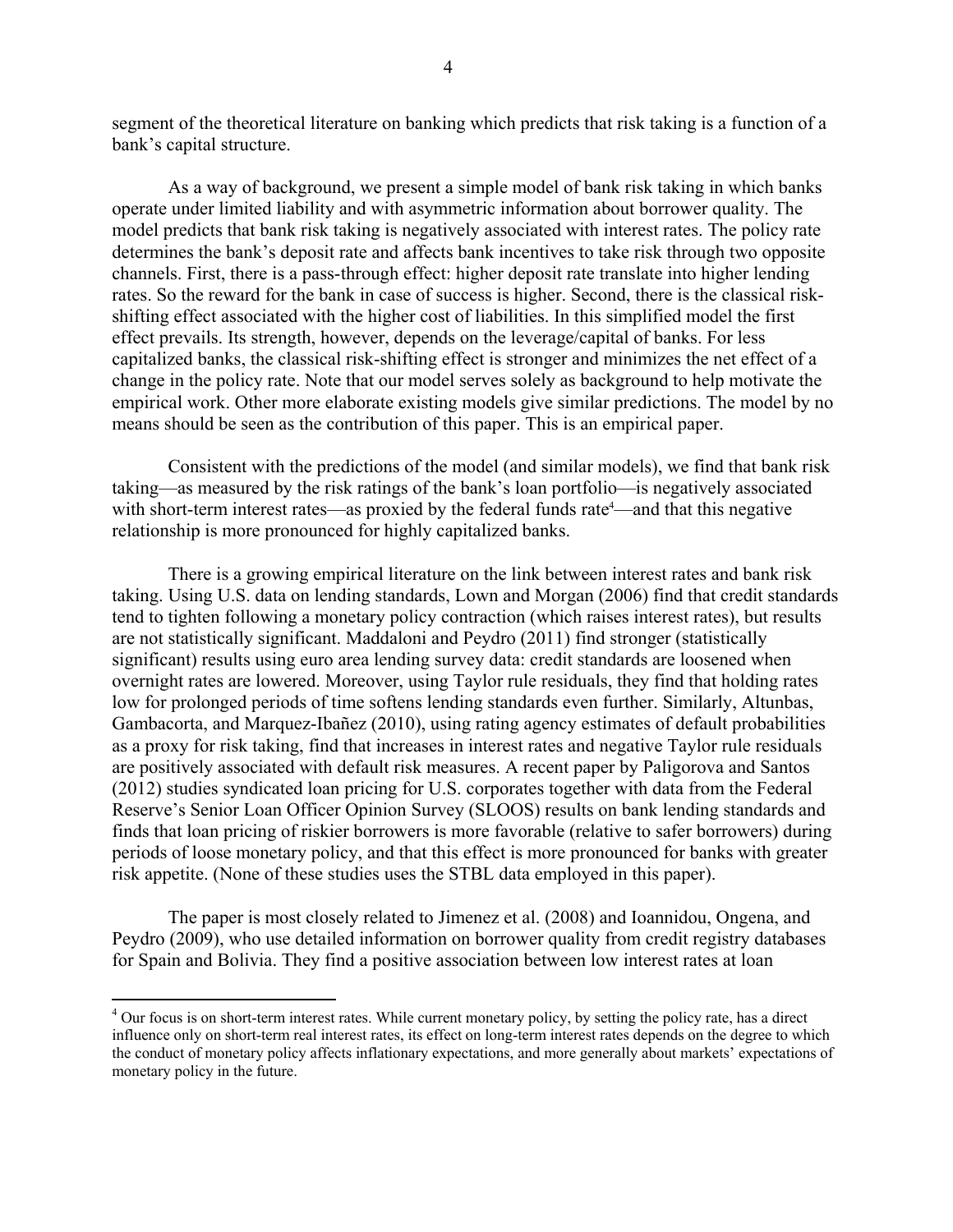segment of the theoretical literature on banking which predicts that risk taking is a function of a bank's capital structure.

As a way of background, we present a simple model of bank risk taking in which banks operate under limited liability and with asymmetric information about borrower quality. The model predicts that bank risk taking is negatively associated with interest rates. The policy rate determines the bank's deposit rate and affects bank incentives to take risk through two opposite channels. First, there is a pass-through effect: higher deposit rate translate into higher lending rates. So the reward for the bank in case of success is higher. Second, there is the classical risk-shifting effect associated with the higher cost of liabilities. In this simplified model the first effect prevails. Its strength, however, depends on the leverage/capital of banks. For less capitalized banks, the classical risk-shifting effect is stronger and minimizes the net effect of a change in the policy rate. Note that our model serves solely as background to help motivate the empirical work. Other more elaborate existing models give similar predictions. The model by no means should be seen as the contribution of this paper. This is an empirical paper.

Consistent with the predictions of the model (and similar models), we find that bank risk taking—as measured by the risk ratings of the bank's loan portfolio—is negatively associated with short-term interest rates—as proxied by the federal funds rate[4]—and that this negative relationship is more pronounced for highly capitalized banks.

There is a growing empirical literature on the link between interest rates and bank risk taking. Using U.S. data on lending standards, Lown and Morgan (2006) find that credit standards tend to tighten following a monetary policy contraction (which raises interest rates), but results are not statistically significant. Maddaloni and Peydro (2011) find stronger (statistically significant) results using euro area lending survey data: credit standards are loosened when overnight rates are lowered. Moreover, using Taylor rule residuals, they find that holding rates low for prolonged periods of time softens lending standards even further. Similarly, Altunbas, Gambacorta, and Marquez-Ibañez (2010), using rating agency estimates of default probabilities as a proxy for risk taking, find that increases in interest rates and negative Taylor rule residuals are positively associated with default risk measures. A recent paper by Paligorova and Santos (2012) studies syndicated loan pricing for U.S. corporates together with data from the Federal Reserve's Senior Loan Officer Opinion Survey (SLOOS) results on bank lending standards and finds that loan pricing of riskier borrowers is more favorable (relative to safer borrowers) during periods of loose monetary policy, and that this effect is more pronounced for banks with greater risk appetite. (None of these studies uses the STBL data employed in this paper).

The paper is most closely related to Jimenez et al. (2008) and Ioannidou, Ongena, and Peydro (2009), who use detailed information on borrower quality from credit registry databases for Spain and Bolivia. They find a positive association between low interest rates at loan

[4] Our focus is on short-term interest rates. While current monetary policy, by setting the policy rate, has a direct influence only on short-term real interest rates, its effect on long-term interest rates depends on the degree to which the conduct of monetary policy affects inflationary expectations, and more generally about markets' expectations of monetary policy in the future.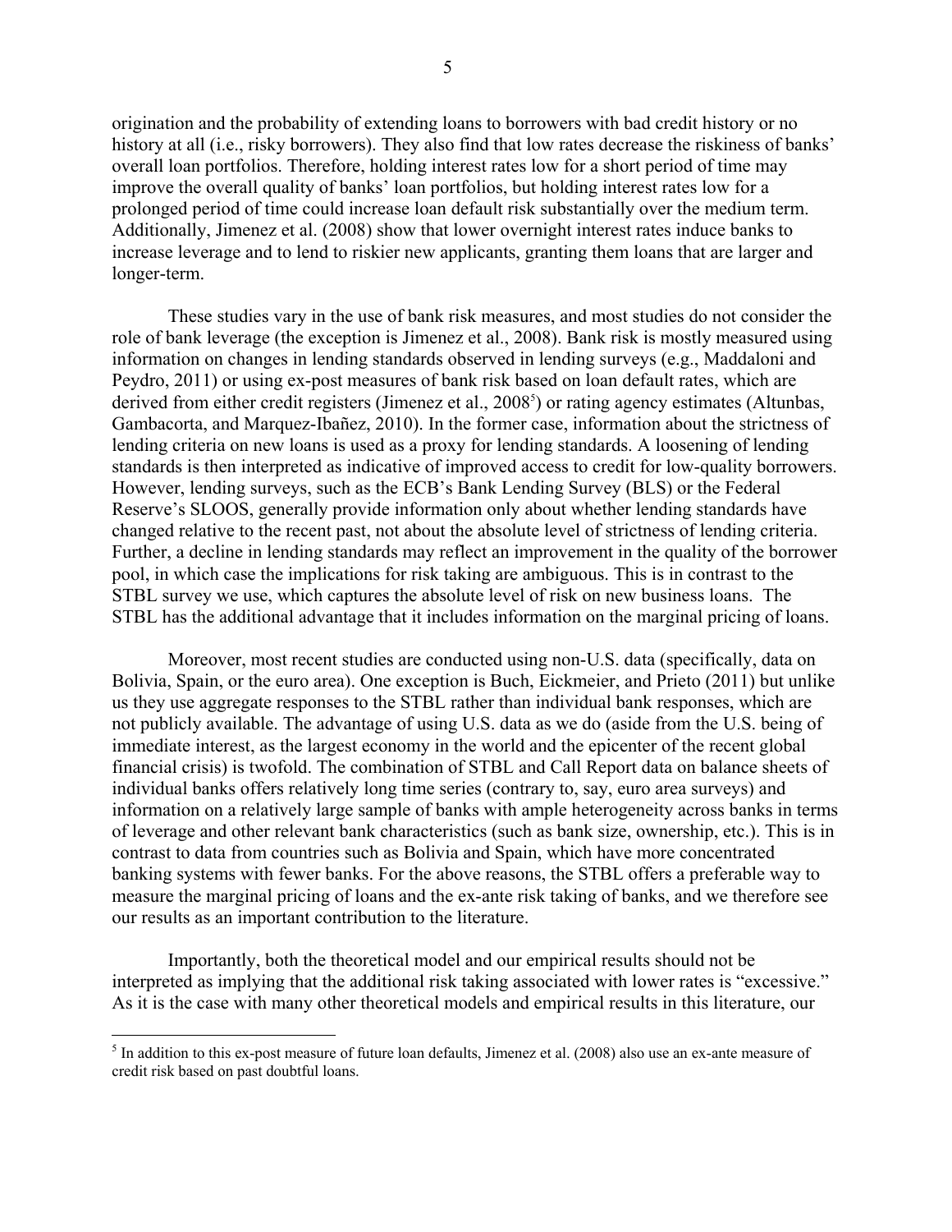origination and the probability of extending loans to borrowers with bad credit history or no history at all (i.e., risky borrowers). They also find that low rates decrease the riskiness of banks' overall loan portfolios. Therefore, holding interest rates low for a short period of time may improve the overall quality of banks' loan portfolios, but holding interest rates low for a prolonged period of time could increase loan default risk substantially over the medium term. Additionally, Jimenez et al. (2008) show that lower overnight interest rates induce banks to increase leverage and to lend to riskier new applicants, granting them loans that are larger and longer-term.

These studies vary in the use of bank risk measures, and most studies do not consider the role of bank leverage (the exception is Jimenez et al., 2008). Bank risk is mostly measured using information on changes in lending standards observed in lending surveys (e.g., Maddaloni and Peydro, 2011) or using ex-post measures of bank risk based on loan default rates, which are derived from either credit registers (Jimenez et al., 2008[5]) or rating agency estimates (Altunbas, Gambacorta, and Marquez-Ibañez, 2010). In the former case, information about the strictness of lending criteria on new loans is used as a proxy for lending standards. A loosening of lending standards is then interpreted as indicative of improved access to credit for low-quality borrowers. However, lending surveys, such as the ECB's Bank Lending Survey (BLS) or the Federal Reserve's SLOOS, generally provide information only about whether lending standards have changed relative to the recent past, not about the absolute level of strictness of lending criteria. Further, a decline in lending standards may reflect an improvement in the quality of the borrower pool, in which case the implications for risk taking are ambiguous. This is in contrast to the STBL survey we use, which captures the absolute level of risk on new business loans. The STBL has the additional advantage that it includes information on the marginal pricing of loans.

Moreover, most recent studies are conducted using non-U.S. data (specifically, data on Bolivia, Spain, or the euro area). One exception is Buch, Eickmeier, and Prieto (2011) but unlike us they use aggregate responses to the STBL rather than individual bank responses, which are not publicly available. The advantage of using U.S. data as we do (aside from the U.S. being of immediate interest, as the largest economy in the world and the epicenter of the recent global financial crisis) is twofold. The combination of STBL and Call Report data on balance sheets of individual banks offers relatively long time series (contrary to, say, euro area surveys) and information on a relatively large sample of banks with ample heterogeneity across banks in terms of leverage and other relevant bank characteristics (such as bank size, ownership, etc.). This is in contrast to data from countries such as Bolivia and Spain, which have more concentrated banking systems with fewer banks. For the above reasons, the STBL offers a preferable way to measure the marginal pricing of loans and the ex-ante risk taking of banks, and we therefore see our results as an important contribution to the literature.

Importantly, both the theoretical model and our empirical results should not be interpreted as implying that the additional risk taking associated with lower rates is "excessive." As it is the case with many other theoretical models and empirical results in this literature, our

[5] In addition to this ex-post measure of future loan defaults, Jimenez et al. (2008) also use an ex-ante measure of credit risk based on past doubtful loans.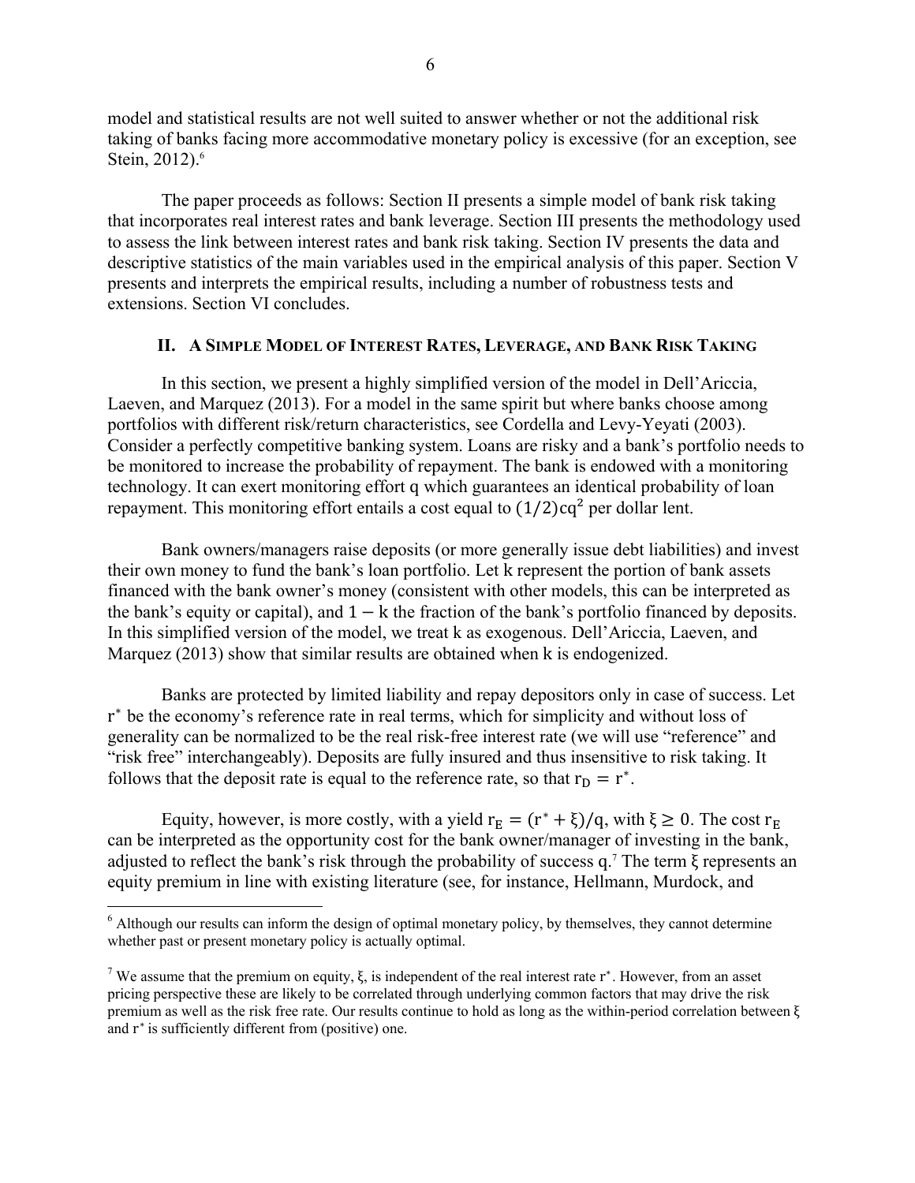model and statistical results are not well suited to answer whether or not the additional risk taking of banks facing more accommodative monetary policy is excessive (for an exception, see Stein, 2012).[6]

The paper proceeds as follows: Section II presents a simple model of bank risk taking that incorporates real interest rates and bank leverage. Section III presents the methodology used to assess the link between interest rates and bank risk taking. Section IV presents the data and descriptive statistics of the main variables used in the empirical analysis of this paper. Section V presents and interprets the empirical results, including a number of robustness tests and extensions. Section VI concludes.

## II. A Simple Model of Interest Rates, Leverage, and Bank Risk Taking

In this section, we present a highly simplified version of the model in Dell'Ariccia, Laeven, and Marquez (2013). For a model in the same spirit but where banks choose among portfolios with different risk/return characteristics, see Cordella and Levy-Yeyati (2003). Consider a perfectly competitive banking system. Loans are risky and a bank's portfolio needs to be monitored to increase the probability of repayment. The bank is endowed with a monitoring technology. It can exert monitoring effort $q$ which guarantees an identical probability of loan repayment. This monitoring effort entails a cost equal to $(1/2)cq^2$ per dollar lent.

Bank owners/managers raise deposits (or more generally issue debt liabilities) and invest their own money to fund the bank's loan portfolio. Let $k$ represent the portion of bank assets financed with the bank owner's money (consistent with other models, this can be interpreted as the bank's equity or capital), and $1 - k$ the fraction of the bank's portfolio financed by deposits. In this simplified version of the model, we treat $k$ as exogenous. Dell'Ariccia, Laeven, and Marquez (2013) show that similar results are obtained when $k$ is endogenized.

Banks are protected by limited liability and repay depositors only in case of success. Let $r^*$ be the economy's reference rate in real terms, which for simplicity and without loss of generality can be normalized to be the real risk-free interest rate (we will use "reference" and "risk free" interchangeably). Deposits are fully insured and thus insensitive to risk taking. It follows that the deposit rate is equal to the reference rate, so that $r_D = r^*$.

Equity, however, is more costly, with a yield $r_E = (r^* + \xi)/q$, with $\xi \geq 0$. The cost $r_E$ can be interpreted as the opportunity cost for the bank owner/manager of investing in the bank, adjusted to reflect the bank's risk through the probability of success $q$.[7] The term $\xi$ represents an equity premium in line with existing literature (see, for instance, Hellmann, Murdock, and

---

[6] Although our results can inform the design of optimal monetary policy, by themselves, they cannot determine whether past or present monetary policy is actually optimal.

[7] We assume that the premium on equity, $\xi$, is independent of the real interest rate $r^*$. However, from an asset pricing perspective these are likely to be correlated through underlying common factors that may drive the risk premium as well as the risk free rate. Our results continue to hold as long as the within-period correlation between $\xi$ and $r^*$ is sufficiently different from (positive) one.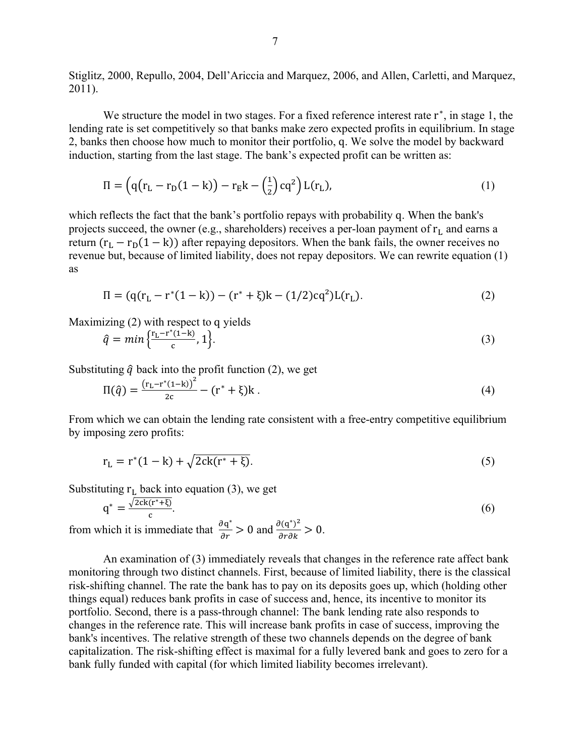Stiglitz, 2000, Repullo, 2004, Dell'Ariccia and Marquez, 2006, and Allen, Carletti, and Marquez, 2011).

We structure the model in two stages. For a fixed reference interest rate $r^*$, in stage 1, the lending rate is set competitively so that banks make zero expected profits in equilibrium. In stage 2, banks then choose how much to monitor their portfolio, $q$. We solve the model by backward induction, starting from the last stage. The bank's expected profit can be written as:

$$\Pi = \left(q\left(r_L - r_D(1-k)\right) - r_E k - \left(\tfrac{1}{2}\right)cq^2\right)L(r_L), \tag{1}$$

which reflects the fact that the bank's portfolio repays with probability $q$. When the bank's projects succeed, the owner (e.g., shareholders) receives a per-loan payment of $r_L$ and earns a return $(r_L - r_D(1-k))$ after repaying depositors. When the bank fails, the owner receives no revenue but, because of limited liability, does not repay depositors. We can rewrite equation (1) as

$$\Pi = (q(r_L - r^*(1-k)) - (r^* + \xi)k - (1/2)cq^2)L(r_L). \tag{2}$$

Maximizing (2) with respect to $q$ yields

$$\hat{q} = min\left\{\frac{r_L - r^*(1-k)}{c}, 1\right\}. \tag{3}$$

Substituting $\hat{q}$ back into the profit function (2), we get

$$\Pi(\hat{q}) = \frac{\left(r_L - r^*(1-k)\right)^2}{2c} - (r^* + \xi)k\,. \tag{4}$$

From which we can obtain the lending rate consistent with a free-entry competitive equilibrium by imposing zero profits:

$$r_L = r^*(1-k) + \sqrt{2ck(r^* + \xi)}. \tag{5}$$

Substituting $r_L$ back into equation (3), we get

$$q^* = \frac{\sqrt{2ck(r^* + \xi)}}{c}. \tag{6}$$

from which it is immediate that $\frac{\partial q^*}{\partial r} > 0$ and $\frac{\partial (q^*)^2}{\partial r \partial k} > 0$.

An examination of (3) immediately reveals that changes in the reference rate affect bank monitoring through two distinct channels. First, because of limited liability, there is the classical risk-shifting channel. The rate the bank has to pay on its deposits goes up, which (holding other things equal) reduces bank profits in case of success and, hence, its incentive to monitor its portfolio. Second, there is a pass-through channel: The bank lending rate also responds to changes in the reference rate. This will increase bank profits in case of success, improving the bank's incentives. The relative strength of these two channels depends on the degree of bank capitalization. The risk-shifting effect is maximal for a fully levered bank and goes to zero for a bank fully funded with capital (for which limited liability becomes irrelevant).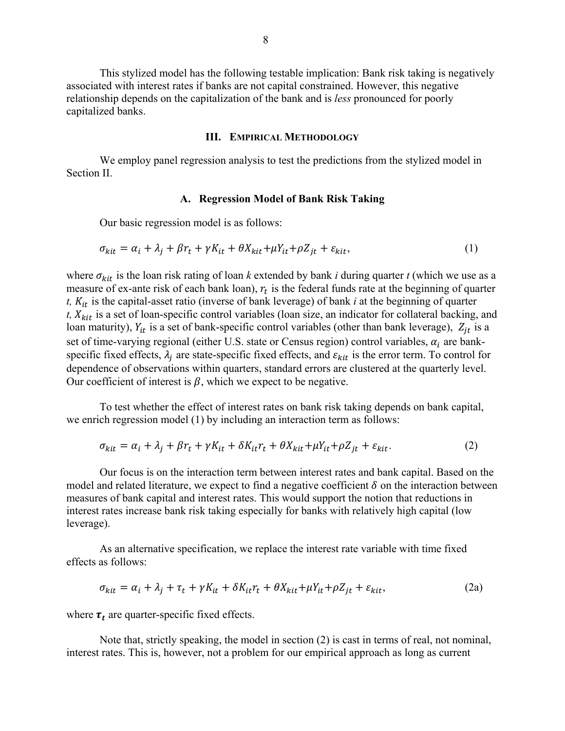This stylized model has the following testable implication: Bank risk taking is negatively associated with interest rates if banks are not capital constrained. However, this negative relationship depends on the capitalization of the bank and is *less* pronounced for poorly capitalized banks.

## III. Empirical Methodology

We employ panel regression analysis to test the predictions from the stylized model in Section II.

### A. Regression Model of Bank Risk Taking

Our basic regression model is as follows:

$$\sigma_{kit} = \alpha_i + \lambda_j + \beta r_t + \gamma K_{it} + \theta X_{kit} + \mu Y_{it} + \rho Z_{jt} + \varepsilon_{kit}, \tag{1}$$

where $\sigma_{kit}$ is the loan risk rating of loan *k* extended by bank *i* during quarter *t* (which we use as a measure of ex-ante risk of each bank loan), $r_t$ is the federal funds rate at the beginning of quarter *t*, $K_{it}$ is the capital-asset ratio (inverse of bank leverage) of bank *i* at the beginning of quarter *t*, $X_{kit}$ is a set of loan-specific control variables (loan size, an indicator for collateral backing, and loan maturity), $Y_{it}$ is a set of bank-specific control variables (other than bank leverage), $Z_{jt}$ is a set of time-varying regional (either U.S. state or Census region) control variables, $\alpha_i$ are bank-specific fixed effects, $\lambda_j$ are state-specific fixed effects, and $\varepsilon_{kit}$ is the error term. To control for dependence of observations within quarters, standard errors are clustered at the quarterly level. Our coefficient of interest is $\beta$, which we expect to be negative.

To test whether the effect of interest rates on bank risk taking depends on bank capital, we enrich regression model (1) by including an interaction term as follows:

$$\sigma_{kit} = \alpha_i + \lambda_j + \beta r_t + \gamma K_{it} + \delta K_{it} r_t + \theta X_{kit} + \mu Y_{it} + \rho Z_{jt} + \varepsilon_{kit}. \tag{2}$$

Our focus is on the interaction term between interest rates and bank capital. Based on the model and related literature, we expect to find a negative coefficient $\delta$ on the interaction between measures of bank capital and interest rates. This would support the notion that reductions in interest rates increase bank risk taking especially for banks with relatively high capital (low leverage).

As an alternative specification, we replace the interest rate variable with time fixed effects as follows:

$$\sigma_{kit} = \alpha_i + \lambda_j + \tau_t + \gamma K_{it} + \delta K_{it} r_t + \theta X_{kit} + \mu Y_{it} + \rho Z_{jt} + \varepsilon_{kit}, \tag{2a}$$

where $\boldsymbol{\tau_t}$ are quarter-specific fixed effects.

Note that, strictly speaking, the model in section (2) is cast in terms of real, not nominal, interest rates. This is, however, not a problem for our empirical approach as long as current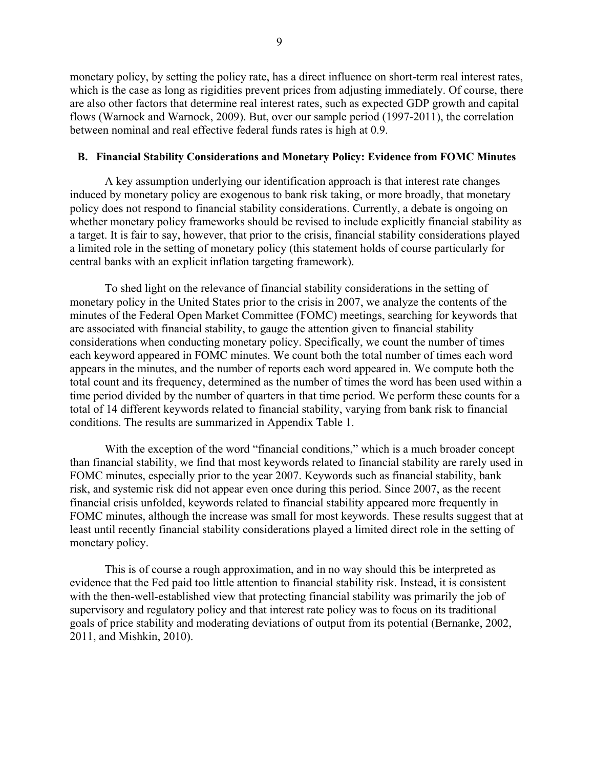monetary policy, by setting the policy rate, has a direct influence on short-term real interest rates, which is the case as long as rigidities prevent prices from adjusting immediately. Of course, there are also other factors that determine real interest rates, such as expected GDP growth and capital flows (Warnock and Warnock, 2009). But, over our sample period (1997-2011), the correlation between nominal and real effective federal funds rates is high at 0.9.

### B. Financial Stability Considerations and Monetary Policy: Evidence from FOMC Minutes

A key assumption underlying our identification approach is that interest rate changes induced by monetary policy are exogenous to bank risk taking, or more broadly, that monetary policy does not respond to financial stability considerations. Currently, a debate is ongoing on whether monetary policy frameworks should be revised to include explicitly financial stability as a target. It is fair to say, however, that prior to the crisis, financial stability considerations played a limited role in the setting of monetary policy (this statement holds of course particularly for central banks with an explicit inflation targeting framework).

To shed light on the relevance of financial stability considerations in the setting of monetary policy in the United States prior to the crisis in 2007, we analyze the contents of the minutes of the Federal Open Market Committee (FOMC) meetings, searching for keywords that are associated with financial stability, to gauge the attention given to financial stability considerations when conducting monetary policy. Specifically, we count the number of times each keyword appeared in FOMC minutes. We count both the total number of times each word appears in the minutes, and the number of reports each word appeared in. We compute both the total count and its frequency, determined as the number of times the word has been used within a time period divided by the number of quarters in that time period. We perform these counts for a total of 14 different keywords related to financial stability, varying from bank risk to financial conditions. The results are summarized in Appendix Table 1.

With the exception of the word "financial conditions," which is a much broader concept than financial stability, we find that most keywords related to financial stability are rarely used in FOMC minutes, especially prior to the year 2007. Keywords such as financial stability, bank risk, and systemic risk did not appear even once during this period. Since 2007, as the recent financial crisis unfolded, keywords related to financial stability appeared more frequently in FOMC minutes, although the increase was small for most keywords. These results suggest that at least until recently financial stability considerations played a limited direct role in the setting of monetary policy.

This is of course a rough approximation, and in no way should this be interpreted as evidence that the Fed paid too little attention to financial stability risk. Instead, it is consistent with the then-well-established view that protecting financial stability was primarily the job of supervisory and regulatory policy and that interest rate policy was to focus on its traditional goals of price stability and moderating deviations of output from its potential (Bernanke, 2002, 2011, and Mishkin, 2010).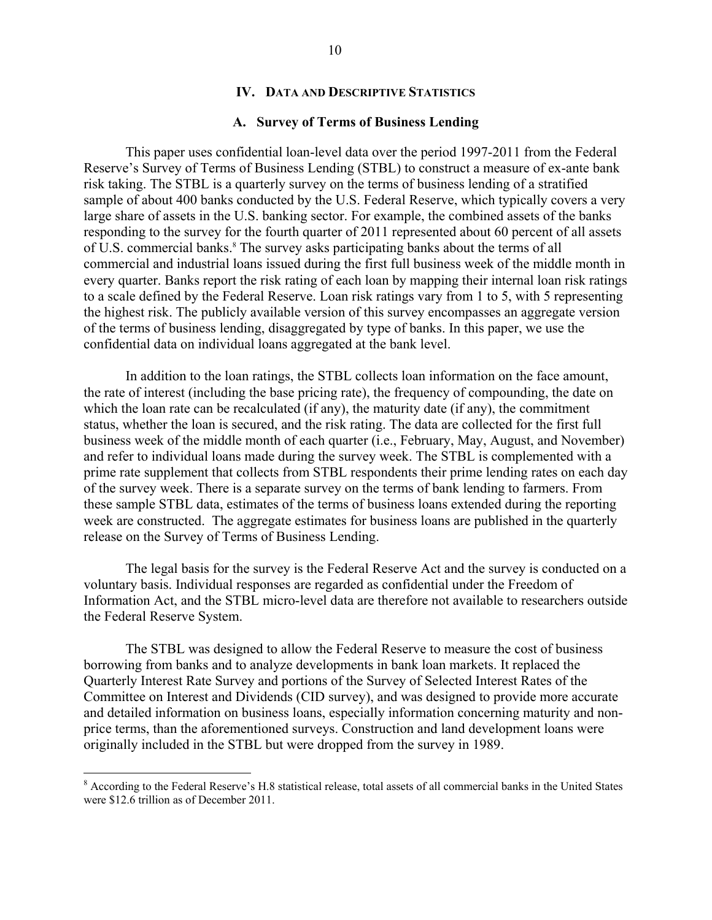## IV. Data and Descriptive Statistics

### A. Survey of Terms of Business Lending

This paper uses confidential loan-level data over the period 1997-2011 from the Federal Reserve's Survey of Terms of Business Lending (STBL) to construct a measure of ex-ante bank risk taking. The STBL is a quarterly survey on the terms of business lending of a stratified sample of about 400 banks conducted by the U.S. Federal Reserve, which typically covers a very large share of assets in the U.S. banking sector. For example, the combined assets of the banks responding to the survey for the fourth quarter of 2011 represented about 60 percent of all assets of U.S. commercial banks.[8] The survey asks participating banks about the terms of all commercial and industrial loans issued during the first full business week of the middle month in every quarter. Banks report the risk rating of each loan by mapping their internal loan risk ratings to a scale defined by the Federal Reserve. Loan risk ratings vary from 1 to 5, with 5 representing the highest risk. The publicly available version of this survey encompasses an aggregate version of the terms of business lending, disaggregated by type of banks. In this paper, we use the confidential data on individual loans aggregated at the bank level.

In addition to the loan ratings, the STBL collects loan information on the face amount, the rate of interest (including the base pricing rate), the frequency of compounding, the date on which the loan rate can be recalculated (if any), the maturity date (if any), the commitment status, whether the loan is secured, and the risk rating. The data are collected for the first full business week of the middle month of each quarter (i.e., February, May, August, and November) and refer to individual loans made during the survey week. The STBL is complemented with a prime rate supplement that collects from STBL respondents their prime lending rates on each day of the survey week. There is a separate survey on the terms of bank lending to farmers. From these sample STBL data, estimates of the terms of business loans extended during the reporting week are constructed. The aggregate estimates for business loans are published in the quarterly release on the Survey of Terms of Business Lending.

The legal basis for the survey is the Federal Reserve Act and the survey is conducted on a voluntary basis. Individual responses are regarded as confidential under the Freedom of Information Act, and the STBL micro-level data are therefore not available to researchers outside the Federal Reserve System.

The STBL was designed to allow the Federal Reserve to measure the cost of business borrowing from banks and to analyze developments in bank loan markets. It replaced the Quarterly Interest Rate Survey and portions of the Survey of Selected Interest Rates of the Committee on Interest and Dividends (CID survey), and was designed to provide more accurate and detailed information on business loans, especially information concerning maturity and non-price terms, than the aforementioned surveys. Construction and land development loans were originally included in the STBL but were dropped from the survey in 1989.

[8] According to the Federal Reserve's H.8 statistical release, total assets of all commercial banks in the United States were $12.6 trillion as of December 2011.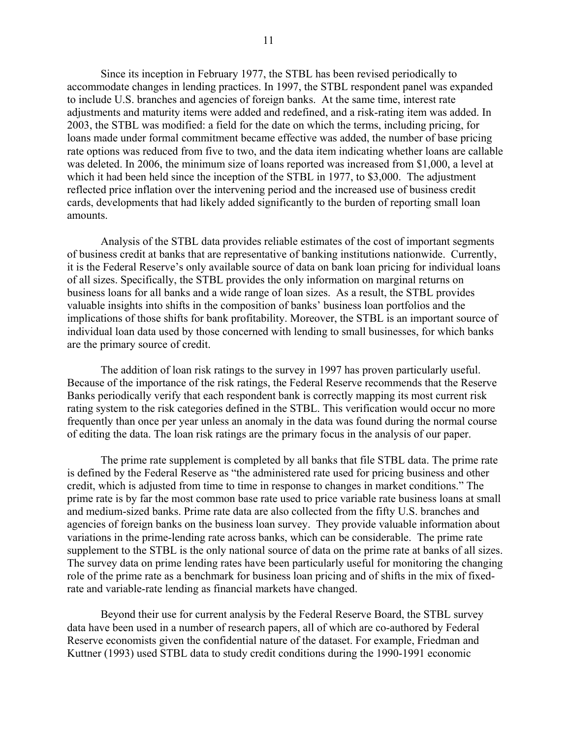Since its inception in February 1977, the STBL has been revised periodically to accommodate changes in lending practices. In 1997, the STBL respondent panel was expanded to include U.S. branches and agencies of foreign banks. At the same time, interest rate adjustments and maturity items were added and redefined, and a risk-rating item was added. In 2003, the STBL was modified: a field for the date on which the terms, including pricing, for loans made under formal commitment became effective was added, the number of base pricing rate options was reduced from five to two, and the data item indicating whether loans are callable was deleted. In 2006, the minimum size of loans reported was increased from \$1,000, a level at which it had been held since the inception of the STBL in 1977, to \$3,000. The adjustment reflected price inflation over the intervening period and the increased use of business credit cards, developments that had likely added significantly to the burden of reporting small loan amounts.

Analysis of the STBL data provides reliable estimates of the cost of important segments of business credit at banks that are representative of banking institutions nationwide. Currently, it is the Federal Reserve's only available source of data on bank loan pricing for individual loans of all sizes. Specifically, the STBL provides the only information on marginal returns on business loans for all banks and a wide range of loan sizes. As a result, the STBL provides valuable insights into shifts in the composition of banks' business loan portfolios and the implications of those shifts for bank profitability. Moreover, the STBL is an important source of individual loan data used by those concerned with lending to small businesses, for which banks are the primary source of credit.

The addition of loan risk ratings to the survey in 1997 has proven particularly useful. Because of the importance of the risk ratings, the Federal Reserve recommends that the Reserve Banks periodically verify that each respondent bank is correctly mapping its most current risk rating system to the risk categories defined in the STBL. This verification would occur no more frequently than once per year unless an anomaly in the data was found during the normal course of editing the data. The loan risk ratings are the primary focus in the analysis of our paper.

The prime rate supplement is completed by all banks that file STBL data. The prime rate is defined by the Federal Reserve as "the administered rate used for pricing business and other credit, which is adjusted from time to time in response to changes in market conditions." The prime rate is by far the most common base rate used to price variable rate business loans at small and medium-sized banks. Prime rate data are also collected from the fifty U.S. branches and agencies of foreign banks on the business loan survey. They provide valuable information about variations in the prime-lending rate across banks, which can be considerable. The prime rate supplement to the STBL is the only national source of data on the prime rate at banks of all sizes. The survey data on prime lending rates have been particularly useful for monitoring the changing role of the prime rate as a benchmark for business loan pricing and of shifts in the mix of fixed-rate and variable-rate lending as financial markets have changed.

Beyond their use for current analysis by the Federal Reserve Board, the STBL survey data have been used in a number of research papers, all of which are co-authored by Federal Reserve economists given the confidential nature of the dataset. For example, Friedman and Kuttner (1993) used STBL data to study credit conditions during the 1990-1991 economic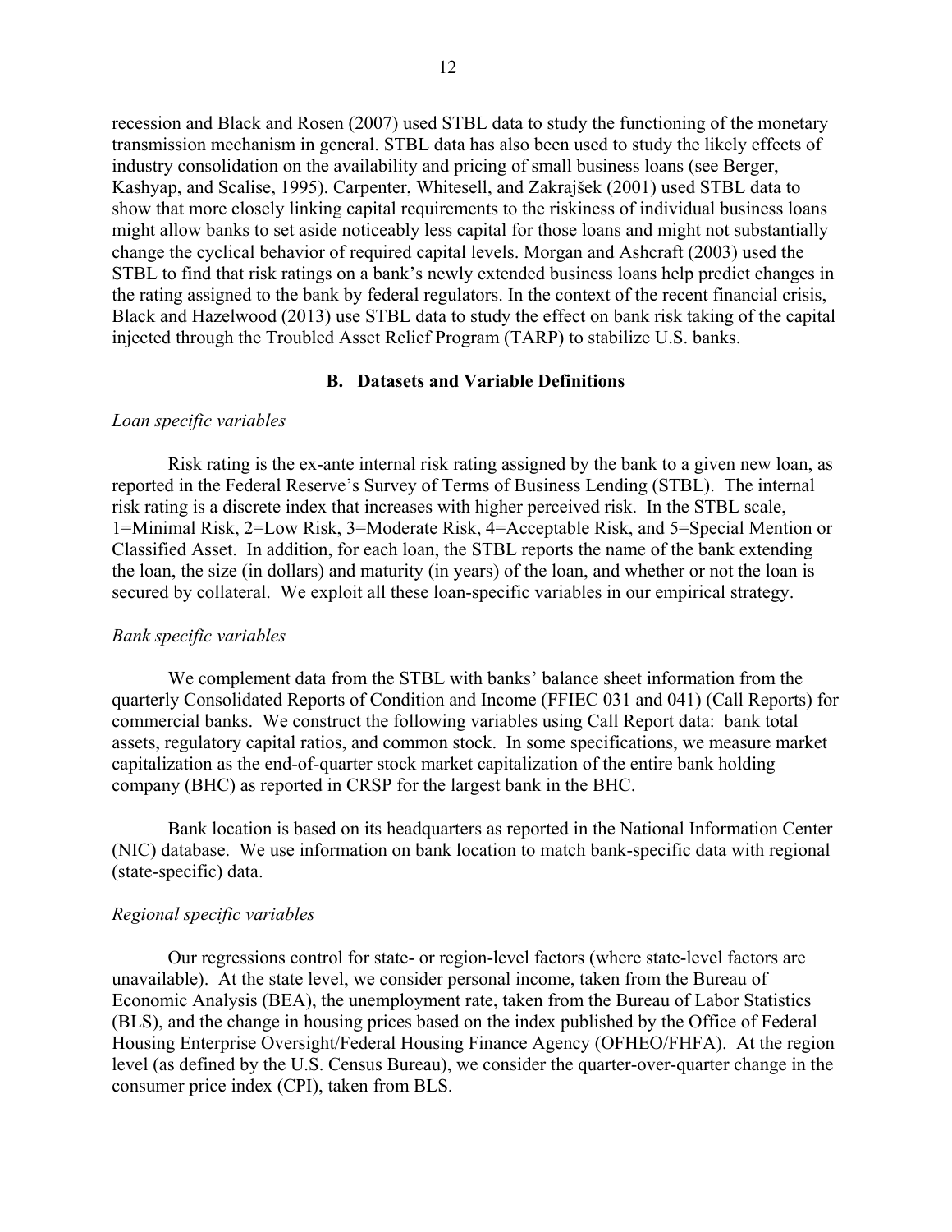recession and Black and Rosen (2007) used STBL data to study the functioning of the monetary transmission mechanism in general. STBL data has also been used to study the likely effects of industry consolidation on the availability and pricing of small business loans (see Berger, Kashyap, and Scalise, 1995). Carpenter, Whitesell, and Zakrajšek (2001) used STBL data to show that more closely linking capital requirements to the riskiness of individual business loans might allow banks to set aside noticeably less capital for those loans and might not substantially change the cyclical behavior of required capital levels. Morgan and Ashcraft (2003) used the STBL to find that risk ratings on a bank's newly extended business loans help predict changes in the rating assigned to the bank by federal regulators. In the context of the recent financial crisis, Black and Hazelwood (2013) use STBL data to study the effect on bank risk taking of the capital injected through the Troubled Asset Relief Program (TARP) to stabilize U.S. banks.

### B. Datasets and Variable Definitions

*Loan specific variables*

Risk rating is the ex-ante internal risk rating assigned by the bank to a given new loan, as reported in the Federal Reserve's Survey of Terms of Business Lending (STBL). The internal risk rating is a discrete index that increases with higher perceived risk. In the STBL scale, 1=Minimal Risk, 2=Low Risk, 3=Moderate Risk, 4=Acceptable Risk, and 5=Special Mention or Classified Asset. In addition, for each loan, the STBL reports the name of the bank extending the loan, the size (in dollars) and maturity (in years) of the loan, and whether or not the loan is secured by collateral. We exploit all these loan-specific variables in our empirical strategy.

*Bank specific variables*

We complement data from the STBL with banks' balance sheet information from the quarterly Consolidated Reports of Condition and Income (FFIEC 031 and 041) (Call Reports) for commercial banks. We construct the following variables using Call Report data: bank total assets, regulatory capital ratios, and common stock. In some specifications, we measure market capitalization as the end-of-quarter stock market capitalization of the entire bank holding company (BHC) as reported in CRSP for the largest bank in the BHC.

Bank location is based on its headquarters as reported in the National Information Center (NIC) database. We use information on bank location to match bank-specific data with regional (state-specific) data.

*Regional specific variables*

Our regressions control for state- or region-level factors (where state-level factors are unavailable). At the state level, we consider personal income, taken from the Bureau of Economic Analysis (BEA), the unemployment rate, taken from the Bureau of Labor Statistics (BLS), and the change in housing prices based on the index published by the Office of Federal Housing Enterprise Oversight/Federal Housing Finance Agency (OFHEO/FHFA). At the region level (as defined by the U.S. Census Bureau), we consider the quarter-over-quarter change in the consumer price index (CPI), taken from BLS.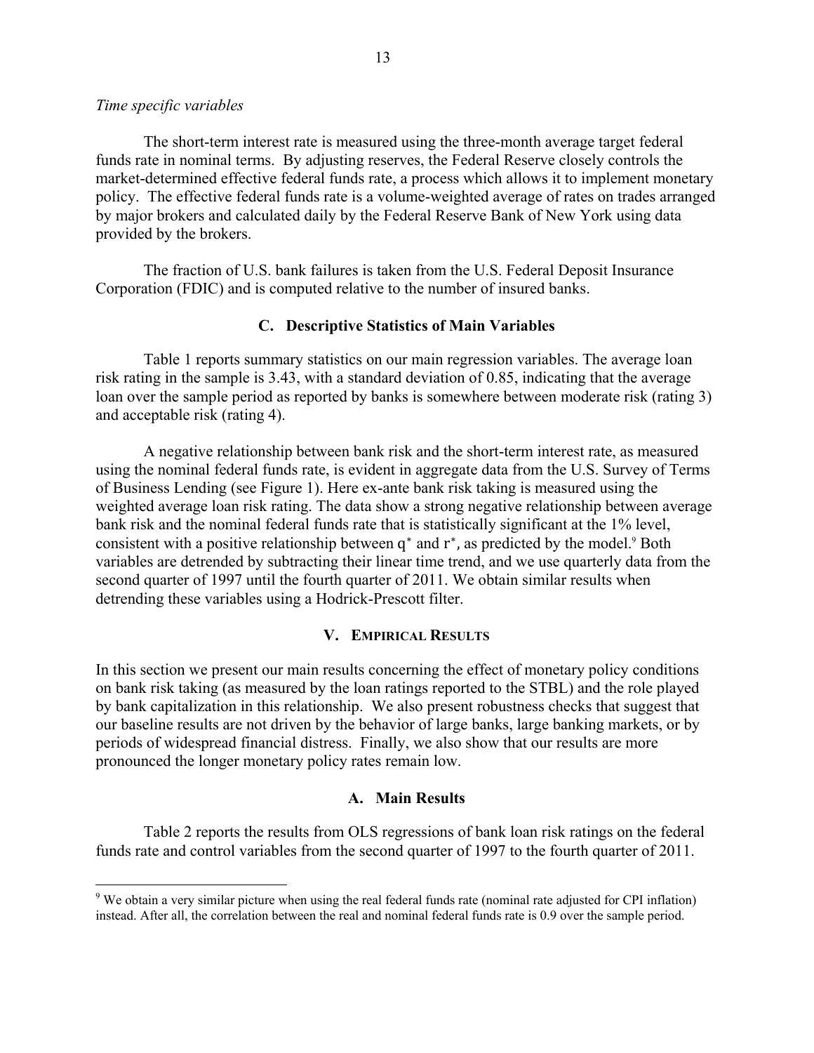*Time specific variables*

The short-term interest rate is measured using the three-month average target federal funds rate in nominal terms. By adjusting reserves, the Federal Reserve closely controls the market-determined effective federal funds rate, a process which allows it to implement monetary policy. The effective federal funds rate is a volume-weighted average of rates on trades arranged by major brokers and calculated daily by the Federal Reserve Bank of New York using data provided by the brokers.

The fraction of U.S. bank failures is taken from the U.S. Federal Deposit Insurance Corporation (FDIC) and is computed relative to the number of insured banks.

### C. Descriptive Statistics of Main Variables

Table 1 reports summary statistics on our main regression variables. The average loan risk rating in the sample is 3.43, with a standard deviation of 0.85, indicating that the average loan over the sample period as reported by banks is somewhere between moderate risk (rating 3) and acceptable risk (rating 4).

A negative relationship between bank risk and the short-term interest rate, as measured using the nominal federal funds rate, is evident in aggregate data from the U.S. Survey of Terms of Business Lending (see Figure 1). Here ex-ante bank risk taking is measured using the weighted average loan risk rating. The data show a strong negative relationship between average bank risk and the nominal federal funds rate that is statistically significant at the 1% level, consistent with a positive relationship between $q^*$ and $r^*$, as predicted by the model.[9] Both variables are detrended by subtracting their linear time trend, and we use quarterly data from the second quarter of 1997 until the fourth quarter of 2011. We obtain similar results when detrending these variables using a Hodrick-Prescott filter.

## V. Empirical Results

In this section we present our main results concerning the effect of monetary policy conditions on bank risk taking (as measured by the loan ratings reported to the STBL) and the role played by bank capitalization in this relationship. We also present robustness checks that suggest that our baseline results are not driven by the behavior of large banks, large banking markets, or by periods of widespread financial distress. Finally, we also show that our results are more pronounced the longer monetary policy rates remain low.

### A. Main Results

Table 2 reports the results from OLS regressions of bank loan risk ratings on the federal funds rate and control variables from the second quarter of 1997 to the fourth quarter of 2011.

[9] We obtain a very similar picture when using the real federal funds rate (nominal rate adjusted for CPI inflation) instead. After all, the correlation between the real and nominal federal funds rate is 0.9 over the sample period.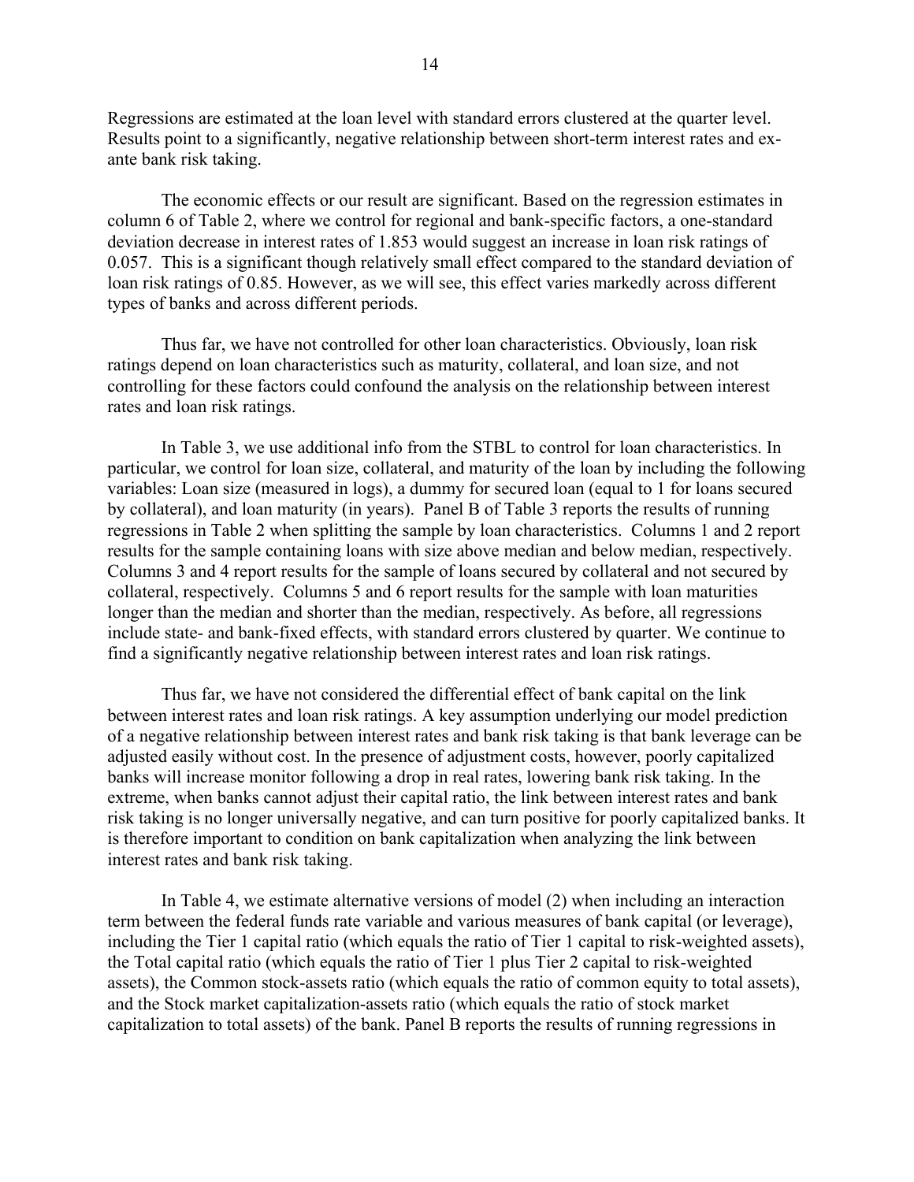Regressions are estimated at the loan level with standard errors clustered at the quarter level. Results point to a significantly, negative relationship between short-term interest rates and ex-ante bank risk taking.

The economic effects or our result are significant. Based on the regression estimates in column 6 of Table 2, where we control for regional and bank-specific factors, a one-standard deviation decrease in interest rates of 1.853 would suggest an increase in loan risk ratings of 0.057. This is a significant though relatively small effect compared to the standard deviation of loan risk ratings of 0.85. However, as we will see, this effect varies markedly across different types of banks and across different periods.

Thus far, we have not controlled for other loan characteristics. Obviously, loan risk ratings depend on loan characteristics such as maturity, collateral, and loan size, and not controlling for these factors could confound the analysis on the relationship between interest rates and loan risk ratings.

In Table 3, we use additional info from the STBL to control for loan characteristics. In particular, we control for loan size, collateral, and maturity of the loan by including the following variables: Loan size (measured in logs), a dummy for secured loan (equal to 1 for loans secured by collateral), and loan maturity (in years). Panel B of Table 3 reports the results of running regressions in Table 2 when splitting the sample by loan characteristics. Columns 1 and 2 report results for the sample containing loans with size above median and below median, respectively. Columns 3 and 4 report results for the sample of loans secured by collateral and not secured by collateral, respectively. Columns 5 and 6 report results for the sample with loan maturities longer than the median and shorter than the median, respectively. As before, all regressions include state- and bank-fixed effects, with standard errors clustered by quarter. We continue to find a significantly negative relationship between interest rates and loan risk ratings.

Thus far, we have not considered the differential effect of bank capital on the link between interest rates and loan risk ratings. A key assumption underlying our model prediction of a negative relationship between interest rates and bank risk taking is that bank leverage can be adjusted easily without cost. In the presence of adjustment costs, however, poorly capitalized banks will increase monitor following a drop in real rates, lowering bank risk taking. In the extreme, when banks cannot adjust their capital ratio, the link between interest rates and bank risk taking is no longer universally negative, and can turn positive for poorly capitalized banks. It is therefore important to condition on bank capitalization when analyzing the link between interest rates and bank risk taking.

In Table 4, we estimate alternative versions of model (2) when including an interaction term between the federal funds rate variable and various measures of bank capital (or leverage), including the Tier 1 capital ratio (which equals the ratio of Tier 1 capital to risk-weighted assets), the Total capital ratio (which equals the ratio of Tier 1 plus Tier 2 capital to risk-weighted assets), the Common stock-assets ratio (which equals the ratio of common equity to total assets), and the Stock market capitalization-assets ratio (which equals the ratio of stock market capitalization to total assets) of the bank. Panel B reports the results of running regressions in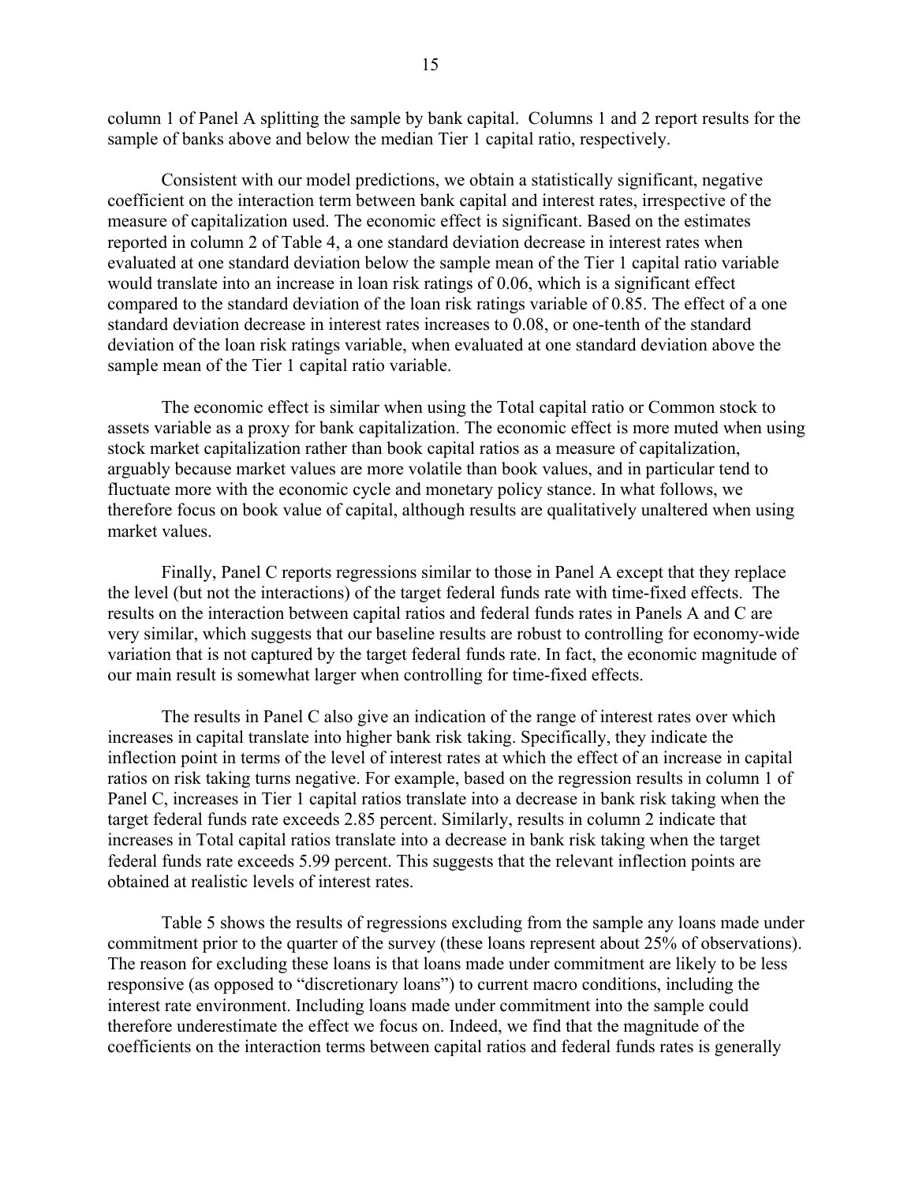column 1 of Panel A splitting the sample by bank capital. Columns 1 and 2 report results for the sample of banks above and below the median Tier 1 capital ratio, respectively.

Consistent with our model predictions, we obtain a statistically significant, negative coefficient on the interaction term between bank capital and interest rates, irrespective of the measure of capitalization used. The economic effect is significant. Based on the estimates reported in column 2 of Table 4, a one standard deviation decrease in interest rates when evaluated at one standard deviation below the sample mean of the Tier 1 capital ratio variable would translate into an increase in loan risk ratings of 0.06, which is a significant effect compared to the standard deviation of the loan risk ratings variable of 0.85. The effect of a one standard deviation decrease in interest rates increases to 0.08, or one-tenth of the standard deviation of the loan risk ratings variable, when evaluated at one standard deviation above the sample mean of the Tier 1 capital ratio variable.

The economic effect is similar when using the Total capital ratio or Common stock to assets variable as a proxy for bank capitalization. The economic effect is more muted when using stock market capitalization rather than book capital ratios as a measure of capitalization, arguably because market values are more volatile than book values, and in particular tend to fluctuate more with the economic cycle and monetary policy stance. In what follows, we therefore focus on book value of capital, although results are qualitatively unaltered when using market values.

Finally, Panel C reports regressions similar to those in Panel A except that they replace the level (but not the interactions) of the target federal funds rate with time-fixed effects. The results on the interaction between capital ratios and federal funds rates in Panels A and C are very similar, which suggests that our baseline results are robust to controlling for economy-wide variation that is not captured by the target federal funds rate. In fact, the economic magnitude of our main result is somewhat larger when controlling for time-fixed effects.

The results in Panel C also give an indication of the range of interest rates over which increases in capital translate into higher bank risk taking. Specifically, they indicate the inflection point in terms of the level of interest rates at which the effect of an increase in capital ratios on risk taking turns negative. For example, based on the regression results in column 1 of Panel C, increases in Tier 1 capital ratios translate into a decrease in bank risk taking when the target federal funds rate exceeds 2.85 percent. Similarly, results in column 2 indicate that increases in Total capital ratios translate into a decrease in bank risk taking when the target federal funds rate exceeds 5.99 percent. This suggests that the relevant inflection points are obtained at realistic levels of interest rates.

Table 5 shows the results of regressions excluding from the sample any loans made under commitment prior to the quarter of the survey (these loans represent about 25% of observations). The reason for excluding these loans is that loans made under commitment are likely to be less responsive (as opposed to "discretionary loans") to current macro conditions, including the interest rate environment. Including loans made under commitment into the sample could therefore underestimate the effect we focus on. Indeed, we find that the magnitude of the coefficients on the interaction terms between capital ratios and federal funds rates is generally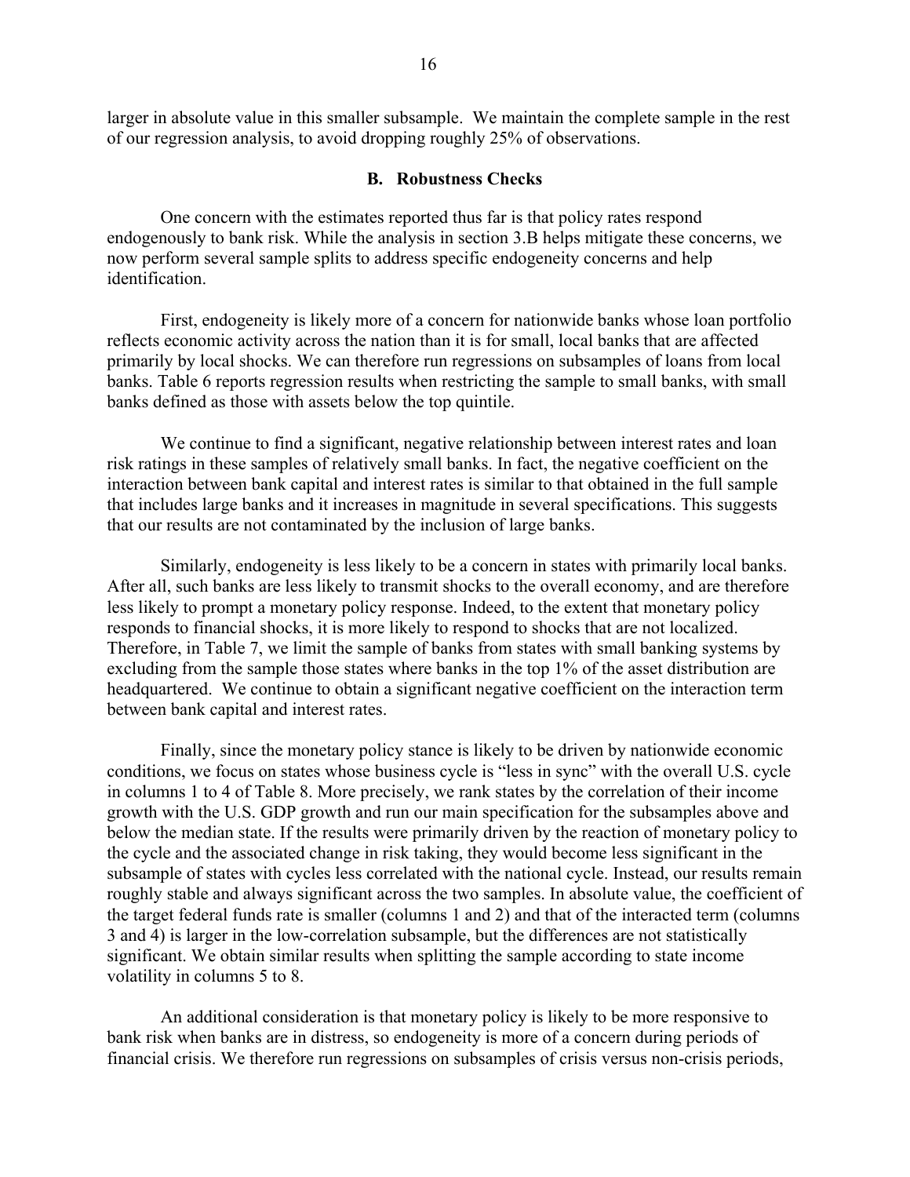larger in absolute value in this smaller subsample. We maintain the complete sample in the rest of our regression analysis, to avoid dropping roughly 25% of observations.

### B. Robustness Checks

One concern with the estimates reported thus far is that policy rates respond endogenously to bank risk. While the analysis in section 3.B helps mitigate these concerns, we now perform several sample splits to address specific endogeneity concerns and help identification.

First, endogeneity is likely more of a concern for nationwide banks whose loan portfolio reflects economic activity across the nation than it is for small, local banks that are affected primarily by local shocks. We can therefore run regressions on subsamples of loans from local banks. Table 6 reports regression results when restricting the sample to small banks, with small banks defined as those with assets below the top quintile.

We continue to find a significant, negative relationship between interest rates and loan risk ratings in these samples of relatively small banks. In fact, the negative coefficient on the interaction between bank capital and interest rates is similar to that obtained in the full sample that includes large banks and it increases in magnitude in several specifications. This suggests that our results are not contaminated by the inclusion of large banks.

Similarly, endogeneity is less likely to be a concern in states with primarily local banks. After all, such banks are less likely to transmit shocks to the overall economy, and are therefore less likely to prompt a monetary policy response. Indeed, to the extent that monetary policy responds to financial shocks, it is more likely to respond to shocks that are not localized. Therefore, in Table 7, we limit the sample of banks from states with small banking systems by excluding from the sample those states where banks in the top 1% of the asset distribution are headquartered. We continue to obtain a significant negative coefficient on the interaction term between bank capital and interest rates.

Finally, since the monetary policy stance is likely to be driven by nationwide economic conditions, we focus on states whose business cycle is "less in sync" with the overall U.S. cycle in columns 1 to 4 of Table 8. More precisely, we rank states by the correlation of their income growth with the U.S. GDP growth and run our main specification for the subsamples above and below the median state. If the results were primarily driven by the reaction of monetary policy to the cycle and the associated change in risk taking, they would become less significant in the subsample of states with cycles less correlated with the national cycle. Instead, our results remain roughly stable and always significant across the two samples. In absolute value, the coefficient of the target federal funds rate is smaller (columns 1 and 2) and that of the interacted term (columns 3 and 4) is larger in the low-correlation subsample, but the differences are not statistically significant. We obtain similar results when splitting the sample according to state income volatility in columns 5 to 8.

An additional consideration is that monetary policy is likely to be more responsive to bank risk when banks are in distress, so endogeneity is more of a concern during periods of financial crisis. We therefore run regressions on subsamples of crisis versus non-crisis periods,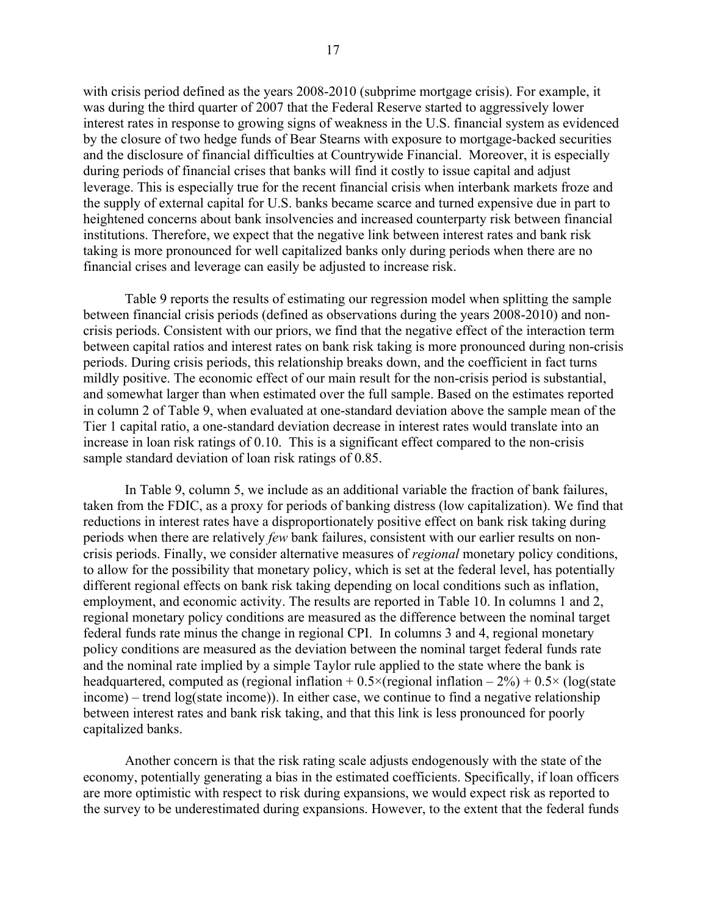with crisis period defined as the years 2008-2010 (subprime mortgage crisis). For example, it was during the third quarter of 2007 that the Federal Reserve started to aggressively lower interest rates in response to growing signs of weakness in the U.S. financial system as evidenced by the closure of two hedge funds of Bear Stearns with exposure to mortgage-backed securities and the disclosure of financial difficulties at Countrywide Financial. Moreover, it is especially during periods of financial crises that banks will find it costly to issue capital and adjust leverage. This is especially true for the recent financial crisis when interbank markets froze and the supply of external capital for U.S. banks became scarce and turned expensive due in part to heightened concerns about bank insolvencies and increased counterparty risk between financial institutions. Therefore, we expect that the negative link between interest rates and bank risk taking is more pronounced for well capitalized banks only during periods when there are no financial crises and leverage can easily be adjusted to increase risk.

Table 9 reports the results of estimating our regression model when splitting the sample between financial crisis periods (defined as observations during the years 2008-2010) and non-crisis periods. Consistent with our priors, we find that the negative effect of the interaction term between capital ratios and interest rates on bank risk taking is more pronounced during non-crisis periods. During crisis periods, this relationship breaks down, and the coefficient in fact turns mildly positive. The economic effect of our main result for the non-crisis period is substantial, and somewhat larger than when estimated over the full sample. Based on the estimates reported in column 2 of Table 9, when evaluated at one-standard deviation above the sample mean of the Tier 1 capital ratio, a one-standard deviation decrease in interest rates would translate into an increase in loan risk ratings of 0.10. This is a significant effect compared to the non-crisis sample standard deviation of loan risk ratings of 0.85.

In Table 9, column 5, we include as an additional variable the fraction of bank failures, taken from the FDIC, as a proxy for periods of banking distress (low capitalization). We find that reductions in interest rates have a disproportionately positive effect on bank risk taking during periods when there are relatively *few* bank failures, consistent with our earlier results on non-crisis periods. Finally, we consider alternative measures of *regional* monetary policy conditions, to allow for the possibility that monetary policy, which is set at the federal level, has potentially different regional effects on bank risk taking depending on local conditions such as inflation, employment, and economic activity. The results are reported in Table 10. In columns 1 and 2, regional monetary policy conditions are measured as the difference between the nominal target federal funds rate minus the change in regional CPI. In columns 3 and 4, regional monetary policy conditions are measured as the deviation between the nominal target federal funds rate and the nominal rate implied by a simple Taylor rule applied to the state where the bank is headquartered, computed as (regional inflation + 0.5×(regional inflation – 2%) + 0.5× (log(state income) – trend log(state income)). In either case, we continue to find a negative relationship between interest rates and bank risk taking, and that this link is less pronounced for poorly capitalized banks.

Another concern is that the risk rating scale adjusts endogenously with the state of the economy, potentially generating a bias in the estimated coefficients. Specifically, if loan officers are more optimistic with respect to risk during expansions, we would expect risk as reported to the survey to be underestimated during expansions. However, to the extent that the federal funds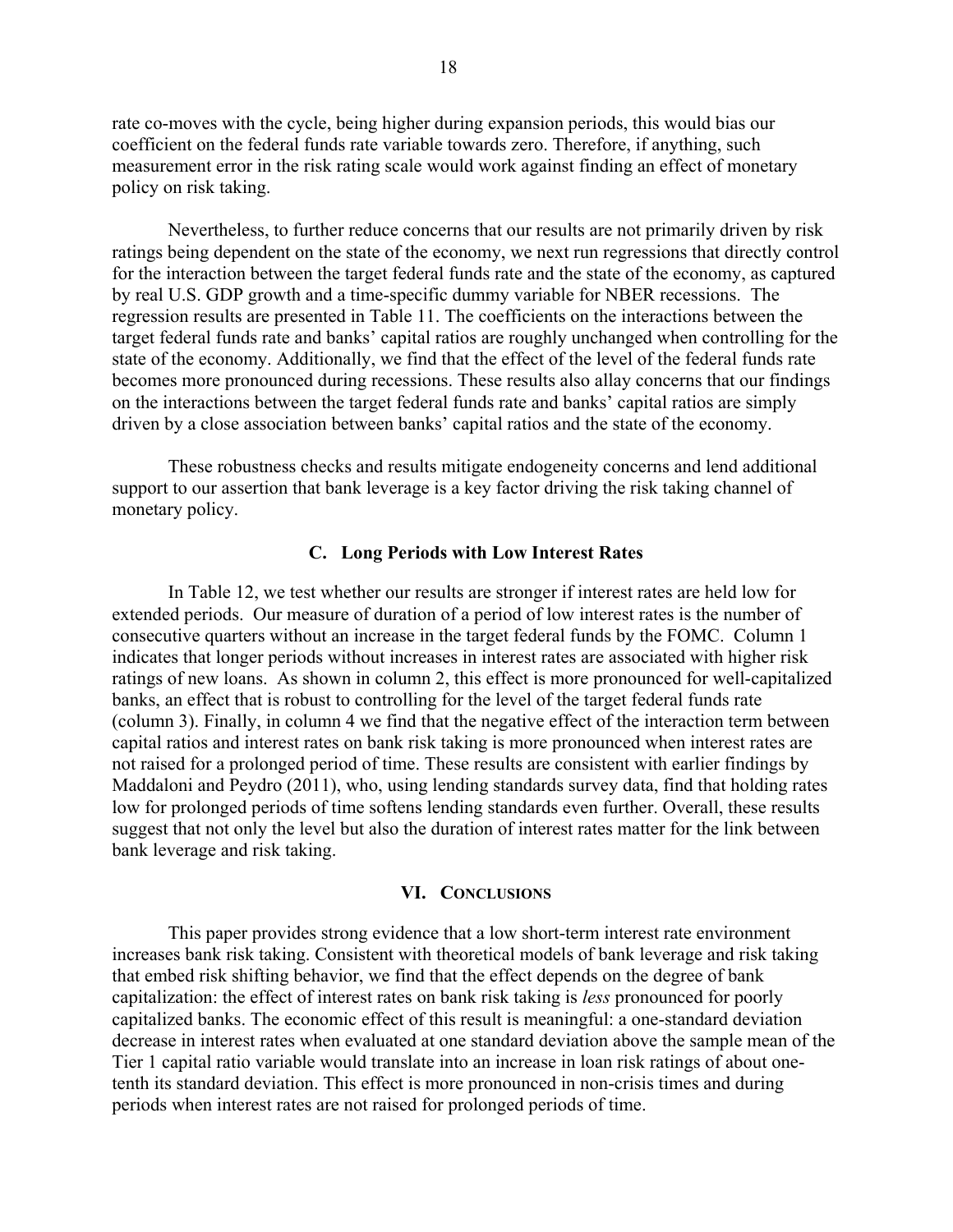rate co-moves with the cycle, being higher during expansion periods, this would bias our coefficient on the federal funds rate variable towards zero. Therefore, if anything, such measurement error in the risk rating scale would work against finding an effect of monetary policy on risk taking.

Nevertheless, to further reduce concerns that our results are not primarily driven by risk ratings being dependent on the state of the economy, we next run regressions that directly control for the interaction between the target federal funds rate and the state of the economy, as captured by real U.S. GDP growth and a time-specific dummy variable for NBER recessions. The regression results are presented in Table 11. The coefficients on the interactions between the target federal funds rate and banks' capital ratios are roughly unchanged when controlling for the state of the economy. Additionally, we find that the effect of the level of the federal funds rate becomes more pronounced during recessions. These results also allay concerns that our findings on the interactions between the target federal funds rate and banks' capital ratios are simply driven by a close association between banks' capital ratios and the state of the economy.

These robustness checks and results mitigate endogeneity concerns and lend additional support to our assertion that bank leverage is a key factor driving the risk taking channel of monetary policy.

### C. Long Periods with Low Interest Rates

In Table 12, we test whether our results are stronger if interest rates are held low for extended periods. Our measure of duration of a period of low interest rates is the number of consecutive quarters without an increase in the target federal funds by the FOMC. Column 1 indicates that longer periods without increases in interest rates are associated with higher risk ratings of new loans. As shown in column 2, this effect is more pronounced for well-capitalized banks, an effect that is robust to controlling for the level of the target federal funds rate (column 3). Finally, in column 4 we find that the negative effect of the interaction term between capital ratios and interest rates on bank risk taking is more pronounced when interest rates are not raised for a prolonged period of time. These results are consistent with earlier findings by Maddaloni and Peydro (2011), who, using lending standards survey data, find that holding rates low for prolonged periods of time softens lending standards even further. Overall, these results suggest that not only the level but also the duration of interest rates matter for the link between bank leverage and risk taking.

## VI. Conclusions

This paper provides strong evidence that a low short-term interest rate environment increases bank risk taking. Consistent with theoretical models of bank leverage and risk taking that embed risk shifting behavior, we find that the effect depends on the degree of bank capitalization: the effect of interest rates on bank risk taking is *less* pronounced for poorly capitalized banks. The economic effect of this result is meaningful: a one-standard deviation decrease in interest rates when evaluated at one standard deviation above the sample mean of the Tier 1 capital ratio variable would translate into an increase in loan risk ratings of about one-tenth its standard deviation. This effect is more pronounced in non-crisis times and during periods when interest rates are not raised for prolonged periods of time.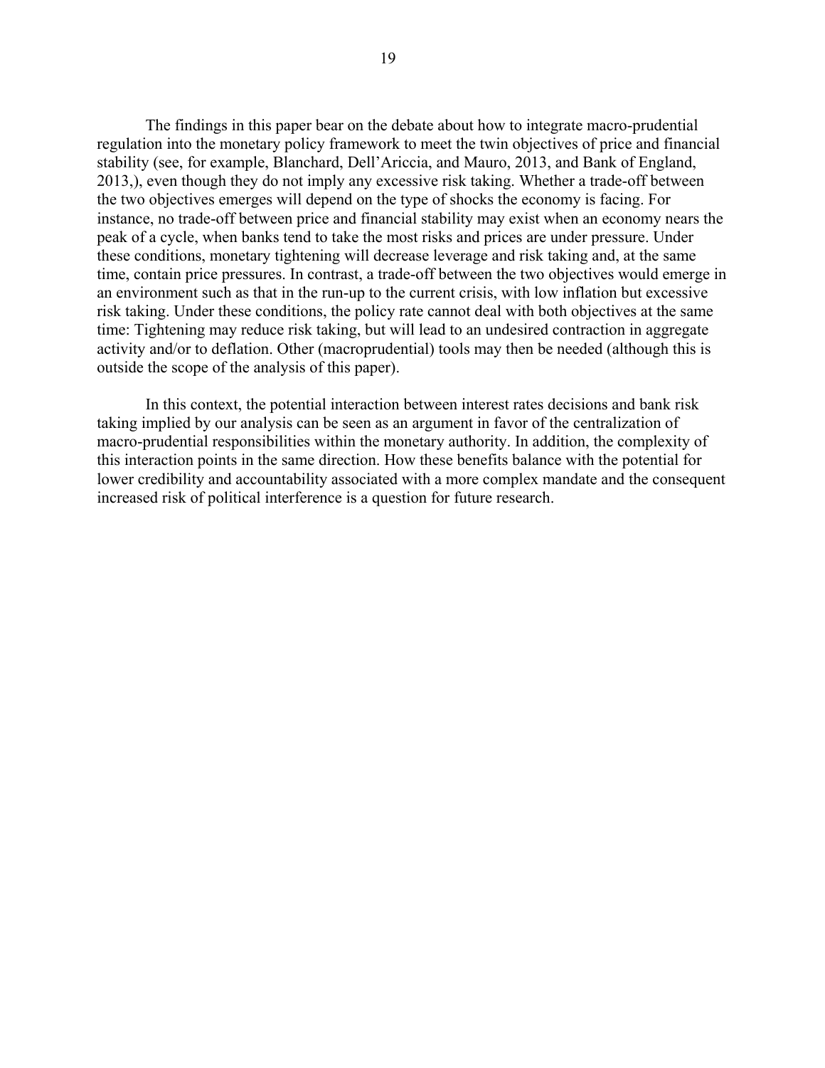The findings in this paper bear on the debate about how to integrate macro-prudential regulation into the monetary policy framework to meet the twin objectives of price and financial stability (see, for example, Blanchard, Dell'Ariccia, and Mauro, 2013, and Bank of England, 2013,), even though they do not imply any excessive risk taking. Whether a trade-off between the two objectives emerges will depend on the type of shocks the economy is facing. For instance, no trade-off between price and financial stability may exist when an economy nears the peak of a cycle, when banks tend to take the most risks and prices are under pressure. Under these conditions, monetary tightening will decrease leverage and risk taking and, at the same time, contain price pressures. In contrast, a trade-off between the two objectives would emerge in an environment such as that in the run-up to the current crisis, with low inflation but excessive risk taking. Under these conditions, the policy rate cannot deal with both objectives at the same time: Tightening may reduce risk taking, but will lead to an undesired contraction in aggregate activity and/or to deflation. Other (macroprudential) tools may then be needed (although this is outside the scope of the analysis of this paper).

In this context, the potential interaction between interest rates decisions and bank risk taking implied by our analysis can be seen as an argument in favor of the centralization of macro-prudential responsibilities within the monetary authority. In addition, the complexity of this interaction points in the same direction. How these benefits balance with the potential for lower credibility and accountability associated with a more complex mandate and the consequent increased risk of political interference is a question for future research.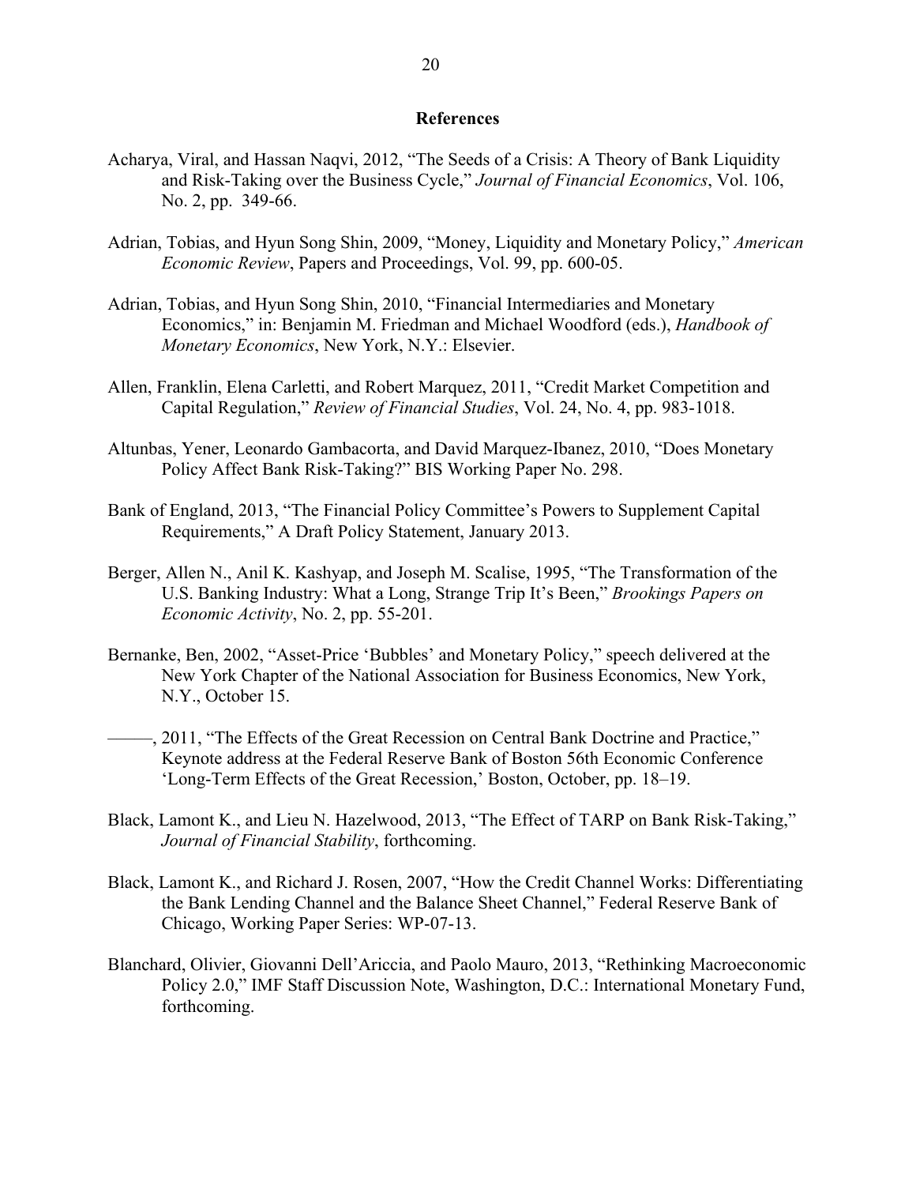## References

Acharya, Viral, and Hassan Naqvi, 2012, "The Seeds of a Crisis: A Theory of Bank Liquidity and Risk-Taking over the Business Cycle," *Journal of Financial Economics*, Vol. 106, No. 2, pp. 349-66.

Adrian, Tobias, and Hyun Song Shin, 2009, "Money, Liquidity and Monetary Policy," *American Economic Review*, Papers and Proceedings, Vol. 99, pp. 600-05.

Adrian, Tobias, and Hyun Song Shin, 2010, "Financial Intermediaries and Monetary Economics," in: Benjamin M. Friedman and Michael Woodford (eds.), *Handbook of Monetary Economics*, New York, N.Y.: Elsevier.

Allen, Franklin, Elena Carletti, and Robert Marquez, 2011, "Credit Market Competition and Capital Regulation," *Review of Financial Studies*, Vol. 24, No. 4, pp. 983-1018.

Altunbas, Yener, Leonardo Gambacorta, and David Marquez-Ibanez, 2010, "Does Monetary Policy Affect Bank Risk-Taking?" BIS Working Paper No. 298.

Bank of England, 2013, "The Financial Policy Committee's Powers to Supplement Capital Requirements," A Draft Policy Statement, January 2013.

Berger, Allen N., Anil K. Kashyap, and Joseph M. Scalise, 1995, "The Transformation of the U.S. Banking Industry: What a Long, Strange Trip It's Been," *Brookings Papers on Economic Activity*, No. 2, pp. 55-201.

Bernanke, Ben, 2002, "Asset-Price 'Bubbles' and Monetary Policy," speech delivered at the New York Chapter of the National Association for Business Economics, New York, N.Y., October 15.

———, 2011, "The Effects of the Great Recession on Central Bank Doctrine and Practice," Keynote address at the Federal Reserve Bank of Boston 56th Economic Conference 'Long-Term Effects of the Great Recession,' Boston, October, pp. 18–19.

Black, Lamont K., and Lieu N. Hazelwood, 2013, "The Effect of TARP on Bank Risk-Taking," *Journal of Financial Stability*, forthcoming.

Black, Lamont K., and Richard J. Rosen, 2007, "How the Credit Channel Works: Differentiating the Bank Lending Channel and the Balance Sheet Channel," Federal Reserve Bank of Chicago, Working Paper Series: WP-07-13.

Blanchard, Olivier, Giovanni Dell'Ariccia, and Paolo Mauro, 2013, "Rethinking Macroeconomic Policy 2.0," IMF Staff Discussion Note, Washington, D.C.: International Monetary Fund, forthcoming.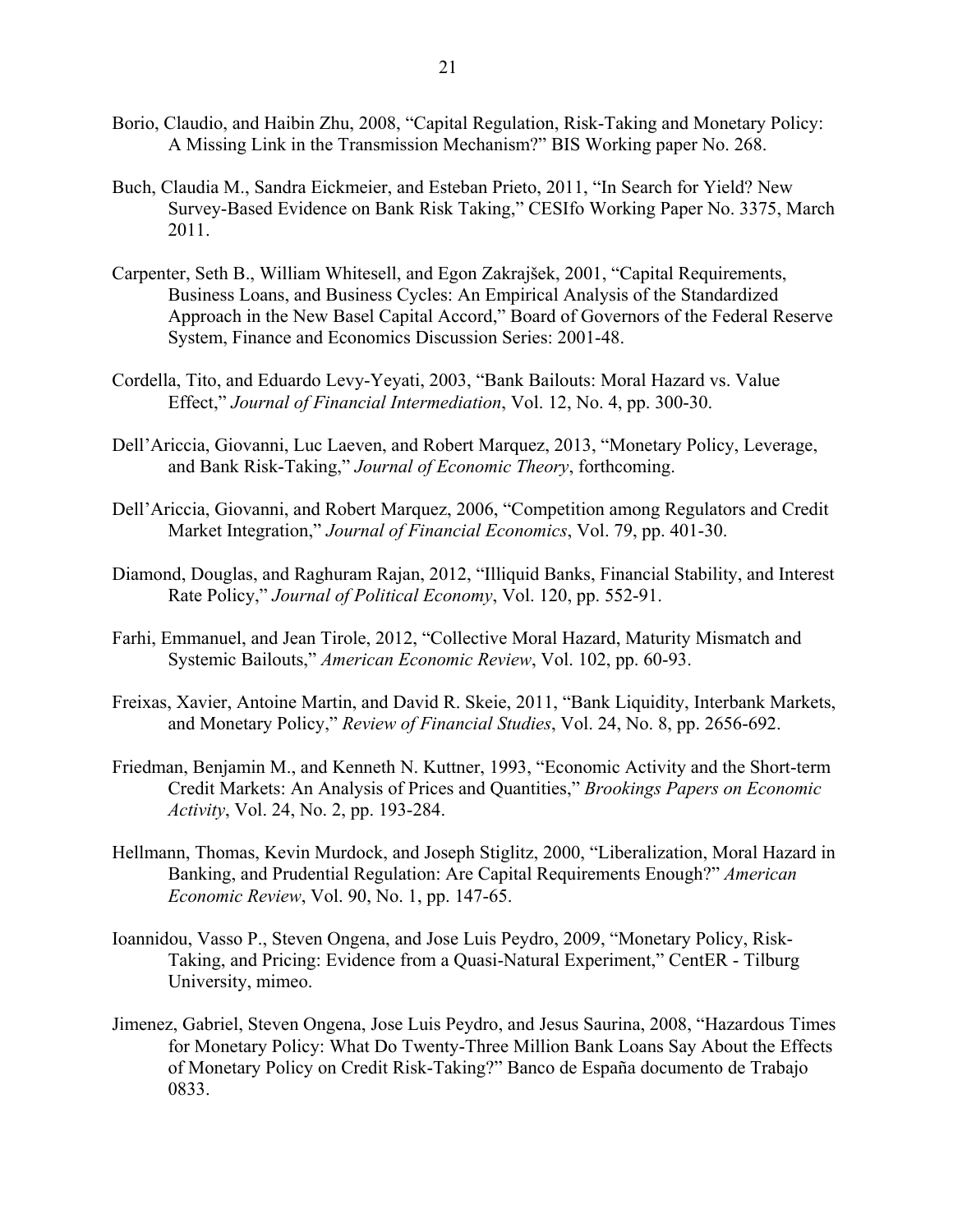Borio, Claudio, and Haibin Zhu, 2008, "Capital Regulation, Risk-Taking and Monetary Policy: A Missing Link in the Transmission Mechanism?" BIS Working paper No. 268.

Buch, Claudia M., Sandra Eickmeier, and Esteban Prieto, 2011, "In Search for Yield? New Survey-Based Evidence on Bank Risk Taking," CESIfo Working Paper No. 3375, March 2011.

Carpenter, Seth B., William Whitesell, and Egon Zakrajšek, 2001, "Capital Requirements, Business Loans, and Business Cycles: An Empirical Analysis of the Standardized Approach in the New Basel Capital Accord," Board of Governors of the Federal Reserve System, Finance and Economics Discussion Series: 2001-48.

Cordella, Tito, and Eduardo Levy-Yeyati, 2003, "Bank Bailouts: Moral Hazard vs. Value Effect," *Journal of Financial Intermediation*, Vol. 12, No. 4, pp. 300-30.

Dell'Ariccia, Giovanni, Luc Laeven, and Robert Marquez, 2013, "Monetary Policy, Leverage, and Bank Risk-Taking," *Journal of Economic Theory*, forthcoming.

Dell'Ariccia, Giovanni, and Robert Marquez, 2006, "Competition among Regulators and Credit Market Integration," *Journal of Financial Economics*, Vol. 79, pp. 401-30.

Diamond, Douglas, and Raghuram Rajan, 2012, "Illiquid Banks, Financial Stability, and Interest Rate Policy," *Journal of Political Economy*, Vol. 120, pp. 552-91.

Farhi, Emmanuel, and Jean Tirole, 2012, "Collective Moral Hazard, Maturity Mismatch and Systemic Bailouts," *American Economic Review*, Vol. 102, pp. 60-93.

Freixas, Xavier, Antoine Martin, and David R. Skeie, 2011, "Bank Liquidity, Interbank Markets, and Monetary Policy," *Review of Financial Studies*, Vol. 24, No. 8, pp. 2656-692.

Friedman, Benjamin M., and Kenneth N. Kuttner, 1993, "Economic Activity and the Short-term Credit Markets: An Analysis of Prices and Quantities," *Brookings Papers on Economic Activity*, Vol. 24, No. 2, pp. 193-284.

Hellmann, Thomas, Kevin Murdock, and Joseph Stiglitz, 2000, "Liberalization, Moral Hazard in Banking, and Prudential Regulation: Are Capital Requirements Enough?" *American Economic Review*, Vol. 90, No. 1, pp. 147-65.

Ioannidou, Vasso P., Steven Ongena, and Jose Luis Peydro, 2009, "Monetary Policy, Risk-Taking, and Pricing: Evidence from a Quasi-Natural Experiment," CentER - Tilburg University, mimeo.

Jimenez, Gabriel, Steven Ongena, Jose Luis Peydro, and Jesus Saurina, 2008, "Hazardous Times for Monetary Policy: What Do Twenty-Three Million Bank Loans Say About the Effects of Monetary Policy on Credit Risk-Taking?" Banco de España documento de Trabajo 0833.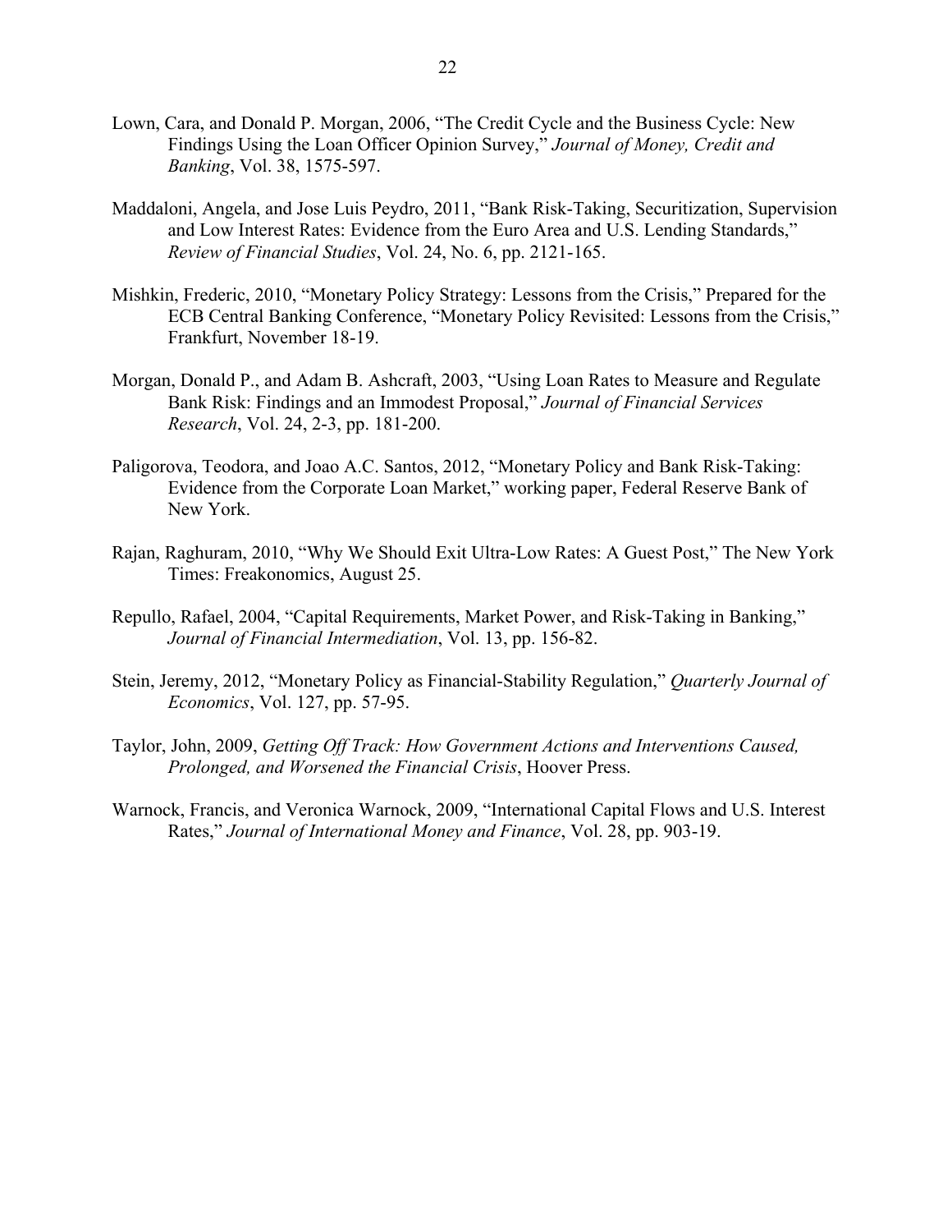Lown, Cara, and Donald P. Morgan, 2006, "The Credit Cycle and the Business Cycle: New Findings Using the Loan Officer Opinion Survey," *Journal of Money, Credit and Banking*, Vol. 38, 1575-597.

Maddaloni, Angela, and Jose Luis Peydro, 2011, "Bank Risk-Taking, Securitization, Supervision and Low Interest Rates: Evidence from the Euro Area and U.S. Lending Standards," *Review of Financial Studies*, Vol. 24, No. 6, pp. 2121-165.

Mishkin, Frederic, 2010, "Monetary Policy Strategy: Lessons from the Crisis," Prepared for the ECB Central Banking Conference, "Monetary Policy Revisited: Lessons from the Crisis," Frankfurt, November 18-19.

Morgan, Donald P., and Adam B. Ashcraft, 2003, "Using Loan Rates to Measure and Regulate Bank Risk: Findings and an Immodest Proposal," *Journal of Financial Services Research*, Vol. 24, 2-3, pp. 181-200.

Paligorova, Teodora, and Joao A.C. Santos, 2012, "Monetary Policy and Bank Risk-Taking: Evidence from the Corporate Loan Market," working paper, Federal Reserve Bank of New York.

Rajan, Raghuram, 2010, "Why We Should Exit Ultra-Low Rates: A Guest Post," The New York Times: Freakonomics, August 25.

Repullo, Rafael, 2004, "Capital Requirements, Market Power, and Risk-Taking in Banking," *Journal of Financial Intermediation*, Vol. 13, pp. 156-82.

Stein, Jeremy, 2012, "Monetary Policy as Financial-Stability Regulation," *Quarterly Journal of Economics*, Vol. 127, pp. 57-95.

Taylor, John, 2009, *Getting Off Track: How Government Actions and Interventions Caused, Prolonged, and Worsened the Financial Crisis*, Hoover Press.

Warnock, Francis, and Veronica Warnock, 2009, "International Capital Flows and U.S. Interest Rates," *Journal of International Money and Finance*, Vol. 28, pp. 903-19.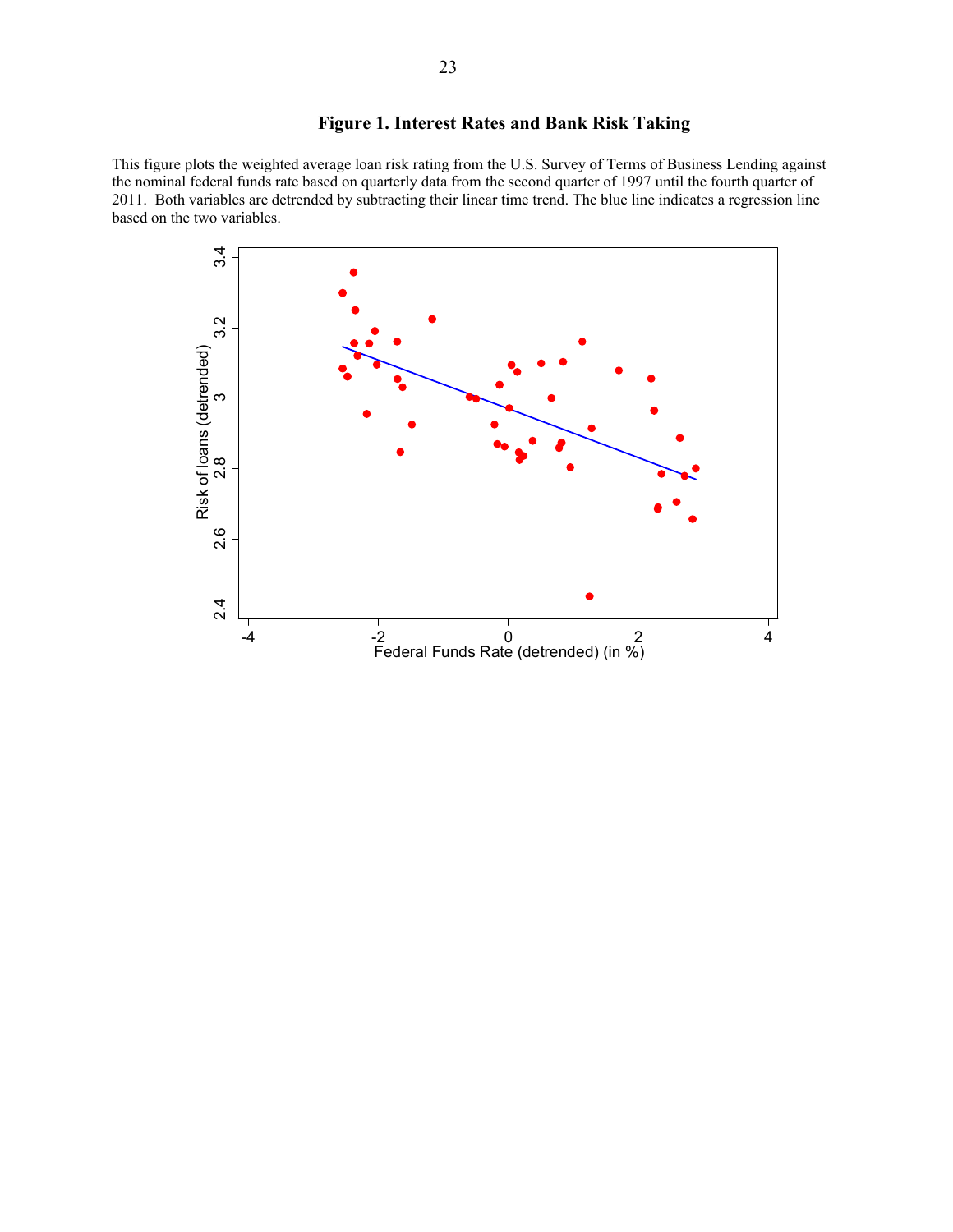**Figure 1. Interest Rates and Bank Risk Taking**

This figure plots the weighted average loan risk rating from the U.S. Survey of Terms of Business Lending against the nominal federal funds rate based on quarterly data from the second quarter of 1997 until the fourth quarter of 2011. Both variables are detrended by subtracting their linear time trend. The blue line indicates a regression line based on the two variables.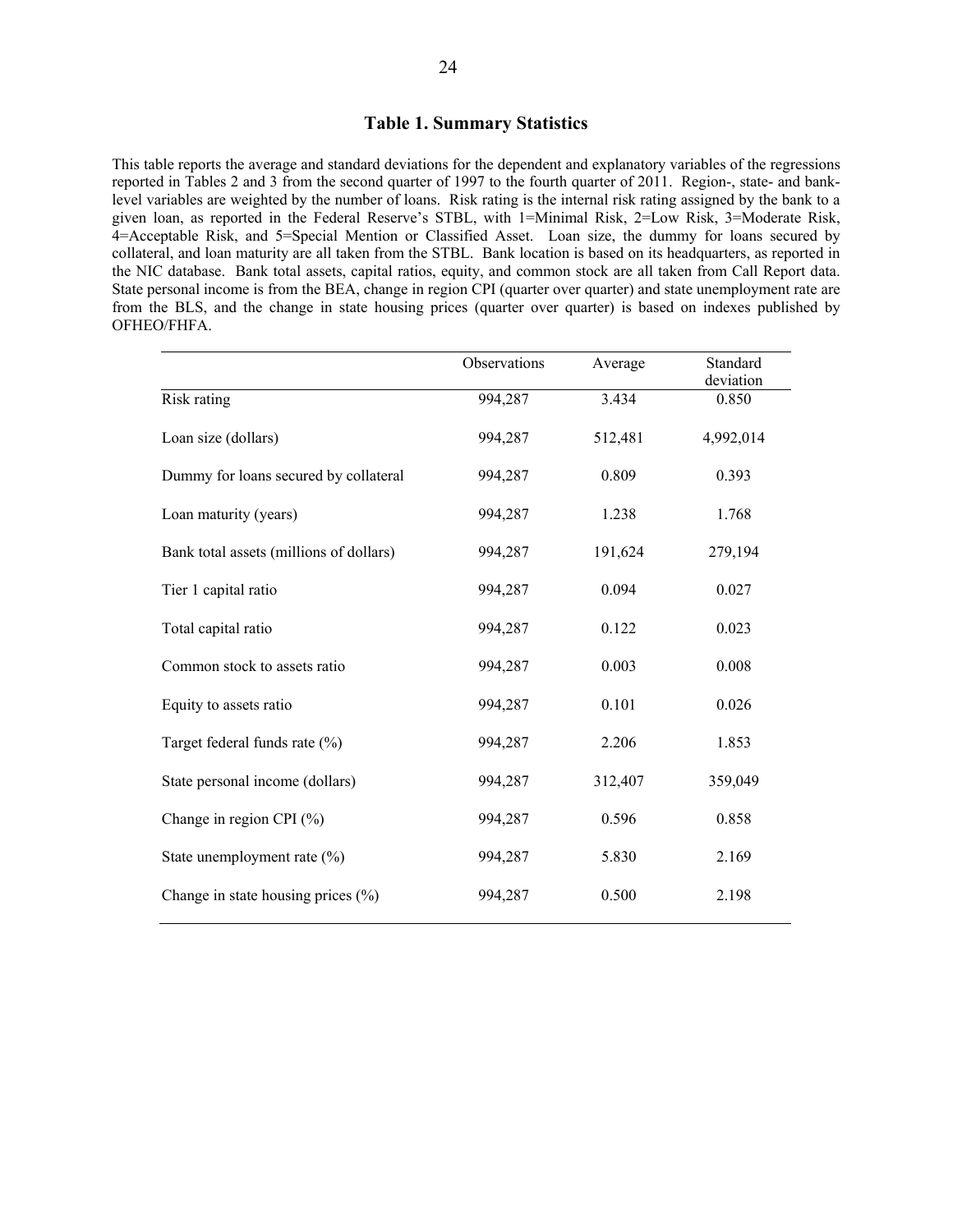## Table 1. Summary Statistics

This table reports the average and standard deviations for the dependent and explanatory variables of the regressions reported in Tables 2 and 3 from the second quarter of 1997 to the fourth quarter of 2011. Region-, state- and bank-level variables are weighted by the number of loans. Risk rating is the internal risk rating assigned by the bank to a given loan, as reported in the Federal Reserve's STBL, with 1=Minimal Risk, 2=Low Risk, 3=Moderate Risk, 4=Acceptable Risk, and 5=Special Mention or Classified Asset. Loan size, the dummy for loans secured by collateral, and loan maturity are all taken from the STBL. Bank location is based on its headquarters, as reported in the NIC database. Bank total assets, capital ratios, equity, and common stock are all taken from Call Report data. State personal income is from the BEA, change in region CPI (quarter over quarter) and state unemployment rate are from the BLS, and the change in state housing prices (quarter over quarter) is based on indexes published by OFHEO/FHFA.

| | Observations | Average | Standard deviation |
|---|---|---|---|
| Risk rating | 994,287 | 3.434 | 0.850 |
| Loan size (dollars) | 994,287 | 512,481 | 4,992,014 |
| Dummy for loans secured by collateral | 994,287 | 0.809 | 0.393 |
| Loan maturity (years) | 994,287 | 1.238 | 1.768 |
| Bank total assets (millions of dollars) | 994,287 | 191,624 | 279,194 |
| Tier 1 capital ratio | 994,287 | 0.094 | 0.027 |
| Total capital ratio | 994,287 | 0.122 | 0.023 |
| Common stock to assets ratio | 994,287 | 0.003 | 0.008 |
| Equity to assets ratio | 994,287 | 0.101 | 0.026 |
| Target federal funds rate (%) | 994,287 | 2.206 | 1.853 |
| State personal income (dollars) | 994,287 | 312,407 | 359,049 |
| Change in region CPI (%) | 994,287 | 0.596 | 0.858 |
| State unemployment rate (%) | 994,287 | 5.830 | 2.169 |
| Change in state housing prices (%) | 994,287 | 0.500 | 2.198 |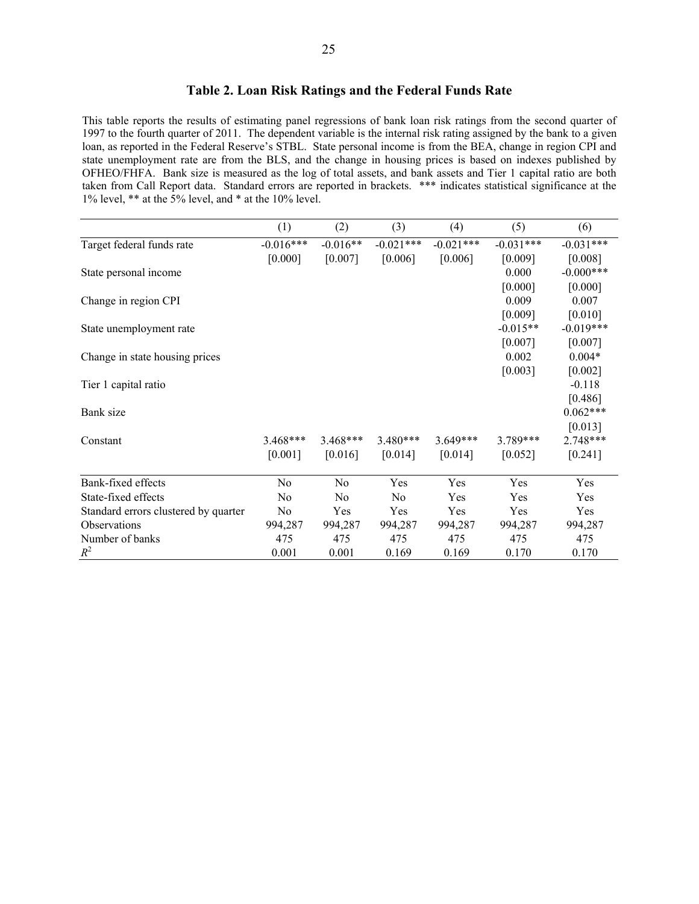## Table 2. Loan Risk Ratings and the Federal Funds Rate

This table reports the results of estimating panel regressions of bank loan risk ratings from the second quarter of 1997 to the fourth quarter of 2011. The dependent variable is the internal risk rating assigned by the bank to a given loan, as reported in the Federal Reserve's STBL. State personal income is from the BEA, change in region CPI and state unemployment rate are from the BLS, and the change in housing prices is based on indexes published by OFHEO/FHFA. Bank size is measured as the log of total assets, and bank assets and Tier 1 capital ratio are both taken from Call Report data. Standard errors are reported in brackets. *** indicates statistical significance at the 1% level, ** at the 5% level, and * at the 10% level.

| | (1) | (2) | (3) | (4) | (5) | (6) |
|---|---|---|---|---|---|---|
| Target federal funds rate | -0.016*** | -0.016** | -0.021*** | -0.021*** | -0.031*** | -0.031*** |
| | [0.000] | [0.007] | [0.006] | [0.006] | [0.009] | [0.008] |
| State personal income | | | | | 0.000 | -0.000*** |
| | | | | | [0.000] | [0.000] |
| Change in region CPI | | | | | 0.009 | 0.007 |
| | | | | | [0.009] | [0.010] |
| State unemployment rate | | | | | -0.015** | -0.019*** |
| | | | | | [0.007] | [0.007] |
| Change in state housing prices | | | | | 0.002 | 0.004* |
| | | | | | [0.003] | [0.002] |
| Tier 1 capital ratio | | | | | | -0.118 |
| | | | | | | [0.486] |
| Bank size | | | | | | 0.062*** |
| | | | | | | [0.013] |
| Constant | 3.468*** | 3.468*** | 3.480*** | 3.649*** | 3.789*** | 2.748*** |
| | [0.001] | [0.016] | [0.014] | [0.014] | [0.052] | [0.241] |
| Bank-fixed effects | No | No | Yes | Yes | Yes | Yes |
| State-fixed effects | No | No | No | Yes | Yes | Yes |
| Standard errors clustered by quarter | No | Yes | Yes | Yes | Yes | Yes |
| Observations | 994,287 | 994,287 | 994,287 | 994,287 | 994,287 | 994,287 |
| Number of banks | 475 | 475 | 475 | 475 | 475 | 475 |
| $R^2$ | 0.001 | 0.001 | 0.169 | 0.169 | 0.170 | 0.170 |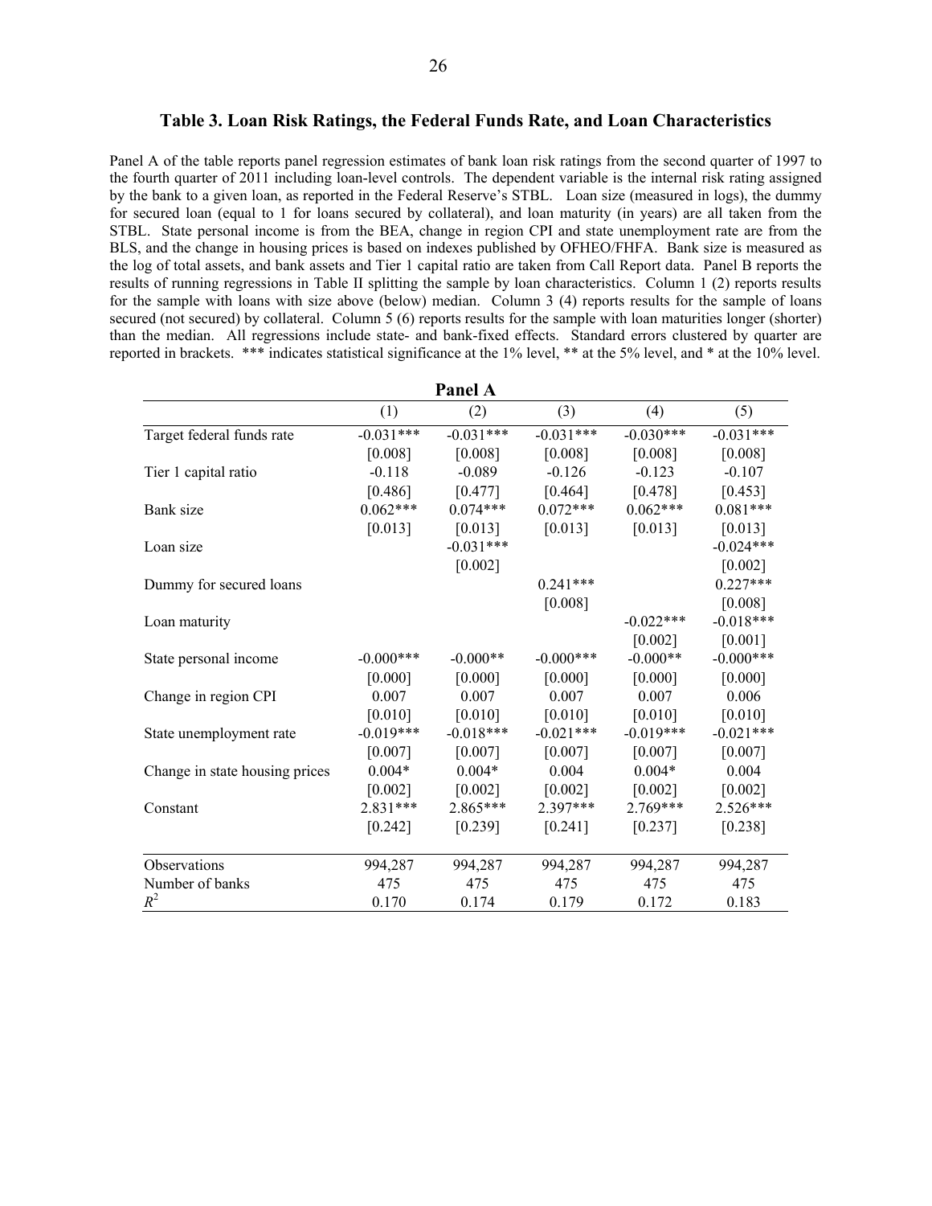### Table 3. Loan Risk Ratings, the Federal Funds Rate, and Loan Characteristics

Panel A of the table reports panel regression estimates of bank loan risk ratings from the second quarter of 1997 to the fourth quarter of 2011 including loan-level controls. The dependent variable is the internal risk rating assigned by the bank to a given loan, as reported in the Federal Reserve's STBL. Loan size (measured in logs), the dummy for secured loan (equal to 1 for loans secured by collateral), and loan maturity (in years) are all taken from the STBL. State personal income is from the BEA, change in region CPI and state unemployment rate are from the BLS, and the change in housing prices is based on indexes published by OFHEO/FHFA. Bank size is measured as the log of total assets, and bank assets and Tier 1 capital ratio are taken from Call Report data. Panel B reports the results of running regressions in Table II splitting the sample by loan characteristics. Column 1 (2) reports results for the sample with loans with size above (below) median. Column 3 (4) reports results for the sample of loans secured (not secured) by collateral. Column 5 (6) reports results for the sample with loan maturities longer (shorter) than the median. All regressions include state- and bank-fixed effects. Standard errors clustered by quarter are reported in brackets. *** indicates statistical significance at the 1% level, ** at the 5% level, and * at the 10% level.

**Panel A**

| | (1) | (2) | (3) | (4) | (5) |
|---|---|---|---|---|---|
| Target federal funds rate | -0.031*** | -0.031*** | -0.031*** | -0.030*** | -0.031*** |
| | [0.008] | [0.008] | [0.008] | [0.008] | [0.008] |
| Tier 1 capital ratio | -0.118 | -0.089 | -0.126 | -0.123 | -0.107 |
| | [0.486] | [0.477] | [0.464] | [0.478] | [0.453] |
| Bank size | 0.062*** | 0.074*** | 0.072*** | 0.062*** | 0.081*** |
| | [0.013] | [0.013] | [0.013] | [0.013] | [0.013] |
| Loan size | | -0.031*** | | | -0.024*** |
| | | [0.002] | | | [0.002] |
| Dummy for secured loans | | | 0.241*** | | 0.227*** |
| | | | [0.008] | | [0.008] |
| Loan maturity | | | | -0.022*** | -0.018*** |
| | | | | [0.002] | [0.001] |
| State personal income | -0.000*** | -0.000** | -0.000*** | -0.000** | -0.000*** |
| | [0.000] | [0.000] | [0.000] | [0.000] | [0.000] |
| Change in region CPI | 0.007 | 0.007 | 0.007 | 0.007 | 0.006 |
| | [0.010] | [0.010] | [0.010] | [0.010] | [0.010] |
| State unemployment rate | -0.019*** | -0.018*** | -0.021*** | -0.019*** | -0.021*** |
| | [0.007] | [0.007] | [0.007] | [0.007] | [0.007] |
| Change in state housing prices | 0.004* | 0.004* | 0.004 | 0.004* | 0.004 |
| | [0.002] | [0.002] | [0.002] | [0.002] | [0.002] |
| Constant | 2.831*** | 2.865*** | 2.397*** | 2.769*** | 2.526*** |
| | [0.242] | [0.239] | [0.241] | [0.237] | [0.238] |
| Observations | 994,287 | 994,287 | 994,287 | 994,287 | 994,287 |
| Number of banks | 475 | 475 | 475 | 475 | 475 |
| $R^2$ | 0.170 | 0.174 | 0.179 | 0.172 | 0.183 |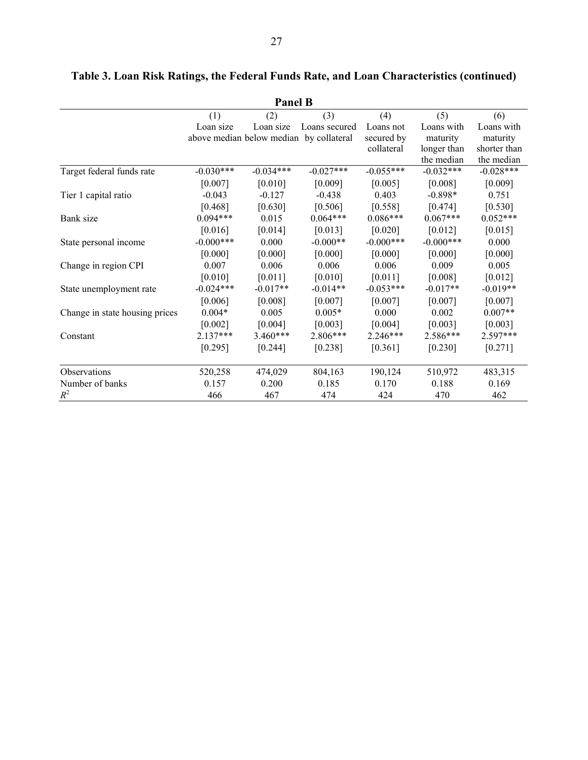**Table 3. Loan Risk Ratings, the Federal Funds Rate, and Loan Characteristics (continued)**

**Panel B**

| | (1) Loan size above median | (2) Loan size below median | (3) Loans secured by collateral | (4) Loans not secured by collateral | (5) Loans with maturity longer than the median | (6) Loans with maturity shorter than the median |
|---|---|---|---|---|---|---|
| Target federal funds rate | -0.030*** | -0.034*** | -0.027*** | -0.055*** | -0.032*** | -0.028*** |
| | [0.007] | [0.010] | [0.009] | [0.005] | [0.008] | [0.009] |
| Tier 1 capital ratio | -0.043 | -0.127 | -0.438 | 0.403 | -0.898* | 0.751 |
| | [0.468] | [0.630] | [0.506] | [0.558] | [0.474] | [0.530] |
| Bank size | 0.094*** | 0.015 | 0.064*** | 0.086*** | 0.067*** | 0.052*** |
| | [0.016] | [0.014] | [0.013] | [0.020] | [0.012] | [0.015] |
| State personal income | -0.000*** | 0.000 | -0.000** | -0.000*** | -0.000*** | 0.000 |
| | [0.000] | [0.000] | [0.000] | [0.000] | [0.000] | [0.000] |
| Change in region CPI | 0.007 | 0.006 | 0.006 | 0.006 | 0.009 | 0.005 |
| | [0.010] | [0.011] | [0.010] | [0.011] | [0.008] | [0.012] |
| State unemployment rate | -0.024*** | -0.017** | -0.014** | -0.053*** | -0.017** | -0.019** |
| | [0.006] | [0.008] | [0.007] | [0.007] | [0.007] | [0.007] |
| Change in state housing prices | 0.004* | 0.005 | 0.005* | 0.000 | 0.002 | 0.007** |
| | [0.002] | [0.004] | [0.003] | [0.004] | [0.003] | [0.003] |
| Constant | 2.137*** | 3.460*** | 2.806*** | 2.246*** | 2.586*** | 2.597*** |
| | [0.295] | [0.244] | [0.238] | [0.361] | [0.230] | [0.271] |
| Observations | 520,258 | 474,029 | 804,163 | 190,124 | 510,972 | 483,315 |
| Number of banks | 0.157 | 0.200 | 0.185 | 0.170 | 0.188 | 0.169 |
| $R^2$ | 466 | 467 | 474 | 424 | 470 | 462 |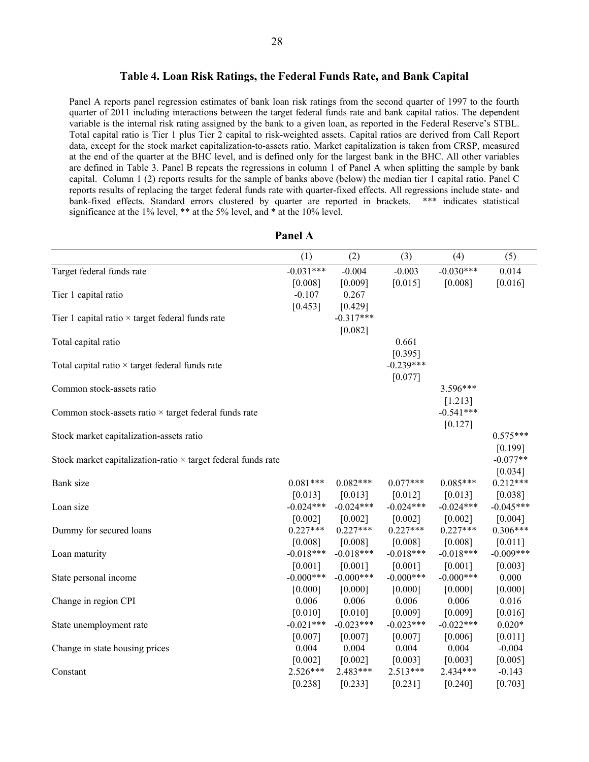### Table 4. Loan Risk Ratings, the Federal Funds Rate, and Bank Capital

Panel A reports panel regression estimates of bank loan risk ratings from the second quarter of 1997 to the fourth quarter of 2011 including interactions between the target federal funds rate and bank capital ratios. The dependent variable is the internal risk rating assigned by the bank to a given loan, as reported in the Federal Reserve's STBL. Total capital ratio is Tier 1 plus Tier 2 capital to risk-weighted assets. Capital ratios are derived from Call Report data, except for the stock market capitalization-to-assets ratio. Market capitalization is taken from CRSP, measured at the end of the quarter at the BHC level, and is defined only for the largest bank in the BHC. All other variables are defined in Table 3. Panel B repeats the regressions in column 1 of Panel A when splitting the sample by bank capital. Column 1 (2) reports results for the sample of banks above (below) the median tier 1 capital ratio. Panel C reports results of replacing the target federal funds rate with quarter-fixed effects. All regressions include state- and bank-fixed effects. Standard errors clustered by quarter are reported in brackets. *** indicates statistical significance at the 1% level, ** at the 5% level, and * at the 10% level.

**Panel A**

| | (1) | (2) | (3) | (4) | (5) |
|---|---|---|---|---|---|
| Target federal funds rate | -0.031*** | -0.004 | -0.003 | -0.030*** | 0.014 |
| | [0.008] | [0.009] | [0.015] | [0.008] | [0.016] |
| Tier 1 capital ratio | -0.107 | 0.267 | | | |
| | [0.453] | [0.429] | | | |
| Tier 1 capital ratio × target federal funds rate | | -0.317*** | | | |
| | | [0.082] | | | |
| Total capital ratio | | | 0.661 | | |
| | | | [0.395] | | |
| Total capital ratio × target federal funds rate | | | -0.239*** | | |
| | | | [0.077] | | |
| Common stock-assets ratio | | | | 3.596*** | |
| | | | | [1.213] | |
| Common stock-assets ratio × target federal funds rate | | | | -0.541*** | |
| | | | | [0.127] | |
| Stock market capitalization-assets ratio | | | | | 0.575*** |
| | | | | | [0.199] |
| Stock market capitalization-ratio × target federal funds rate | | | | | -0.077** |
| | | | | | [0.034] |
| Bank size | 0.081*** | 0.082*** | 0.077*** | 0.085*** | 0.212*** |
| | [0.013] | [0.013] | [0.012] | [0.013] | [0.038] |
| Loan size | -0.024*** | -0.024*** | -0.024*** | -0.024*** | -0.045*** |
| | [0.002] | [0.002] | [0.002] | [0.002] | [0.004] |
| Dummy for secured loans | 0.227*** | 0.227*** | 0.227*** | 0.227*** | 0.306*** |
| | [0.008] | [0.008] | [0.008] | [0.008] | [0.011] |
| Loan maturity | -0.018*** | -0.018*** | -0.018*** | -0.018*** | -0.009*** |
| | [0.001] | [0.001] | [0.001] | [0.001] | [0.003] |
| State personal income | -0.000*** | -0.000*** | -0.000*** | -0.000*** | 0.000 |
| | [0.000] | [0.000] | [0.000] | [0.000] | [0.000] |
| Change in region CPI | 0.006 | 0.006 | 0.006 | 0.006 | 0.016 |
| | [0.010] | [0.010] | [0.009] | [0.009] | [0.016] |
| State unemployment rate | -0.021*** | -0.023*** | -0.023*** | -0.022*** | 0.020* |
| | [0.007] | [0.007] | [0.007] | [0.006] | [0.011] |
| Change in state housing prices | 0.004 | 0.004 | 0.004 | 0.004 | -0.004 |
| | [0.002] | [0.002] | [0.003] | [0.003] | [0.005] |
| Constant | 2.526*** | 2.483*** | 2.513*** | 2.434*** | -0.143 |
| | [0.238] | [0.233] | [0.231] | [0.240] | [0.703] |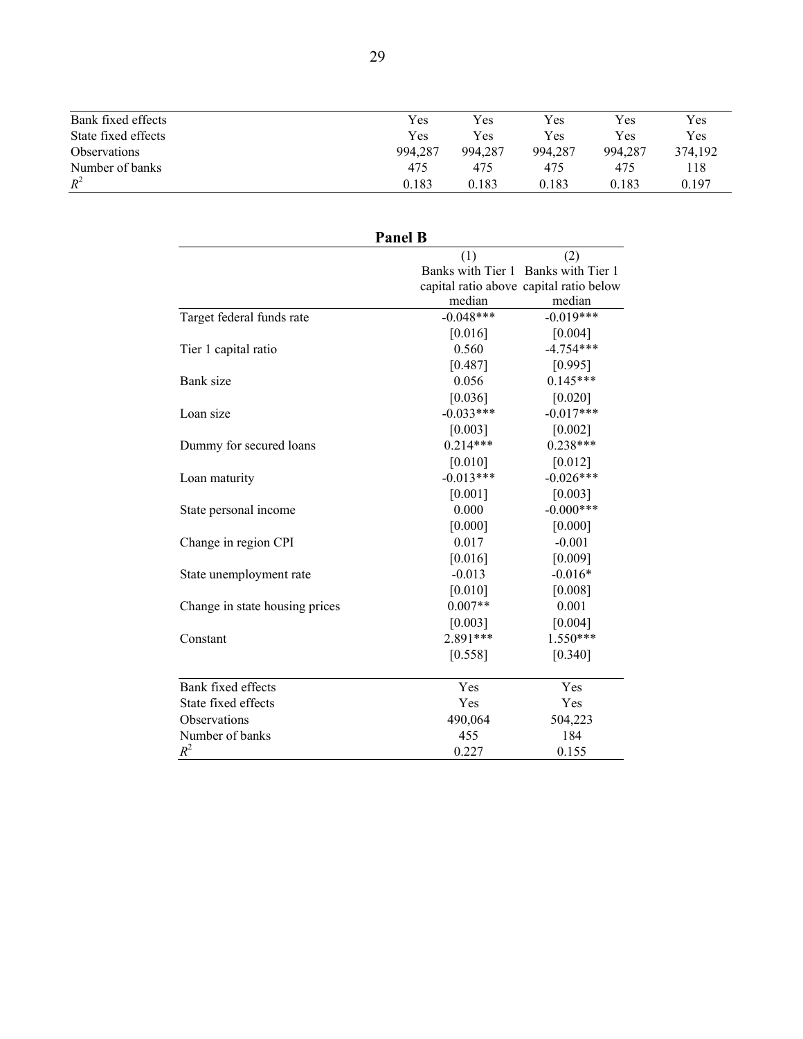| | | | | | |
|---|---|---|---|---|---|
| Bank fixed effects | Yes | Yes | Yes | Yes | Yes |
| State fixed effects | Yes | Yes | Yes | Yes | Yes |
| Observations | 994,287 | 994,287 | 994,287 | 994,287 | 374,192 |
| Number of banks | 475 | 475 | 475 | 475 | 118 |
| $R^2$ | 0.183 | 0.183 | 0.183 | 0.183 | 0.197 |

**Panel B**

| | (1) Banks with Tier 1 capital ratio above median | (2) Banks with Tier 1 capital ratio below median |
|---|---|---|
| Target federal funds rate | -0.048*** | -0.019*** |
| | [0.016] | [0.004] |
| Tier 1 capital ratio | 0.560 | -4.754*** |
| | [0.487] | [0.995] |
| Bank size | 0.056 | 0.145*** |
| | [0.036] | [0.020] |
| Loan size | -0.033*** | -0.017*** |
| | [0.003] | [0.002] |
| Dummy for secured loans | 0.214*** | 0.238*** |
| | [0.010] | [0.012] |
| Loan maturity | -0.013*** | -0.026*** |
| | [0.001] | [0.003] |
| State personal income | 0.000 | -0.000*** |
| | [0.000] | [0.000] |
| Change in region CPI | 0.017 | -0.001 |
| | [0.016] | [0.009] |
| State unemployment rate | -0.013 | -0.016* |
| | [0.010] | [0.008] |
| Change in state housing prices | 0.007** | 0.001 |
| | [0.003] | [0.004] |
| Constant | 2.891*** | 1.550*** |
| | [0.558] | [0.340] |
| Bank fixed effects | Yes | Yes |
| State fixed effects | Yes | Yes |
| Observations | 490,064 | 504,223 |
| Number of banks | 455 | 184 |
| $R^2$ | 0.227 | 0.155 |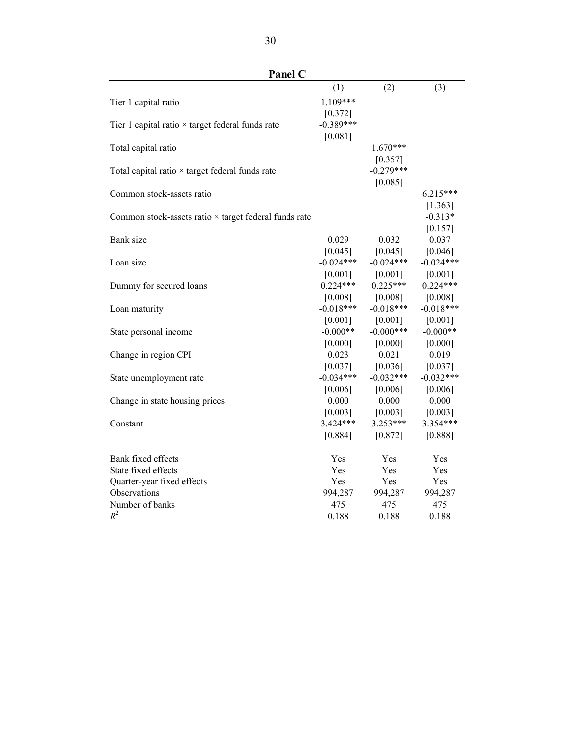**Panel C**

| | (1) | (2) | (3) |
|---|---|---|---|
| Tier 1 capital ratio | 1.109*** | | |
| | [0.372] | | |
| Tier 1 capital ratio × target federal funds rate | -0.389*** | | |
| | [0.081] | | |
| Total capital ratio | | 1.670*** | |
| | | [0.357] | |
| Total capital ratio × target federal funds rate | | -0.279*** | |
| | | [0.085] | |
| Common stock-assets ratio | | | 6.215*** |
| | | | [1.363] |
| Common stock-assets ratio × target federal funds rate | | | -0.313* |
| | | | [0.157] |
| Bank size | 0.029 | 0.032 | 0.037 |
| | [0.045] | [0.045] | [0.046] |
| Loan size | -0.024*** | -0.024*** | -0.024*** |
| | [0.001] | [0.001] | [0.001] |
| Dummy for secured loans | 0.224*** | 0.225*** | 0.224*** |
| | [0.008] | [0.008] | [0.008] |
| Loan maturity | -0.018*** | -0.018*** | -0.018*** |
| | [0.001] | [0.001] | [0.001] |
| State personal income | -0.000** | -0.000*** | -0.000** |
| | [0.000] | [0.000] | [0.000] |
| Change in region CPI | 0.023 | 0.021 | 0.019 |
| | [0.037] | [0.036] | [0.037] |
| State unemployment rate | -0.034*** | -0.032*** | -0.032*** |
| | [0.006] | [0.006] | [0.006] |
| Change in state housing prices | 0.000 | 0.000 | 0.000 |
| | [0.003] | [0.003] | [0.003] |
| Constant | 3.424*** | 3.253*** | 3.354*** |
| | [0.884] | [0.872] | [0.888] |
| Bank fixed effects | Yes | Yes | Yes |
| State fixed effects | Yes | Yes | Yes |
| Quarter-year fixed effects | Yes | Yes | Yes |
| Observations | 994,287 | 994,287 | 994,287 |
| Number of banks | 475 | 475 | 475 |
| $R^2$ | 0.188 | 0.188 | 0.188 |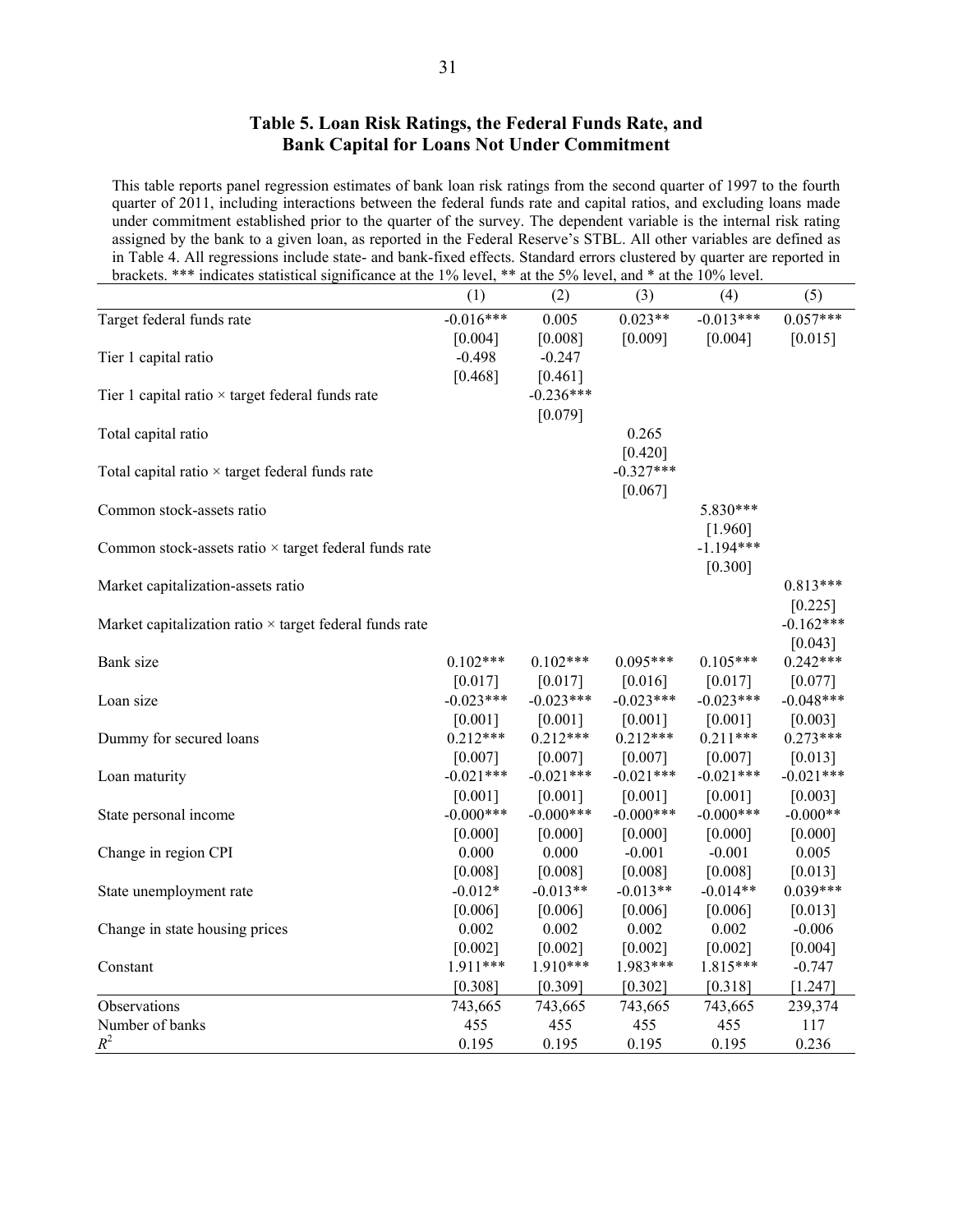## Table 5. Loan Risk Ratings, the Federal Funds Rate, and Bank Capital for Loans Not Under Commitment

This table reports panel regression estimates of bank loan risk ratings from the second quarter of 1997 to the fourth quarter of 2011, including interactions between the federal funds rate and capital ratios, and excluding loans made under commitment established prior to the quarter of the survey. The dependent variable is the internal risk rating assigned by the bank to a given loan, as reported in the Federal Reserve's STBL. All other variables are defined as in Table 4. All regressions include state- and bank-fixed effects. Standard errors clustered by quarter are reported in brackets. *** indicates statistical significance at the 1% level, ** at the 5% level, and * at the 10% level.

| | (1) | (2) | (3) | (4) | (5) |
|---|---|---|---|---|---|
| Target federal funds rate | -0.016*** | 0.005 | 0.023** | -0.013*** | 0.057*** |
| | [0.004] | [0.008] | [0.009] | [0.004] | [0.015] |
| Tier 1 capital ratio | -0.498 | -0.247 | | | |
| | [0.468] | [0.461] | | | |
| Tier 1 capital ratio × target federal funds rate | | -0.236*** | | | |
| | | [0.079] | | | |
| Total capital ratio | | | 0.265 | | |
| | | | [0.420] | | |
| Total capital ratio × target federal funds rate | | | -0.327*** | | |
| | | | [0.067] | | |
| Common stock-assets ratio | | | | 5.830*** | |
| | | | | [1.960] | |
| Common stock-assets ratio × target federal funds rate | | | | -1.194*** | |
| | | | | [0.300] | |
| Market capitalization-assets ratio | | | | | 0.813*** |
| | | | | | [0.225] |
| Market capitalization ratio × target federal funds rate | | | | | -0.162*** |
| | | | | | [0.043] |
| Bank size | 0.102*** | 0.102*** | 0.095*** | 0.105*** | 0.242*** |
| | [0.017] | [0.017] | [0.016] | [0.017] | [0.077] |
| Loan size | -0.023*** | -0.023*** | -0.023*** | -0.023*** | -0.048*** |
| | [0.001] | [0.001] | [0.001] | [0.001] | [0.003] |
| Dummy for secured loans | 0.212*** | 0.212*** | 0.212*** | 0.211*** | 0.273*** |
| | [0.007] | [0.007] | [0.007] | [0.007] | [0.013] |
| Loan maturity | -0.021*** | -0.021*** | -0.021*** | -0.021*** | -0.021*** |
| | [0.001] | [0.001] | [0.001] | [0.001] | [0.003] |
| State personal income | -0.000*** | -0.000*** | -0.000*** | -0.000*** | -0.000** |
| | [0.000] | [0.000] | [0.000] | [0.000] | [0.000] |
| Change in region CPI | 0.000 | 0.000 | -0.001 | -0.001 | 0.005 |
| | [0.008] | [0.008] | [0.008] | [0.008] | [0.013] |
| State unemployment rate | -0.012* | -0.013** | -0.013** | -0.014** | 0.039*** |
| | [0.006] | [0.006] | [0.006] | [0.006] | [0.013] |
| Change in state housing prices | 0.002 | 0.002 | 0.002 | 0.002 | -0.006 |
| | [0.002] | [0.002] | [0.002] | [0.002] | [0.004] |
| Constant | 1.911*** | 1.910*** | 1.983*** | 1.815*** | -0.747 |
| | [0.308] | [0.309] | [0.302] | [0.318] | [1.247] |
| Observations | 743,665 | 743,665 | 743,665 | 743,665 | 239,374 |
| Number of banks | 455 | 455 | 455 | 455 | 117 |
| $R^2$ | 0.195 | 0.195 | 0.195 | 0.195 | 0.236 |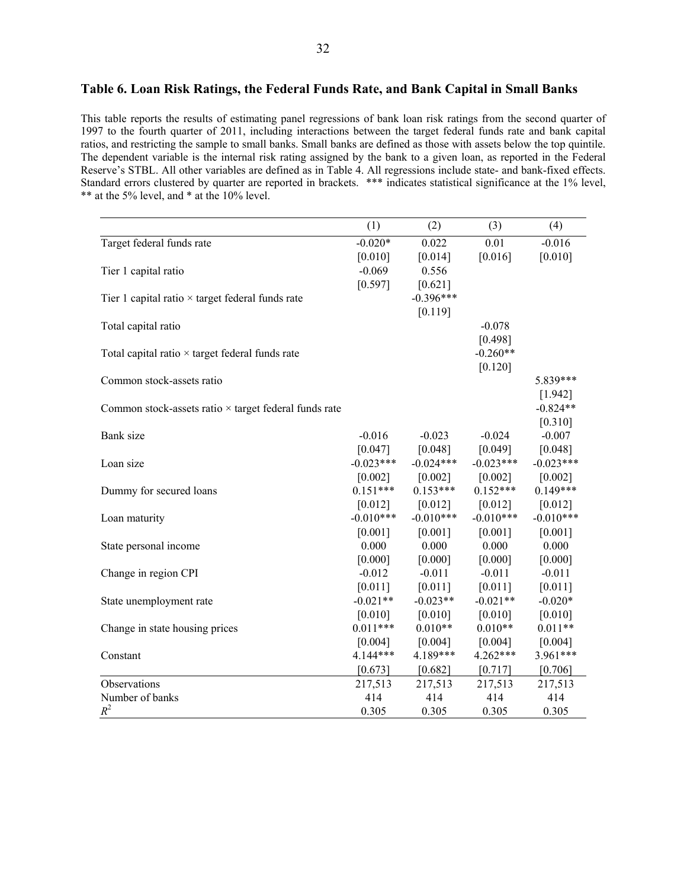## Table 6. Loan Risk Ratings, the Federal Funds Rate, and Bank Capital in Small Banks

This table reports the results of estimating panel regressions of bank loan risk ratings from the second quarter of 1997 to the fourth quarter of 2011, including interactions between the target federal funds rate and bank capital ratios, and restricting the sample to small banks. Small banks are defined as those with assets below the top quintile. The dependent variable is the internal risk rating assigned by the bank to a given loan, as reported in the Federal Reserve's STBL. All other variables are defined as in Table 4. All regressions include state- and bank-fixed effects. Standard errors clustered by quarter are reported in brackets. *** indicates statistical significance at the 1% level, ** at the 5% level, and * at the 10% level.

| | (1) | (2) | (3) | (4) |
|---|---|---|---|---|
| Target federal funds rate | -0.020* | 0.022 | 0.01 | -0.016 |
| | [0.010] | [0.014] | [0.016] | [0.010] |
| Tier 1 capital ratio | -0.069 | 0.556 | | |
| | [0.597] | [0.621] | | |
| Tier 1 capital ratio × target federal funds rate | | -0.396*** | | |
| | | [0.119] | | |
| Total capital ratio | | | -0.078 | |
| | | | [0.498] | |
| Total capital ratio × target federal funds rate | | | -0.260** | |
| | | | [0.120] | |
| Common stock-assets ratio | | | | 5.839*** |
| | | | | [1.942] |
| Common stock-assets ratio × target federal funds rate | | | | -0.824** |
| | | | | [0.310] |
| Bank size | -0.016 | -0.023 | -0.024 | -0.007 |
| | [0.047] | [0.048] | [0.049] | [0.048] |
| Loan size | -0.023*** | -0.024*** | -0.023*** | -0.023*** |
| | [0.002] | [0.002] | [0.002] | [0.002] |
| Dummy for secured loans | 0.151*** | 0.153*** | 0.152*** | 0.149*** |
| | [0.012] | [0.012] | [0.012] | [0.012] |
| Loan maturity | -0.010*** | -0.010*** | -0.010*** | -0.010*** |
| | [0.001] | [0.001] | [0.001] | [0.001] |
| State personal income | 0.000 | 0.000 | 0.000 | 0.000 |
| | [0.000] | [0.000] | [0.000] | [0.000] |
| Change in region CPI | -0.012 | -0.011 | -0.011 | -0.011 |
| | [0.011] | [0.011] | [0.011] | [0.011] |
| State unemployment rate | -0.021** | -0.023** | -0.021** | -0.020* |
| | [0.010] | [0.010] | [0.010] | [0.010] |
| Change in state housing prices | 0.011*** | 0.010** | 0.010** | 0.011** |
| | [0.004] | [0.004] | [0.004] | [0.004] |
| Constant | 4.144*** | 4.189*** | 4.262*** | 3.961*** |
| | [0.673] | [0.682] | [0.717] | [0.706] |
| Observations | 217,513 | 217,513 | 217,513 | 217,513 |
| Number of banks | 414 | 414 | 414 | 414 |
| $R^2$ | 0.305 | 0.305 | 0.305 | 0.305 |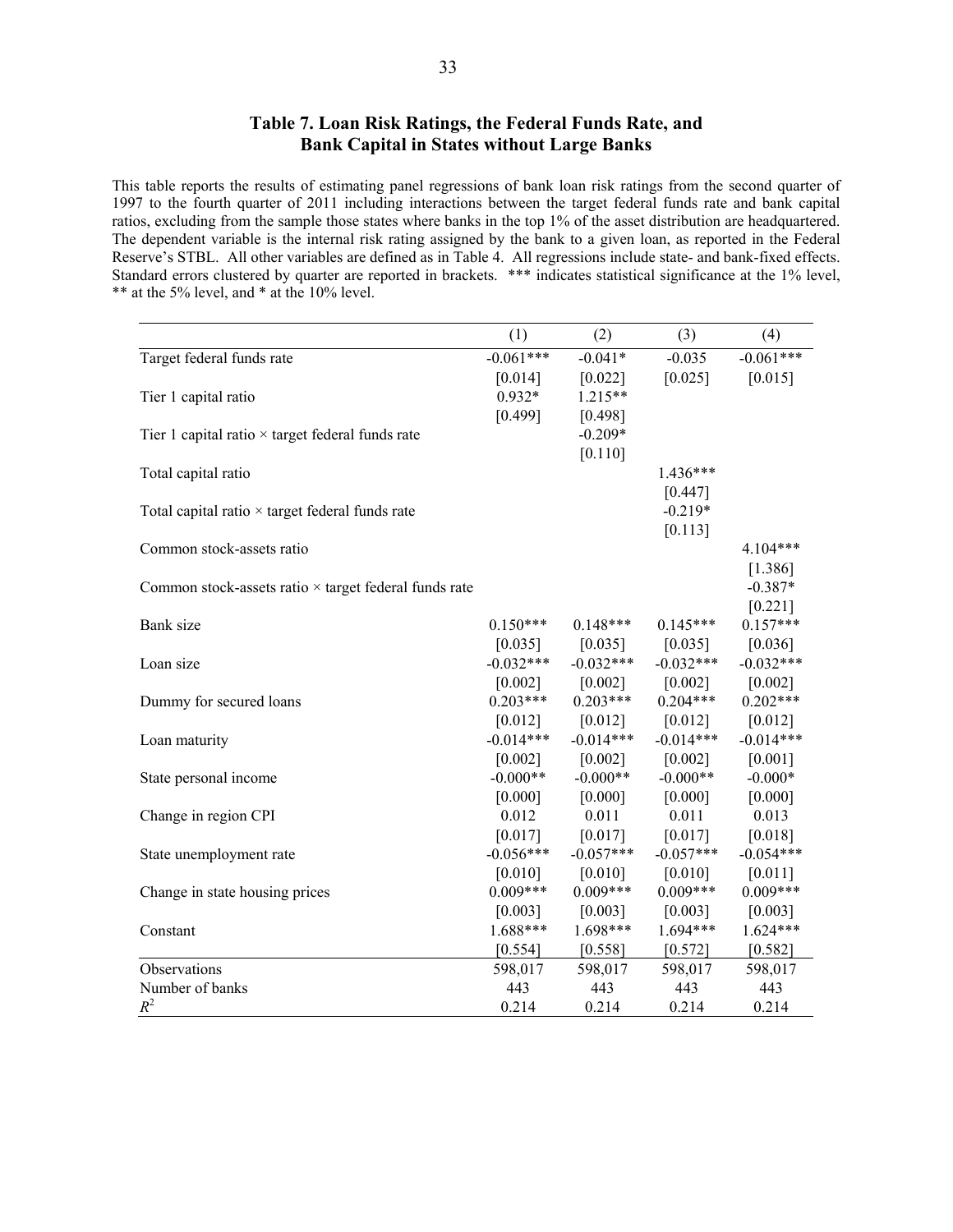# Table 7. Loan Risk Ratings, the Federal Funds Rate, and Bank Capital in States without Large Banks

This table reports the results of estimating panel regressions of bank loan risk ratings from the second quarter of 1997 to the fourth quarter of 2011 including interactions between the target federal funds rate and bank capital ratios, excluding from the sample those states where banks in the top 1% of the asset distribution are headquartered. The dependent variable is the internal risk rating assigned by the bank to a given loan, as reported in the Federal Reserve's STBL. All other variables are defined as in Table 4. All regressions include state- and bank-fixed effects. Standard errors clustered by quarter are reported in brackets. *** indicates statistical significance at the 1% level, ** at the 5% level, and * at the 10% level.

| | (1) | (2) | (3) | (4) |
|---|---|---|---|---|
| Target federal funds rate | -0.061*** | -0.041* | -0.035 | -0.061*** |
| | [0.014] | [0.022] | [0.025] | [0.015] |
| Tier 1 capital ratio | 0.932* | 1.215** | | |
| | [0.499] | [0.498] | | |
| Tier 1 capital ratio × target federal funds rate | | -0.209* | | |
| | | [0.110] | | |
| Total capital ratio | | | 1.436*** | |
| | | | [0.447] | |
| Total capital ratio × target federal funds rate | | | -0.219* | |
| | | | [0.113] | |
| Common stock-assets ratio | | | | 4.104*** |
| | | | | [1.386] |
| Common stock-assets ratio × target federal funds rate | | | | -0.387* |
| | | | | [0.221] |
| Bank size | 0.150*** | 0.148*** | 0.145*** | 0.157*** |
| | [0.035] | [0.035] | [0.035] | [0.036] |
| Loan size | -0.032*** | -0.032*** | -0.032*** | -0.032*** |
| | [0.002] | [0.002] | [0.002] | [0.002] |
| Dummy for secured loans | 0.203*** | 0.203*** | 0.204*** | 0.202*** |
| | [0.012] | [0.012] | [0.012] | [0.012] |
| Loan maturity | -0.014*** | -0.014*** | -0.014*** | -0.014*** |
| | [0.002] | [0.002] | [0.002] | [0.001] |
| State personal income | -0.000** | -0.000** | -0.000** | -0.000* |
| | [0.000] | [0.000] | [0.000] | [0.000] |
| Change in region CPI | 0.012 | 0.011 | 0.011 | 0.013 |
| | [0.017] | [0.017] | [0.017] | [0.018] |
| State unemployment rate | -0.056*** | -0.057*** | -0.057*** | -0.054*** |
| | [0.010] | [0.010] | [0.010] | [0.011] |
| Change in state housing prices | 0.009*** | 0.009*** | 0.009*** | 0.009*** |
| | [0.003] | [0.003] | [0.003] | [0.003] |
| Constant | 1.688*** | 1.698*** | 1.694*** | 1.624*** |
| | [0.554] | [0.558] | [0.572] | [0.582] |
| Observations | 598,017 | 598,017 | 598,017 | 598,017 |
| Number of banks | 443 | 443 | 443 | 443 |
| $R^2$ | 0.214 | 0.214 | 0.214 | 0.214 |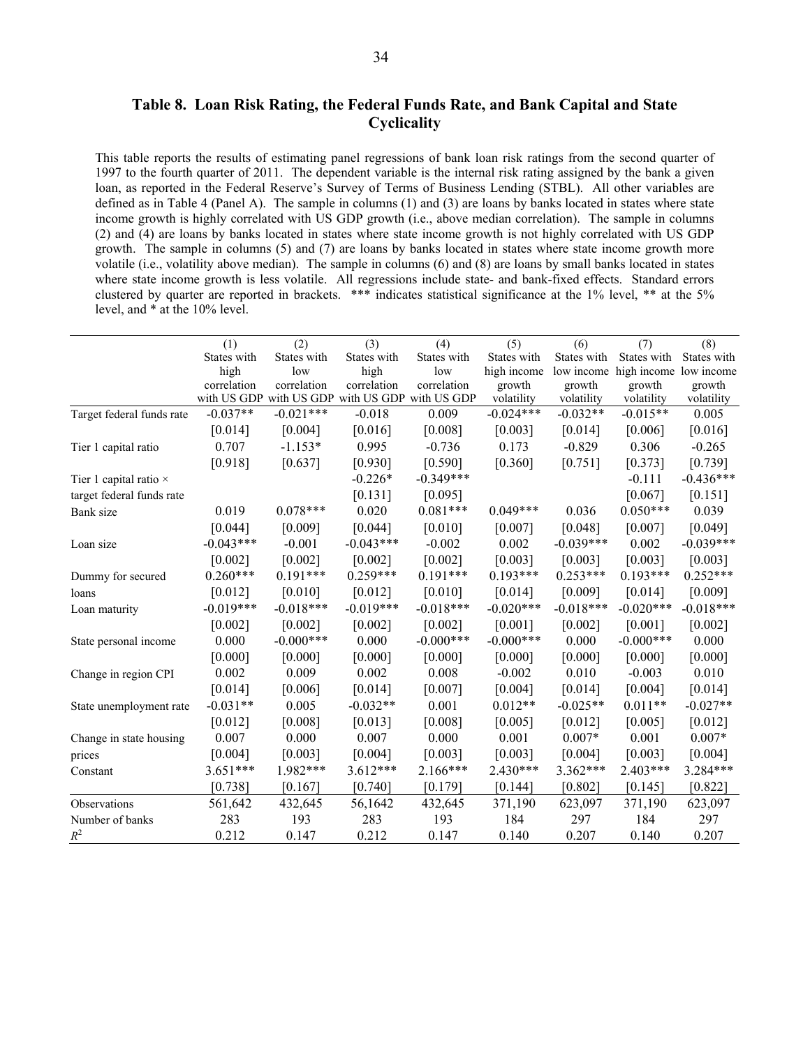### Table 8. Loan Risk Rating, the Federal Funds Rate, and Bank Capital and State Cyclicality

This table reports the results of estimating panel regressions of bank loan risk ratings from the second quarter of 1997 to the fourth quarter of 2011. The dependent variable is the internal risk rating assigned by the bank a given loan, as reported in the Federal Reserve's Survey of Terms of Business Lending (STBL). All other variables are defined as in Table 4 (Panel A). The sample in columns (1) and (3) are loans by banks located in states where state income growth is highly correlated with US GDP growth (i.e., above median correlation). The sample in columns (2) and (4) are loans by banks located in states where state income growth is not highly correlated with US GDP growth. The sample in columns (5) and (7) are loans by banks located in states where state income growth more volatile (i.e., volatility above median). The sample in columns (6) and (8) are loans by small banks located in states where state income growth is less volatile. All regressions include state- and bank-fixed effects. Standard errors clustered by quarter are reported in brackets. *** indicates statistical significance at the 1% level, ** at the 5% level, and * at the 10% level.

| | (1) | (2) | (3) | (4) | (5) | (6) | (7) | (8) |
|---|---|---|---|---|---|---|---|---|
| | States with high correlation with US GDP | States with low correlation with US GDP | States with high correlation with US GDP | States with low correlation with US GDP | States with high income growth volatility | States with low income growth volatility | States with high income growth volatility | States with low income growth volatility |
| Target federal funds rate | -0.037** | -0.021*** | -0.018 | 0.009 | -0.024*** | -0.032** | -0.015** | 0.005 |
| | [0.014] | [0.004] | [0.016] | [0.008] | [0.003] | [0.014] | [0.006] | [0.016] |
| Tier 1 capital ratio | 0.707 | -1.153* | 0.995 | -0.736 | 0.173 | -0.829 | 0.306 | -0.265 |
| | [0.918] | [0.637] | [0.930] | [0.590] | [0.360] | [0.751] | [0.373] | [0.739] |
| Tier 1 capital ratio × target federal funds rate | | | -0.226* | -0.349*** | | | -0.111 | -0.436*** |
| | | | [0.131] | [0.095] | | | [0.067] | [0.151] |
| Bank size | 0.019 | 0.078*** | 0.020 | 0.081*** | 0.049*** | 0.036 | 0.050*** | 0.039 |
| | [0.044] | [0.009] | [0.044] | [0.010] | [0.007] | [0.048] | [0.007] | [0.049] |
| Loan size | -0.043*** | -0.001 | -0.043*** | -0.002 | 0.002 | -0.039*** | 0.002 | -0.039*** |
| | [0.002] | [0.002] | [0.002] | [0.002] | [0.003] | [0.003] | [0.003] | [0.003] |
| Dummy for secured loans | 0.260*** | 0.191*** | 0.259*** | 0.191*** | 0.193*** | 0.253*** | 0.193*** | 0.252*** |
| | [0.012] | [0.010] | [0.012] | [0.010] | [0.014] | [0.009] | [0.014] | [0.009] |
| Loan maturity | -0.019*** | -0.018*** | -0.019*** | -0.018*** | -0.020*** | -0.018*** | -0.020*** | -0.018*** |
| | [0.002] | [0.002] | [0.002] | [0.002] | [0.001] | [0.002] | [0.001] | [0.002] |
| State personal income | 0.000 | -0.000*** | 0.000 | -0.000*** | -0.000*** | 0.000 | -0.000*** | 0.000 |
| | [0.000] | [0.000] | [0.000] | [0.000] | [0.000] | [0.000] | [0.000] | [0.000] |
| Change in region CPI | 0.002 | 0.009 | 0.002 | 0.008 | -0.002 | 0.010 | -0.003 | 0.010 |
| | [0.014] | [0.006] | [0.014] | [0.007] | [0.004] | [0.014] | [0.004] | [0.014] |
| State unemployment rate | -0.031** | 0.005 | -0.032** | 0.001 | 0.012** | -0.025** | 0.011** | -0.027** |
| | [0.012] | [0.008] | [0.013] | [0.008] | [0.005] | [0.012] | [0.005] | [0.012] |
| Change in state housing prices | 0.007 | 0.000 | 0.007 | 0.000 | 0.001 | 0.007* | 0.001 | 0.007* |
| | [0.004] | [0.003] | [0.004] | [0.003] | [0.003] | [0.004] | [0.003] | [0.004] |
| Constant | 3.651*** | 1.982*** | 3.612*** | 2.166*** | 2.430*** | 3.362*** | 2.403*** | 3.284*** |
| | [0.738] | [0.167] | [0.740] | [0.179] | [0.144] | [0.802] | [0.145] | [0.822] |
| Observations | 561,642 | 432,645 | 56,1642 | 432,645 | 371,190 | 623,097 | 371,190 | 623,097 |
| Number of banks | 283 | 193 | 283 | 193 | 184 | 297 | 184 | 297 |
| $R^2$ | 0.212 | 0.147 | 0.212 | 0.147 | 0.140 | 0.207 | 0.140 | 0.207 |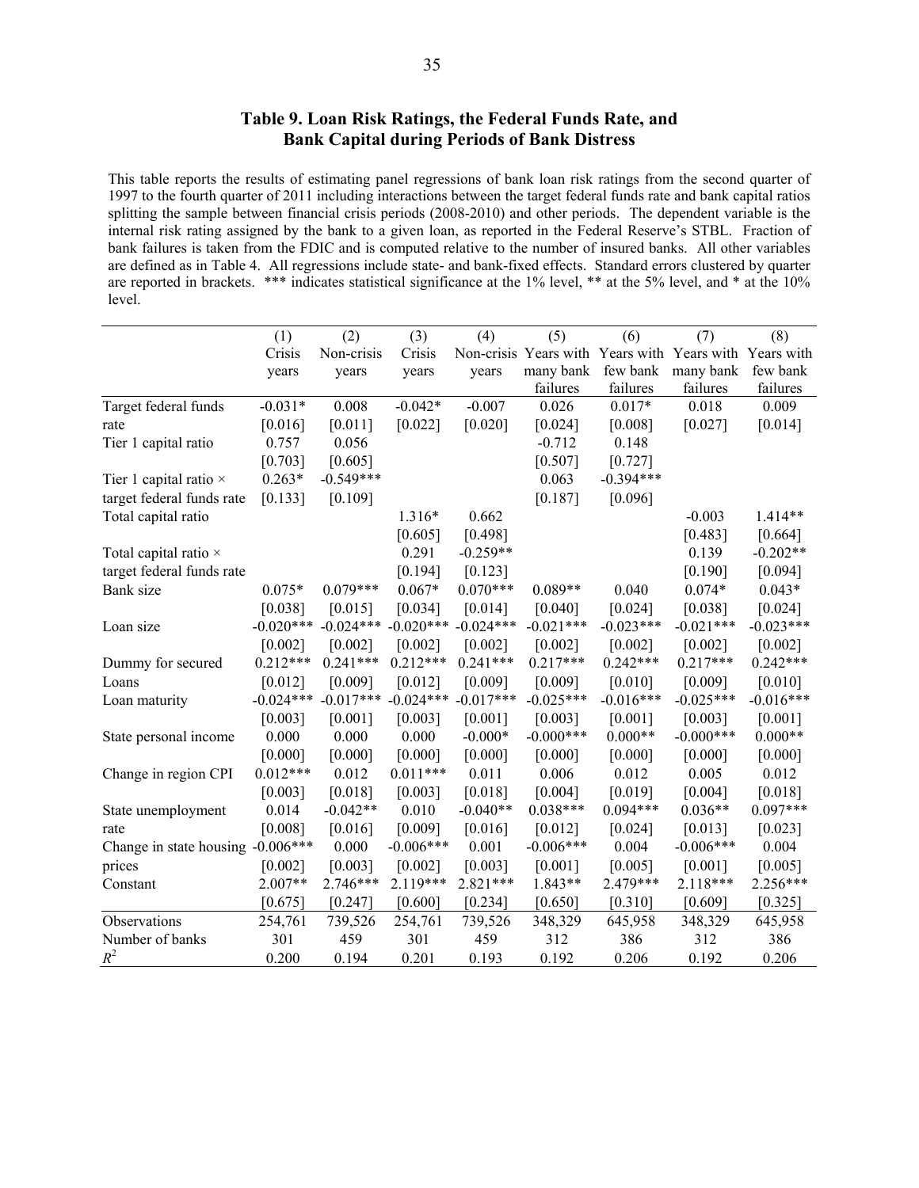## Table 9. Loan Risk Ratings, the Federal Funds Rate, and Bank Capital during Periods of Bank Distress

This table reports the results of estimating panel regressions of bank loan risk ratings from the second quarter of 1997 to the fourth quarter of 2011 including interactions between the target federal funds rate and bank capital ratios splitting the sample between financial crisis periods (2008-2010) and other periods. The dependent variable is the internal risk rating assigned by the bank to a given loan, as reported in the Federal Reserve's STBL. Fraction of bank failures is taken from the FDIC and is computed relative to the number of insured banks. All other variables are defined as in Table 4. All regressions include state- and bank-fixed effects. Standard errors clustered by quarter are reported in brackets. *** indicates statistical significance at the 1% level, ** at the 5% level, and * at the 10% level.

| | (1) Crisis years | (2) Non-crisis years | (3) Crisis years | (4) Non-crisis years | (5) Years with many bank failures | (6) Years with few bank failures | (7) Years with many bank failures | (8) Years with few bank failures |
|---|---|---|---|---|---|---|---|---|
| Target federal funds rate | -0.031* | 0.008 | -0.042* | -0.007 | 0.026 | 0.017* | 0.018 | 0.009 |
| | [0.016] | [0.011] | [0.022] | [0.020] | [0.024] | [0.008] | [0.027] | [0.014] |
| Tier 1 capital ratio | 0.757 | 0.056 | | | -0.712 | 0.148 | | |
| | [0.703] | [0.605] | | | [0.507] | [0.727] | | |
| Tier 1 capital ratio × target federal funds rate | 0.263* | -0.549*** | | | 0.063 | -0.394*** | | |
| | [0.133] | [0.109] | | | [0.187] | [0.096] | | |
| Total capital ratio | | | 1.316* | 0.662 | | | -0.003 | 1.414** |
| | | | [0.605] | [0.498] | | | [0.483] | [0.664] |
| Total capital ratio × target federal funds rate | | | 0.291 | -0.259** | | | 0.139 | -0.202** |
| | | | [0.194] | [0.123] | | | [0.190] | [0.094] |
| Bank size | 0.075* | 0.079*** | 0.067* | 0.070*** | 0.089** | 0.040 | 0.074* | 0.043* |
| | [0.038] | [0.015] | [0.034] | [0.014] | [0.040] | [0.024] | [0.038] | [0.024] |
| Loan size | -0.020*** | -0.024*** | -0.020*** | -0.024*** | -0.021*** | -0.023*** | -0.021*** | -0.023*** |
| | [0.002] | [0.002] | [0.002] | [0.002] | [0.002] | [0.002] | [0.002] | [0.002] |
| Dummy for secured Loans | 0.212*** | 0.241*** | 0.212*** | 0.241*** | 0.217*** | 0.242*** | 0.217*** | 0.242*** |
| | [0.012] | [0.009] | [0.012] | [0.009] | [0.009] | [0.010] | [0.009] | [0.010] |
| Loan maturity | -0.024*** | -0.017*** | -0.024*** | -0.017*** | -0.025*** | -0.016*** | -0.025*** | -0.016*** |
| | [0.003] | [0.001] | [0.003] | [0.001] | [0.003] | [0.001] | [0.003] | [0.001] |
| State personal income | 0.000 | 0.000 | 0.000 | -0.000* | -0.000*** | 0.000** | -0.000*** | 0.000** |
| | [0.000] | [0.000] | [0.000] | [0.000] | [0.000] | [0.000] | [0.000] | [0.000] |
| Change in region CPI | 0.012*** | 0.012 | 0.011*** | 0.011 | 0.006 | 0.012 | 0.005 | 0.012 |
| | [0.003] | [0.018] | [0.003] | [0.018] | [0.004] | [0.019] | [0.004] | [0.018] |
| State unemployment rate | 0.014 | -0.042** | 0.010 | -0.040** | 0.038*** | 0.094*** | 0.036** | 0.097*** |
| | [0.008] | [0.016] | [0.009] | [0.016] | [0.012] | [0.024] | [0.013] | [0.023] |
| Change in state housing prices | -0.006*** | 0.000 | -0.006*** | 0.001 | -0.006*** | 0.004 | -0.006*** | 0.004 |
| | [0.002] | [0.003] | [0.002] | [0.003] | [0.001] | [0.005] | [0.001] | [0.005] |
| Constant | 2.007** | 2.746*** | 2.119*** | 2.821*** | 1.843** | 2.479*** | 2.118*** | 2.256*** |
| | [0.675] | [0.247] | [0.600] | [0.234] | [0.650] | [0.310] | [0.609] | [0.325] |
| Observations | 254,761 | 739,526 | 254,761 | 739,526 | 348,329 | 645,958 | 348,329 | 645,958 |
| Number of banks | 301 | 459 | 301 | 459 | 312 | 386 | 312 | 386 |
| $R^2$ | 0.200 | 0.194 | 0.201 | 0.193 | 0.192 | 0.206 | 0.192 | 0.206 |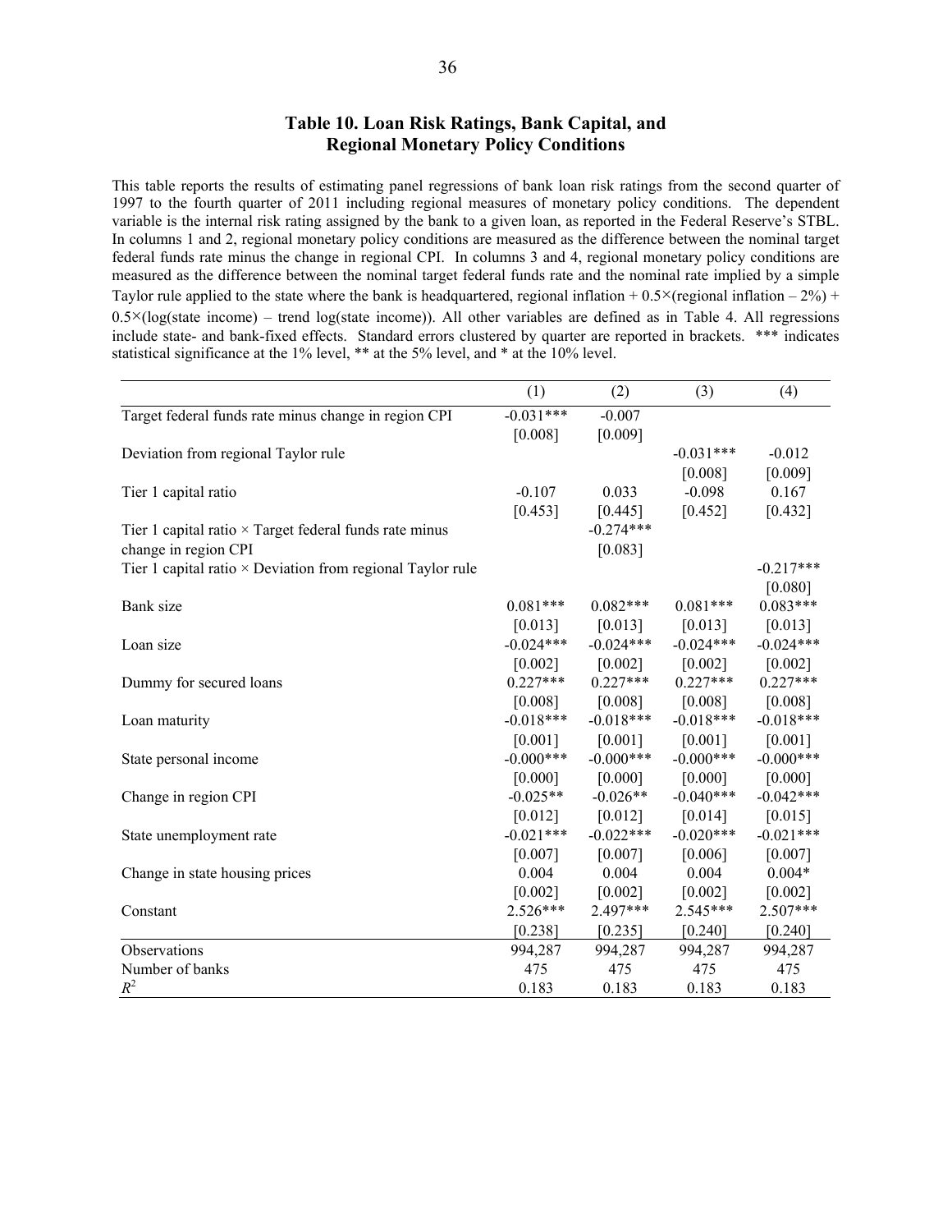## Table 10. Loan Risk Ratings, Bank Capital, and Regional Monetary Policy Conditions

This table reports the results of estimating panel regressions of bank loan risk ratings from the second quarter of 1997 to the fourth quarter of 2011 including regional measures of monetary policy conditions. The dependent variable is the internal risk rating assigned by the bank to a given loan, as reported in the Federal Reserve's STBL. In columns 1 and 2, regional monetary policy conditions are measured as the difference between the nominal target federal funds rate minus the change in regional CPI. In columns 3 and 4, regional monetary policy conditions are measured as the difference between the nominal target federal funds rate and the nominal rate implied by a simple Taylor rule applied to the state where the bank is headquartered, regional inflation + 0.5×(regional inflation – 2%) + 0.5×(log(state income) – trend log(state income)). All other variables are defined as in Table 4. All regressions include state- and bank-fixed effects. Standard errors clustered by quarter are reported in brackets. *** indicates statistical significance at the 1% level, ** at the 5% level, and * at the 10% level.

| | (1) | (2) | (3) | (4) |
|---|---|---|---|---|
| Target federal funds rate minus change in region CPI | -0.031*** | -0.007 | | |
| | [0.008] | [0.009] | | |
| Deviation from regional Taylor rule | | | -0.031*** | -0.012 |
| | | | [0.008] | [0.009] |
| Tier 1 capital ratio | -0.107 | 0.033 | -0.098 | 0.167 |
| | [0.453] | [0.445] | [0.452] | [0.432] |
| Tier 1 capital ratio × Target federal funds rate minus change in region CPI | | -0.274*** | | |
| | | [0.083] | | |
| Tier 1 capital ratio × Deviation from regional Taylor rule | | | | -0.217*** |
| | | | | [0.080] |
| Bank size | 0.081*** | 0.082*** | 0.081*** | 0.083*** |
| | [0.013] | [0.013] | [0.013] | [0.013] |
| Loan size | -0.024*** | -0.024*** | -0.024*** | -0.024*** |
| | [0.002] | [0.002] | [0.002] | [0.002] |
| Dummy for secured loans | 0.227*** | 0.227*** | 0.227*** | 0.227*** |
| | [0.008] | [0.008] | [0.008] | [0.008] |
| Loan maturity | -0.018*** | -0.018*** | -0.018*** | -0.018*** |
| | [0.001] | [0.001] | [0.001] | [0.001] |
| State personal income | -0.000*** | -0.000*** | -0.000*** | -0.000*** |
| | [0.000] | [0.000] | [0.000] | [0.000] |
| Change in region CPI | -0.025** | -0.026** | -0.040*** | -0.042*** |
| | [0.012] | [0.012] | [0.014] | [0.015] |
| State unemployment rate | -0.021*** | -0.022*** | -0.020*** | -0.021*** |
| | [0.007] | [0.007] | [0.006] | [0.007] |
| Change in state housing prices | 0.004 | 0.004 | 0.004 | 0.004* |
| | [0.002] | [0.002] | [0.002] | [0.002] |
| Constant | 2.526*** | 2.497*** | 2.545*** | 2.507*** |
| | [0.238] | [0.235] | [0.240] | [0.240] |
| Observations | 994,287 | 994,287 | 994,287 | 994,287 |
| Number of banks | 475 | 475 | 475 | 475 |
| $R^2$ | 0.183 | 0.183 | 0.183 | 0.183 |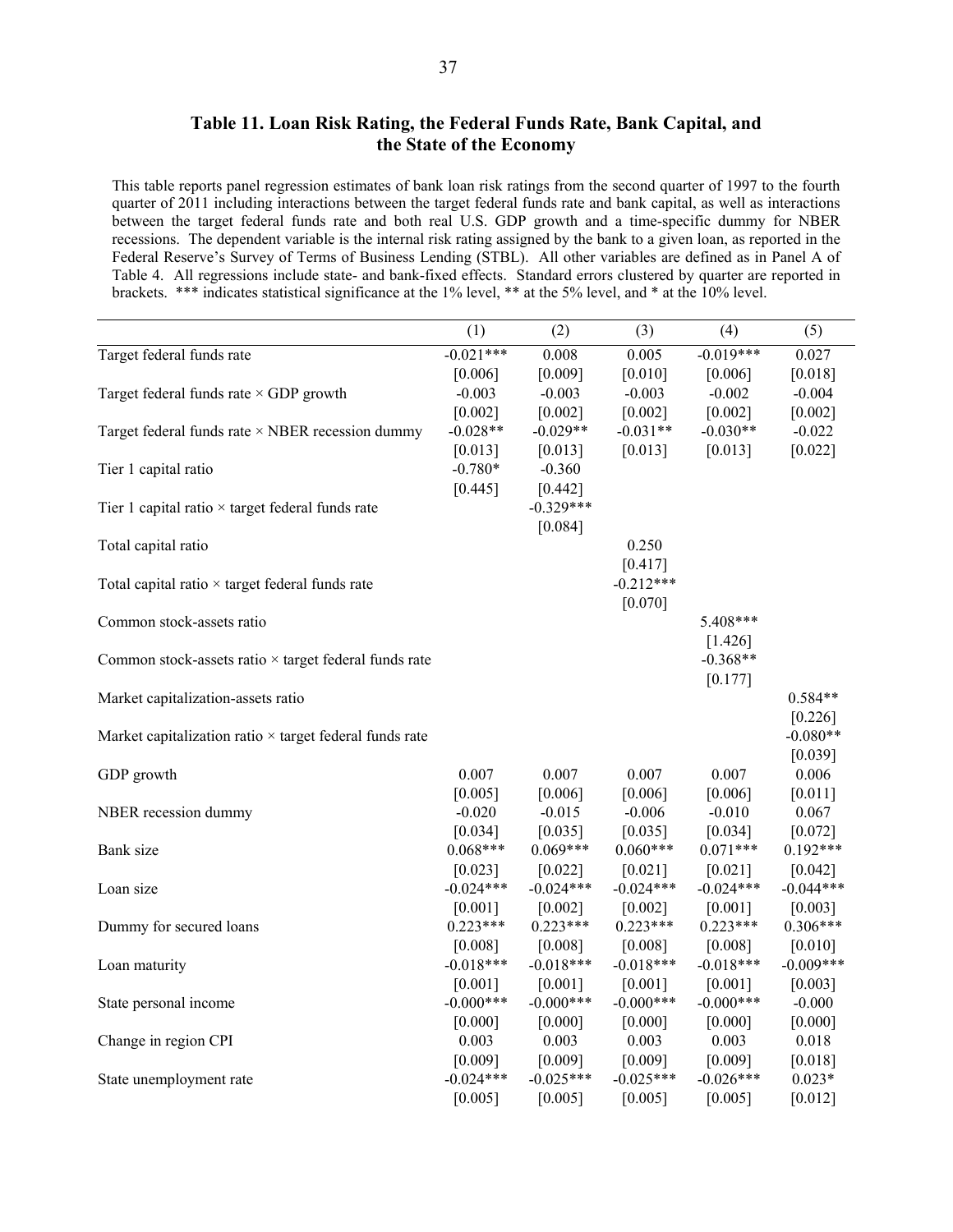## Table 11. Loan Risk Rating, the Federal Funds Rate, Bank Capital, and the State of the Economy

This table reports panel regression estimates of bank loan risk ratings from the second quarter of 1997 to the fourth quarter of 2011 including interactions between the target federal funds rate and bank capital, as well as interactions between the target federal funds rate and both real U.S. GDP growth and a time-specific dummy for NBER recessions. The dependent variable is the internal risk rating assigned by the bank to a given loan, as reported in the Federal Reserve's Survey of Terms of Business Lending (STBL). All other variables are defined as in Panel A of Table 4. All regressions include state- and bank-fixed effects. Standard errors clustered by quarter are reported in brackets. *** indicates statistical significance at the 1% level, ** at the 5% level, and * at the 10% level.

| | (1) | (2) | (3) | (4) | (5) |
|---|---|---|---|---|---|
| Target federal funds rate | -0.021*** | 0.008 | 0.005 | -0.019*** | 0.027 |
| | [0.006] | [0.009] | [0.010] | [0.006] | [0.018] |
| Target federal funds rate × GDP growth | -0.003 | -0.003 | -0.003 | -0.002 | -0.004 |
| | [0.002] | [0.002] | [0.002] | [0.002] | [0.002] |
| Target federal funds rate × NBER recession dummy | -0.028** | -0.029** | -0.031** | -0.030** | -0.022 |
| | [0.013] | [0.013] | [0.013] | [0.013] | [0.022] |
| Tier 1 capital ratio | -0.780* | -0.360 | | | |
| | [0.445] | [0.442] | | | |
| Tier 1 capital ratio × target federal funds rate | | -0.329*** | | | |
| | | [0.084] | | | |
| Total capital ratio | | | 0.250 | | |
| | | | [0.417] | | |
| Total capital ratio × target federal funds rate | | | -0.212*** | | |
| | | | [0.070] | | |
| Common stock-assets ratio | | | | 5.408*** | |
| | | | | [1.426] | |
| Common stock-assets ratio × target federal funds rate | | | | -0.368** | |
| | | | | [0.177] | |
| Market capitalization-assets ratio | | | | | 0.584** |
| | | | | | [0.226] |
| Market capitalization ratio × target federal funds rate | | | | | -0.080** |
| | | | | | [0.039] |
| GDP growth | 0.007 | 0.007 | 0.007 | 0.007 | 0.006 |
| | [0.005] | [0.006] | [0.006] | [0.006] | [0.011] |
| NBER recession dummy | -0.020 | -0.015 | -0.006 | -0.010 | 0.067 |
| | [0.034] | [0.035] | [0.035] | [0.034] | [0.072] |
| Bank size | 0.068*** | 0.069*** | 0.060*** | 0.071*** | 0.192*** |
| | [0.023] | [0.022] | [0.021] | [0.021] | [0.042] |
| Loan size | -0.024*** | -0.024*** | -0.024*** | -0.024*** | -0.044*** |
| | [0.001] | [0.002] | [0.002] | [0.001] | [0.003] |
| Dummy for secured loans | 0.223*** | 0.223*** | 0.223*** | 0.223*** | 0.306*** |
| | [0.008] | [0.008] | [0.008] | [0.008] | [0.010] |
| Loan maturity | -0.018*** | -0.018*** | -0.018*** | -0.018*** | -0.009*** |
| | [0.001] | [0.001] | [0.001] | [0.001] | [0.003] |
| State personal income | -0.000*** | -0.000*** | -0.000*** | -0.000*** | -0.000 |
| | [0.000] | [0.000] | [0.000] | [0.000] | [0.000] |
| Change in region CPI | 0.003 | 0.003 | 0.003 | 0.003 | 0.018 |
| | [0.009] | [0.009] | [0.009] | [0.009] | [0.018] |
| State unemployment rate | -0.024*** | -0.025*** | -0.025*** | -0.026*** | 0.023* |
| | [0.005] | [0.005] | [0.005] | [0.005] | [0.012] |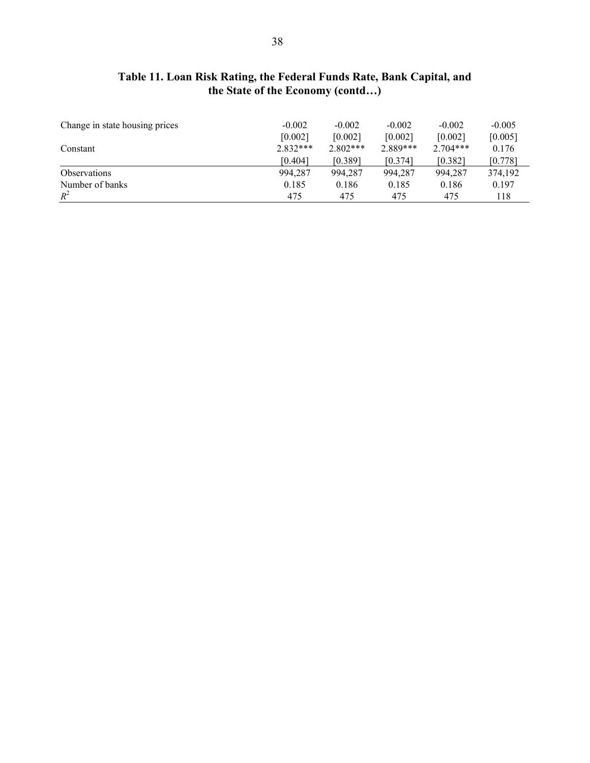**Table 11. Loan Risk Rating, the Federal Funds Rate, Bank Capital, and the State of the Economy (contd…)**

| | | | | | |
|---|---|---|---|---|---|
| Change in state housing prices | -0.002 | -0.002 | -0.002 | -0.002 | -0.005 |
| | [0.002] | [0.002] | [0.002] | [0.002] | [0.005] |
| Constant | 2.832*** | 2.802*** | 2.889*** | 2.704*** | 0.176 |
| | [0.404] | [0.389] | [0.374] | [0.382] | [0.778] |
| Observations | 994,287 | 994,287 | 994,287 | 994,287 | 374,192 |
| Number of banks | 0.185 | 0.186 | 0.185 | 0.186 | 0.197 |
| $R^2$ | 475 | 475 | 475 | 475 | 118 |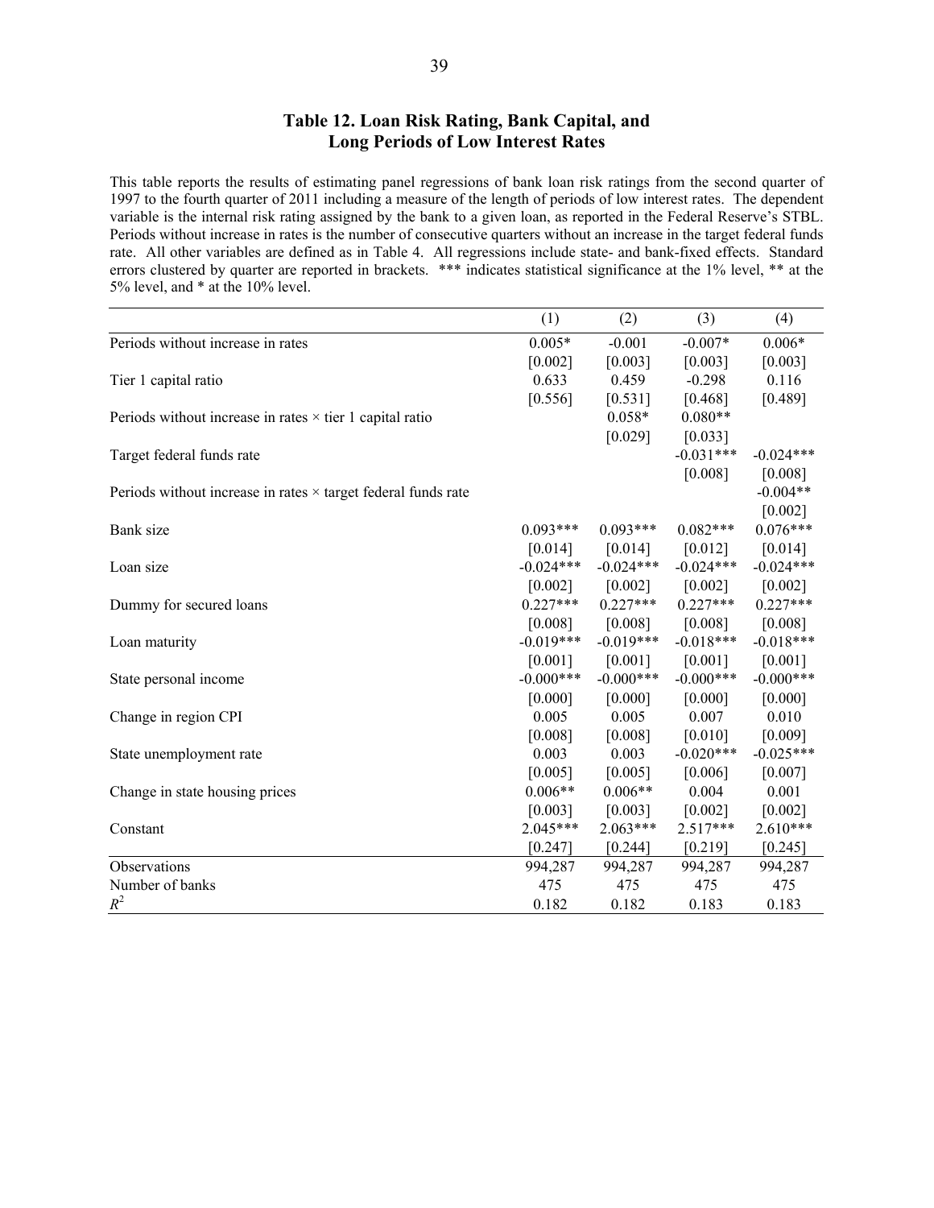## Table 12. Loan Risk Rating, Bank Capital, and Long Periods of Low Interest Rates

This table reports the results of estimating panel regressions of bank loan risk ratings from the second quarter of 1997 to the fourth quarter of 2011 including a measure of the length of periods of low interest rates. The dependent variable is the internal risk rating assigned by the bank to a given loan, as reported in the Federal Reserve's STBL. Periods without increase in rates is the number of consecutive quarters without an increase in the target federal funds rate. All other variables are defined as in Table 4. All regressions include state- and bank-fixed effects. Standard errors clustered by quarter are reported in brackets. *** indicates statistical significance at the 1% level, ** at the 5% level, and * at the 10% level.

| | (1) | (2) | (3) | (4) |
|---|---|---|---|---|
| Periods without increase in rates | 0.005* | -0.001 | -0.007* | 0.006* |
| | [0.002] | [0.003] | [0.003] | [0.003] |
| Tier 1 capital ratio | 0.633 | 0.459 | -0.298 | 0.116 |
| | [0.556] | [0.531] | [0.468] | [0.489] |
| Periods without increase in rates × tier 1 capital ratio | | 0.058* | 0.080** | |
| | | [0.029] | [0.033] | |
| Target federal funds rate | | | -0.031*** | -0.024*** |
| | | | [0.008] | [0.008] |
| Periods without increase in rates × target federal funds rate | | | | -0.004** |
| | | | | [0.002] |
| Bank size | 0.093*** | 0.093*** | 0.082*** | 0.076*** |
| | [0.014] | [0.014] | [0.012] | [0.014] |
| Loan size | -0.024*** | -0.024*** | -0.024*** | -0.024*** |
| | [0.002] | [0.002] | [0.002] | [0.002] |
| Dummy for secured loans | 0.227*** | 0.227*** | 0.227*** | 0.227*** |
| | [0.008] | [0.008] | [0.008] | [0.008] |
| Loan maturity | -0.019*** | -0.019*** | -0.018*** | -0.018*** |
| | [0.001] | [0.001] | [0.001] | [0.001] |
| State personal income | -0.000*** | -0.000*** | -0.000*** | -0.000*** |
| | [0.000] | [0.000] | [0.000] | [0.000] |
| Change in region CPI | 0.005 | 0.005 | 0.007 | 0.010 |
| | [0.008] | [0.008] | [0.010] | [0.009] |
| State unemployment rate | 0.003 | 0.003 | -0.020*** | -0.025*** |
| | [0.005] | [0.005] | [0.006] | [0.007] |
| Change in state housing prices | 0.006** | 0.006** | 0.004 | 0.001 |
| | [0.003] | [0.003] | [0.002] | [0.002] |
| Constant | 2.045*** | 2.063*** | 2.517*** | 2.610*** |
| | [0.247] | [0.244] | [0.219] | [0.245] |
| Observations | 994,287 | 994,287 | 994,287 | 994,287 |
| Number of banks | 475 | 475 | 475 | 475 |
| $R^2$ | 0.182 | 0.182 | 0.183 | 0.183 |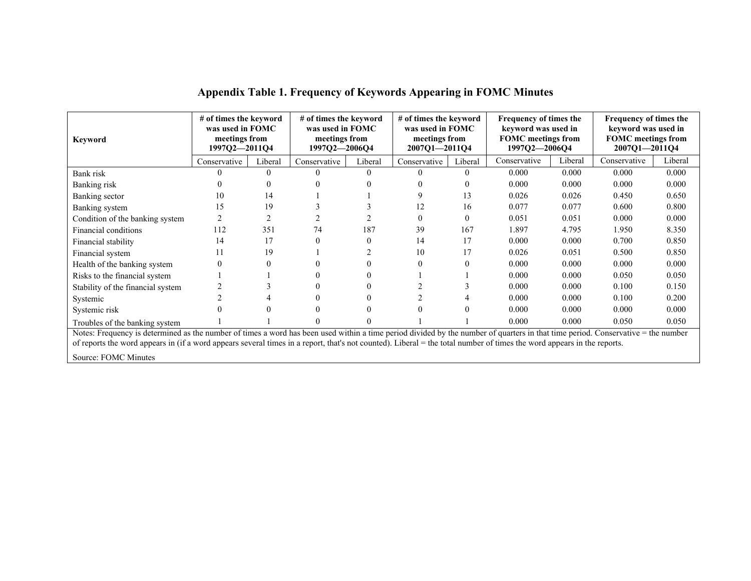**Appendix Table 1. Frequency of Keywords Appearing in FOMC Minutes**

| Keyword | # of times the keyword was used in FOMC meetings from 1997Q2—2011Q4 | | # of times the keyword was used in FOMC meetings from 1997Q2—2006Q4 | | # of times the keyword was used in FOMC meetings from 2007Q1—2011Q4 | | Frequency of times the keyword was used in FOMC meetings from 1997Q2—2006Q4 | | Frequency of times the keyword was used in FOMC meetings from 2007Q1—2011Q4 | |
|---|---|---|---|---|---|---|---|---|---|---|
| | Conservative | Liberal | Conservative | Liberal | Conservative | Liberal | Conservative | Liberal | Conservative | Liberal |
| Bank risk | 0 | 0 | 0 | 0 | 0 | 0 | 0.000 | 0.000 | 0.000 | 0.000 |
| Banking risk | 0 | 0 | 0 | 0 | 0 | 0 | 0.000 | 0.000 | 0.000 | 0.000 |
| Banking sector | 10 | 14 | 1 | 1 | 9 | 13 | 0.026 | 0.026 | 0.450 | 0.650 |
| Banking system | 15 | 19 | 3 | 3 | 12 | 16 | 0.077 | 0.077 | 0.600 | 0.800 |
| Condition of the banking system | 2 | 2 | 2 | 2 | 0 | 0 | 0.051 | 0.051 | 0.000 | 0.000 |
| Financial conditions | 112 | 351 | 74 | 187 | 39 | 167 | 1.897 | 4.795 | 1.950 | 8.350 |
| Financial stability | 14 | 17 | 0 | 0 | 14 | 17 | 0.000 | 0.000 | 0.700 | 0.850 |
| Financial system | 11 | 19 | 1 | 2 | 10 | 17 | 0.026 | 0.051 | 0.500 | 0.850 |
| Health of the banking system | 0 | 0 | 0 | 0 | 0 | 0 | 0.000 | 0.000 | 0.000 | 0.000 |
| Risks to the financial system | 1 | 1 | 0 | 0 | 1 | 1 | 0.000 | 0.000 | 0.050 | 0.050 |
| Stability of the financial system | 2 | 3 | 0 | 0 | 2 | 3 | 0.000 | 0.000 | 0.100 | 0.150 |
| Systemic | 2 | 4 | 0 | 0 | 2 | 4 | 0.000 | 0.000 | 0.100 | 0.200 |
| Systemic risk | 0 | 0 | 0 | 0 | 0 | 0 | 0.000 | 0.000 | 0.000 | 0.000 |
| Troubles of the banking system | 1 | 1 | 0 | 0 | 1 | 1 | 0.000 | 0.000 | 0.050 | 0.050 |

Notes: Frequency is determined as the number of times a word has been used within a time period divided by the number of quarters in that time period. Conservative = the number of reports the word appears in (if a word appears several times in a report, that's not counted). Liberal = the total number of times the word appears in the reports.

Source: FOMC Minutes